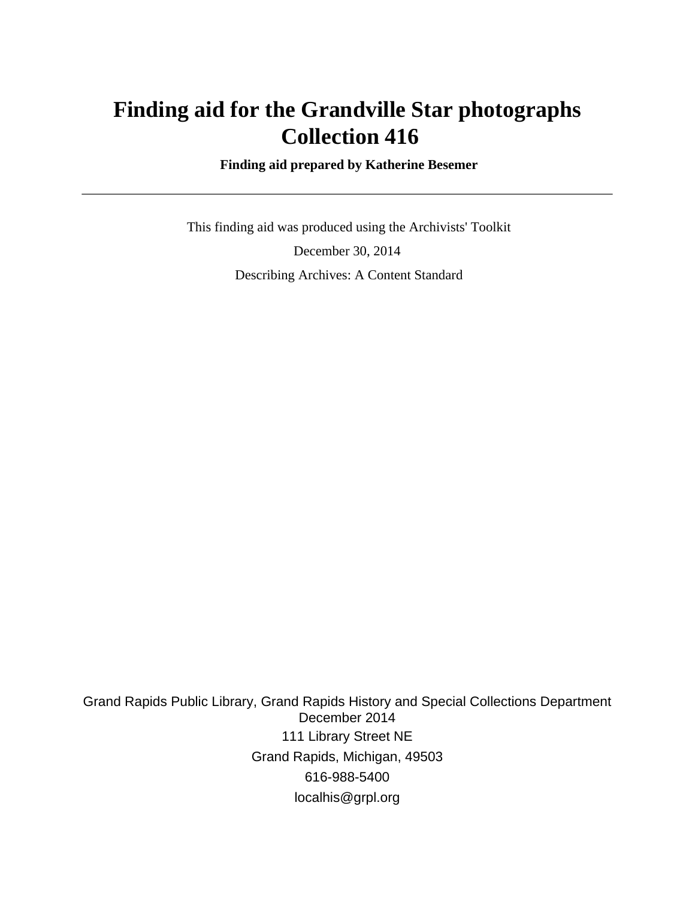# Finding aid for the Grandville Star photographs Collection 416

**Finding aid prepared by Katherine Besemer**

---

This finding aid was produced using the Archivists' Toolkit

December 30, 2014

Describing Archives: A Content Standard

Grand Rapids Public Library, Grand Rapids History and Special Collections Department
December 2014
111 Library Street NE
Grand Rapids, Michigan, 49503
616-988-5400
localhis@grpl.org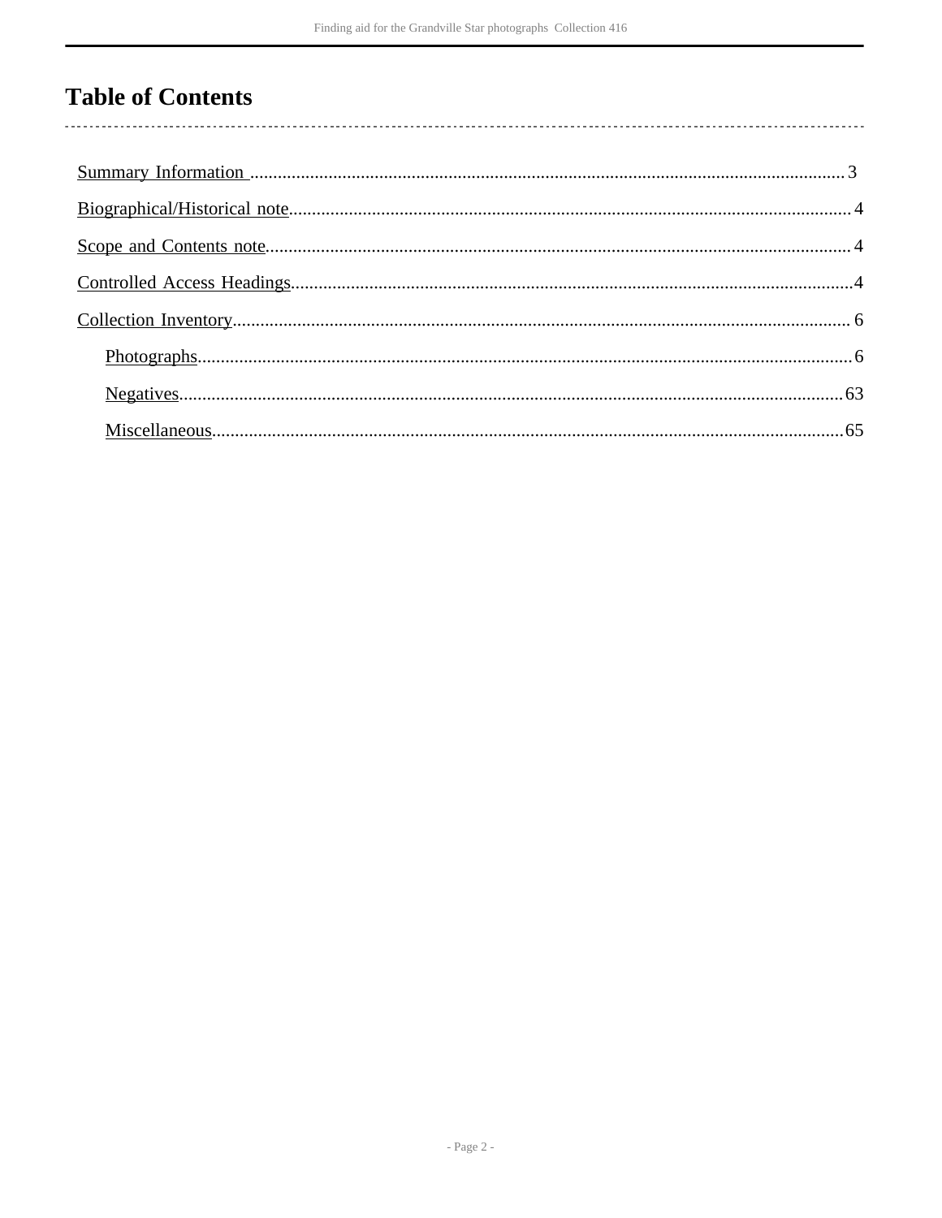# Table of Contents

Summary Information ..... 3

Biographical/Historical note..... 4

Scope and Contents note..... 4

Controlled Access Headings..... 4

Collection Inventory..... 6

- Photographs..... 6
- Negatives..... 63
- Miscellaneous..... 65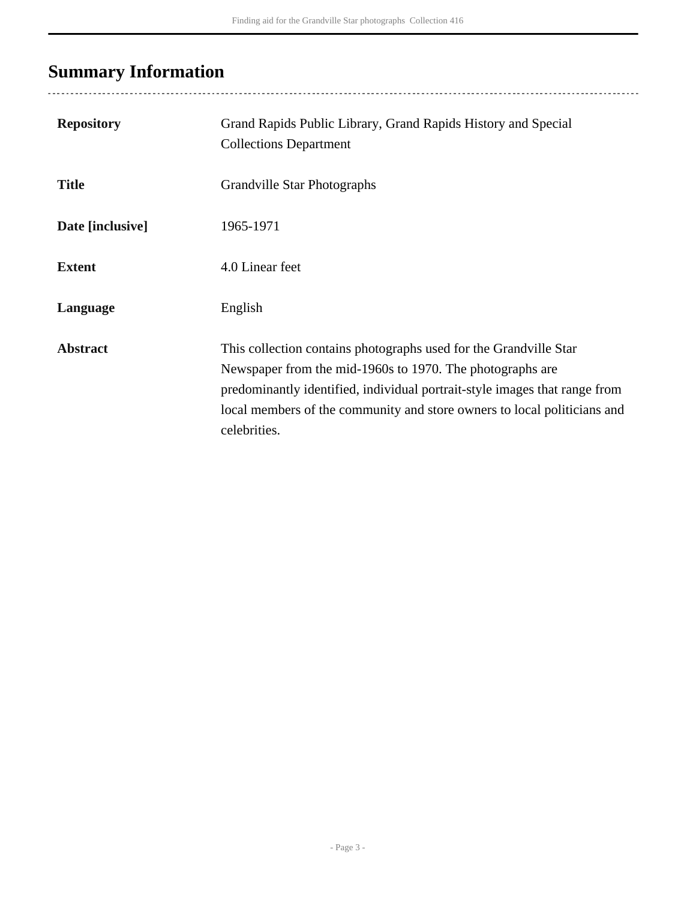# Summary Information

| | |
|---|---|
| **Repository** | Grand Rapids Public Library, Grand Rapids History and Special Collections Department |
| **Title** | Grandville Star Photographs |
| **Date [inclusive]** | 1965-1971 |
| **Extent** | 4.0 Linear feet |
| **Language** | English |
| **Abstract** | This collection contains photographs used for the Grandville Star Newspaper from the mid-1960s to 1970. The photographs are predominantly identified, individual portrait-style images that range from local members of the community and store owners to local politicians and celebrities. |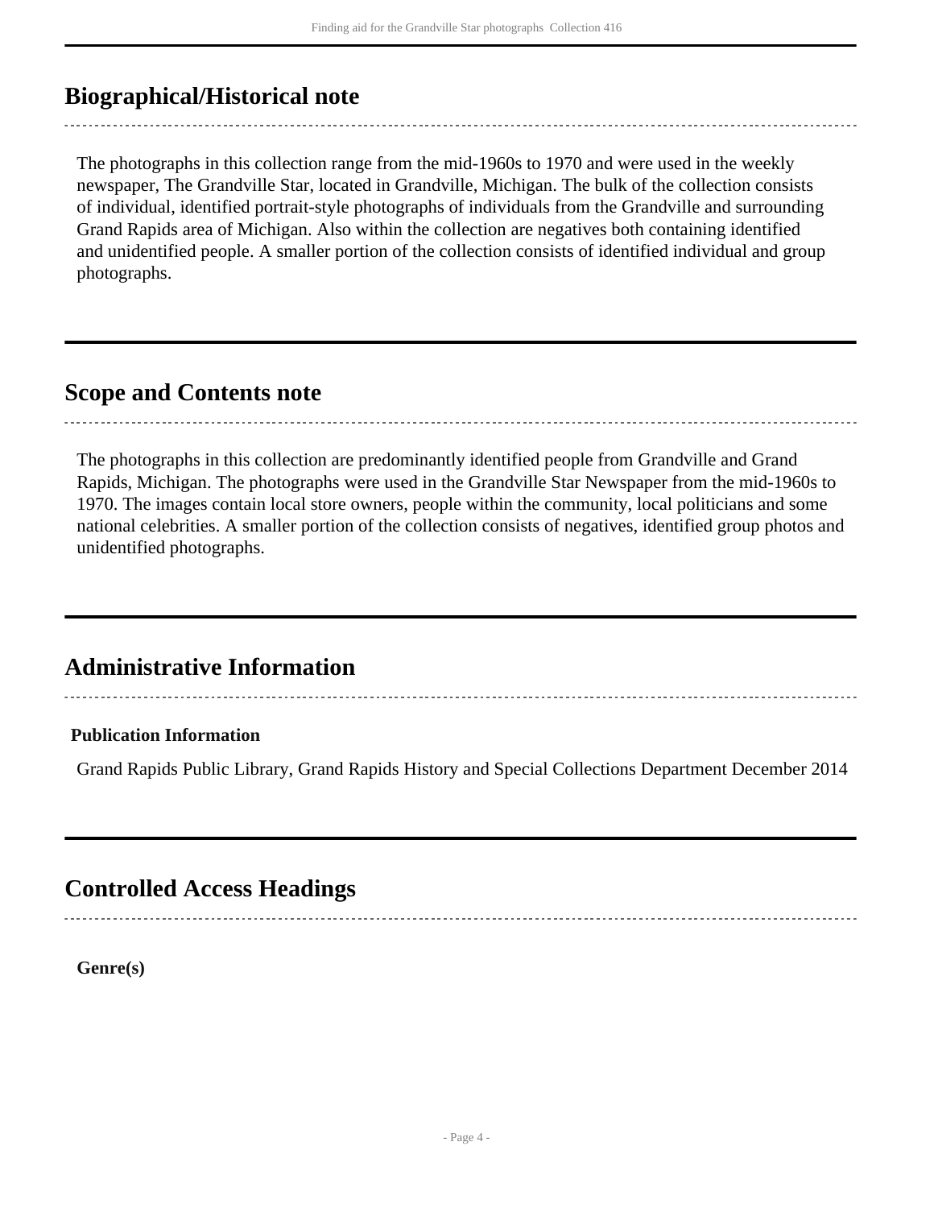## Biographical/Historical note

The photographs in this collection range from the mid-1960s to 1970 and were used in the weekly newspaper, The Grandville Star, located in Grandville, Michigan. The bulk of the collection consists of individual, identified portrait-style photographs of individuals from the Grandville and surrounding Grand Rapids area of Michigan. Also within the collection are negatives both containing identified and unidentified people. A smaller portion of the collection consists of identified individual and group photographs.

## Scope and Contents note

The photographs in this collection are predominantly identified people from Grandville and Grand Rapids, Michigan. The photographs were used in the Grandville Star Newspaper from the mid-1960s to 1970. The images contain local store owners, people within the community, local politicians and some national celebrities. A smaller portion of the collection consists of negatives, identified group photos and unidentified photographs.

## Administrative Information

**Publication Information**

Grand Rapids Public Library, Grand Rapids History and Special Collections Department December 2014

## Controlled Access Headings

**Genre(s)**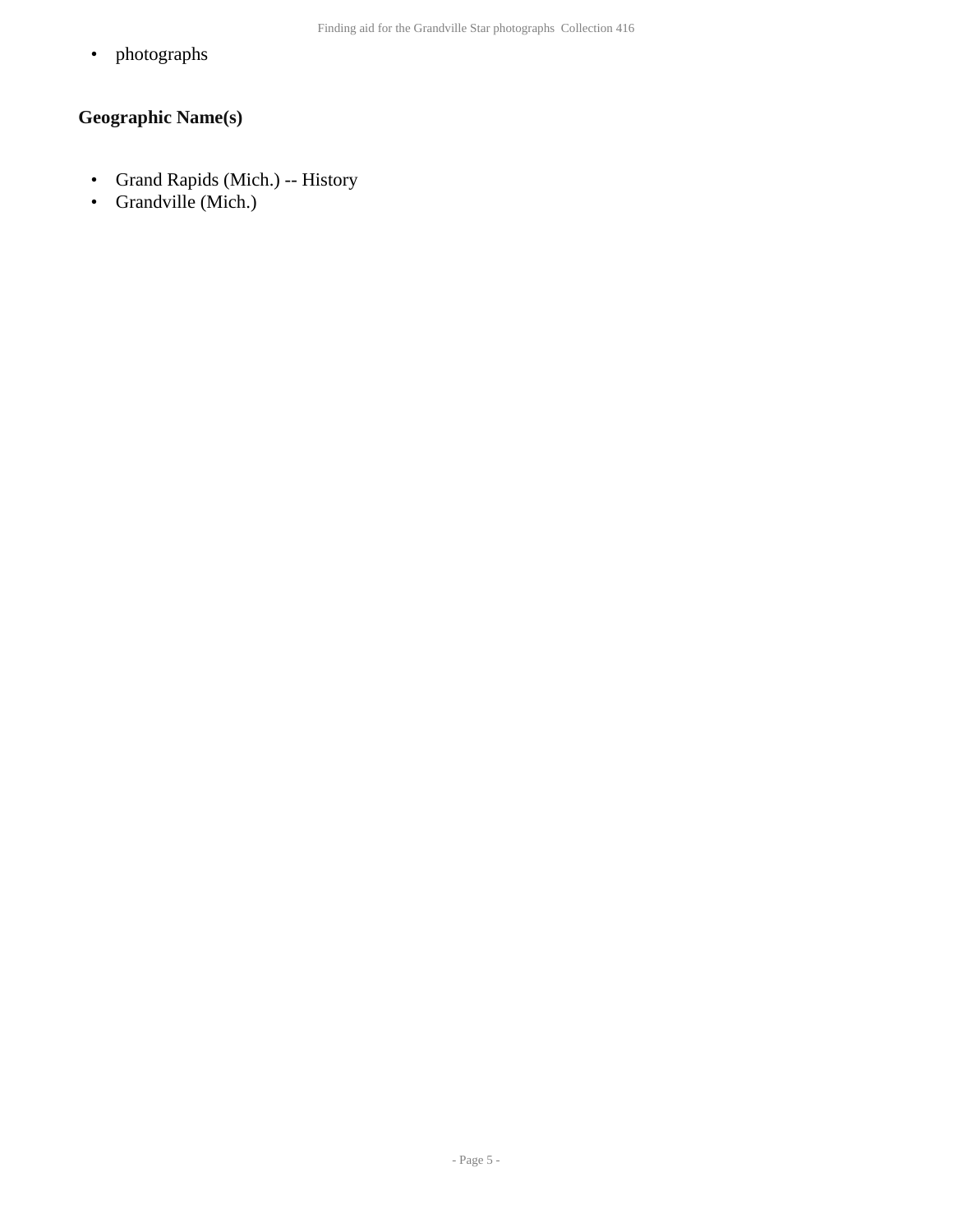- photographs

### Geographic Name(s)

- Grand Rapids (Mich.) -- History
- Grandville (Mich.)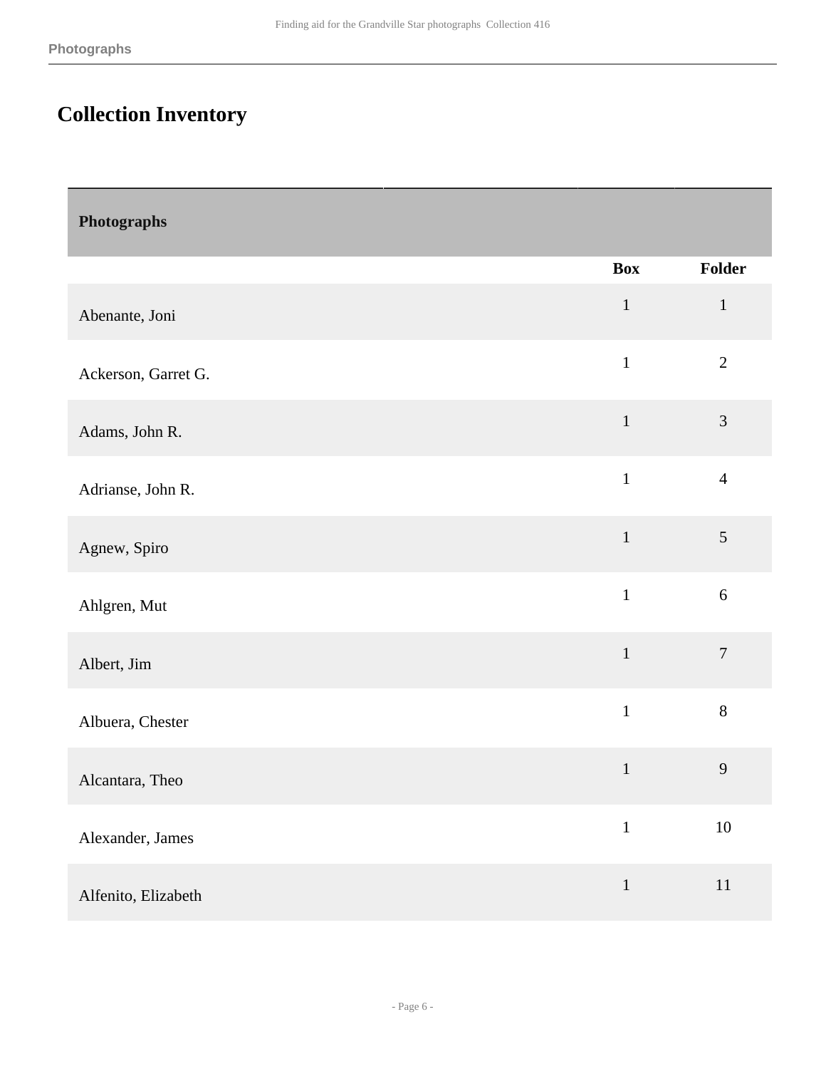## Collection Inventory

| Photographs | | |
|---|---|---|
| | Box | Folder |
| Abenante, Joni | 1 | 1 |
| Ackerson, Garret G. | 1 | 2 |
| Adams, John R. | 1 | 3 |
| Adrianse, John R. | 1 | 4 |
| Agnew, Spiro | 1 | 5 |
| Ahlgren, Mut | 1 | 6 |
| Albert, Jim | 1 | 7 |
| Albuera, Chester | 1 | 8 |
| Alcantara, Theo | 1 | 9 |
| Alexander, James | 1 | 10 |
| Alfenito, Elizabeth | 1 | 11 |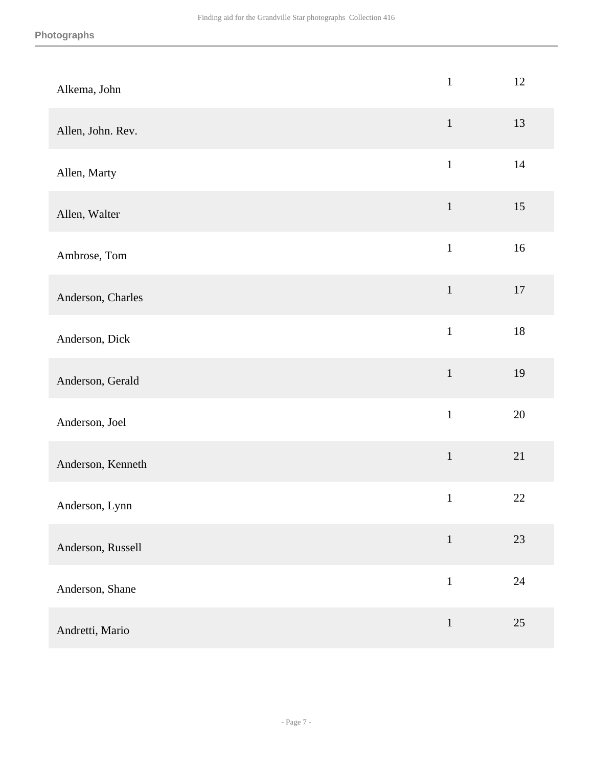**Photographs**

| | | |
|---|---|---|
| Alkema, John | 1 | 12 |
| Allen, John. Rev. | 1 | 13 |
| Allen, Marty | 1 | 14 |
| Allen, Walter | 1 | 15 |
| Ambrose, Tom | 1 | 16 |
| Anderson, Charles | 1 | 17 |
| Anderson, Dick | 1 | 18 |
| Anderson, Gerald | 1 | 19 |
| Anderson, Joel | 1 | 20 |
| Anderson, Kenneth | 1 | 21 |
| Anderson, Lynn | 1 | 22 |
| Anderson, Russell | 1 | 23 |
| Anderson, Shane | 1 | 24 |
| Andretti, Mario | 1 | 25 |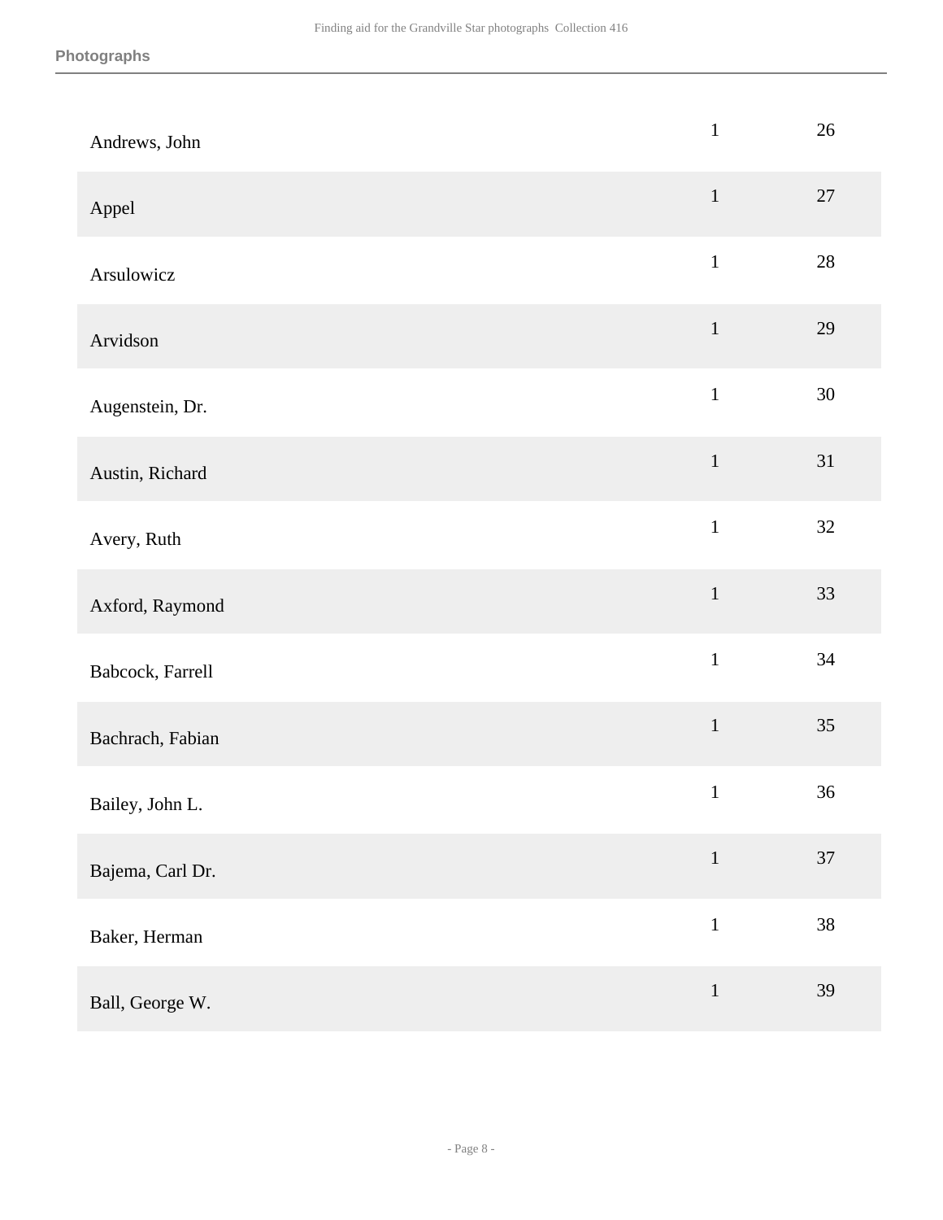| | | |
|---|---|---|
| Andrews, John | 1 | 26 |
| Appel | 1 | 27 |
| Arsulowicz | 1 | 28 |
| Arvidson | 1 | 29 |
| Augenstein, Dr. | 1 | 30 |
| Austin, Richard | 1 | 31 |
| Avery, Ruth | 1 | 32 |
| Axford, Raymond | 1 | 33 |
| Babcock, Farrell | 1 | 34 |
| Bachrach, Fabian | 1 | 35 |
| Bailey, John L. | 1 | 36 |
| Bajema, Carl Dr. | 1 | 37 |
| Baker, Herman | 1 | 38 |
| Ball, George W. | 1 | 39 |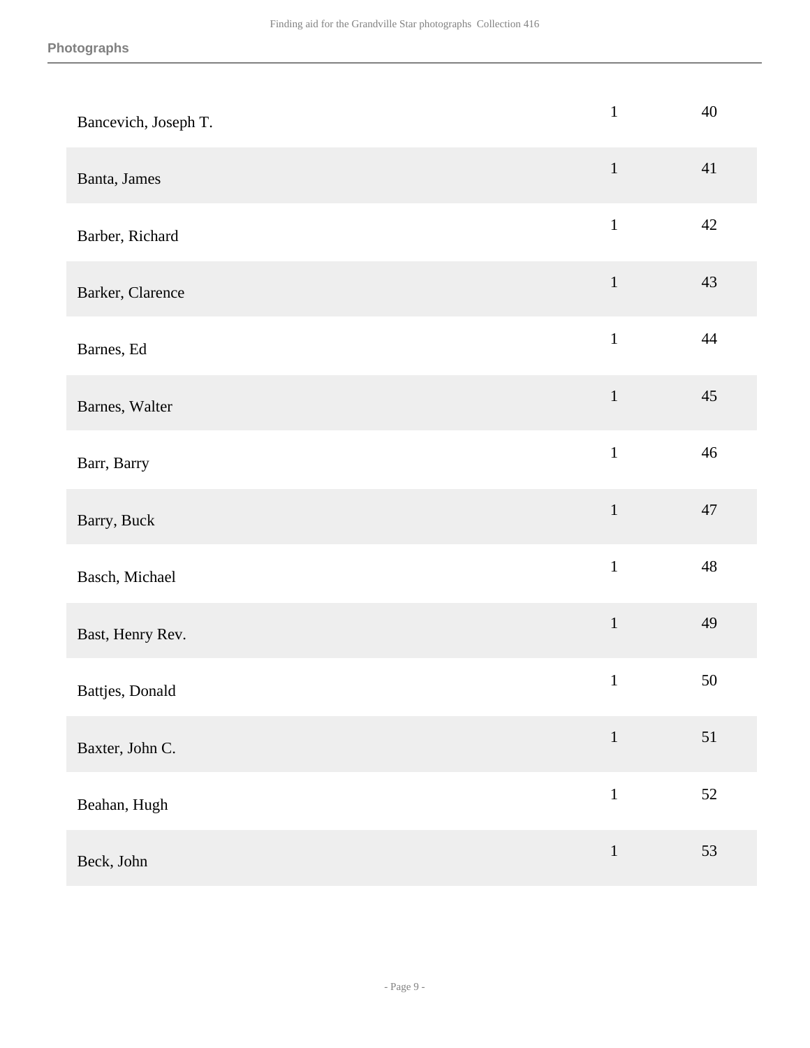## Photographs

| | | |
|---|---|---|
| Bancevich, Joseph T. | 1 | 40 |
| Banta, James | 1 | 41 |
| Barber, Richard | 1 | 42 |
| Barker, Clarence | 1 | 43 |
| Barnes, Ed | 1 | 44 |
| Barnes, Walter | 1 | 45 |
| Barr, Barry | 1 | 46 |
| Barry, Buck | 1 | 47 |
| Basch, Michael | 1 | 48 |
| Bast, Henry Rev. | 1 | 49 |
| Battjes, Donald | 1 | 50 |
| Baxter, John C. | 1 | 51 |
| Beahan, Hugh | 1 | 52 |
| Beck, John | 1 | 53 |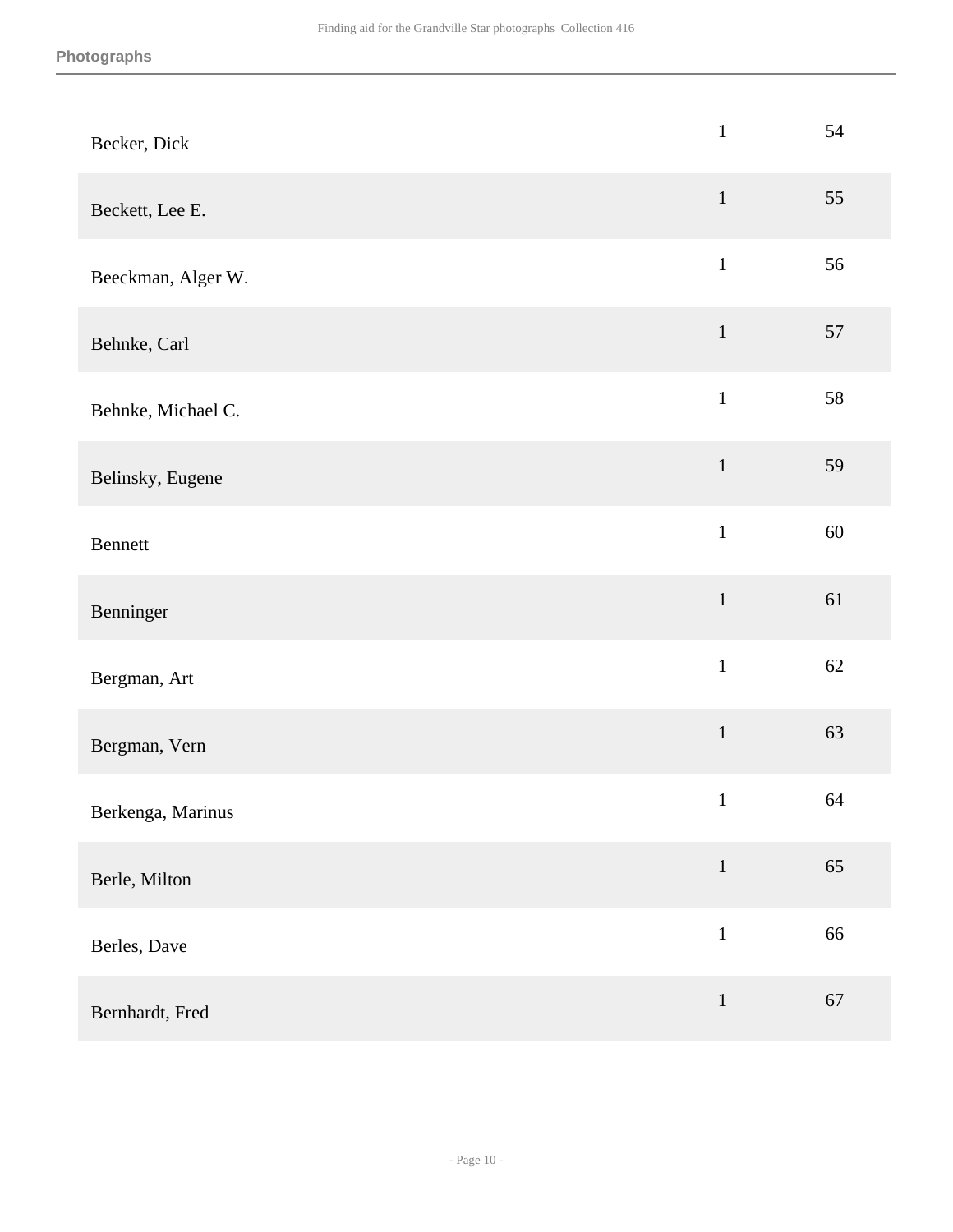| | | |
|---|---|---|
| Becker, Dick | 1 | 54 |
| Beckett, Lee E. | 1 | 55 |
| Beeckman, Alger W. | 1 | 56 |
| Behnke, Carl | 1 | 57 |
| Behnke, Michael C. | 1 | 58 |
| Belinsky, Eugene | 1 | 59 |
| Bennett | 1 | 60 |
| Benninger | 1 | 61 |
| Bergman, Art | 1 | 62 |
| Bergman, Vern | 1 | 63 |
| Berkenga, Marinus | 1 | 64 |
| Berle, Milton | 1 | 65 |
| Berles, Dave | 1 | 66 |
| Bernhardt, Fred | 1 | 67 |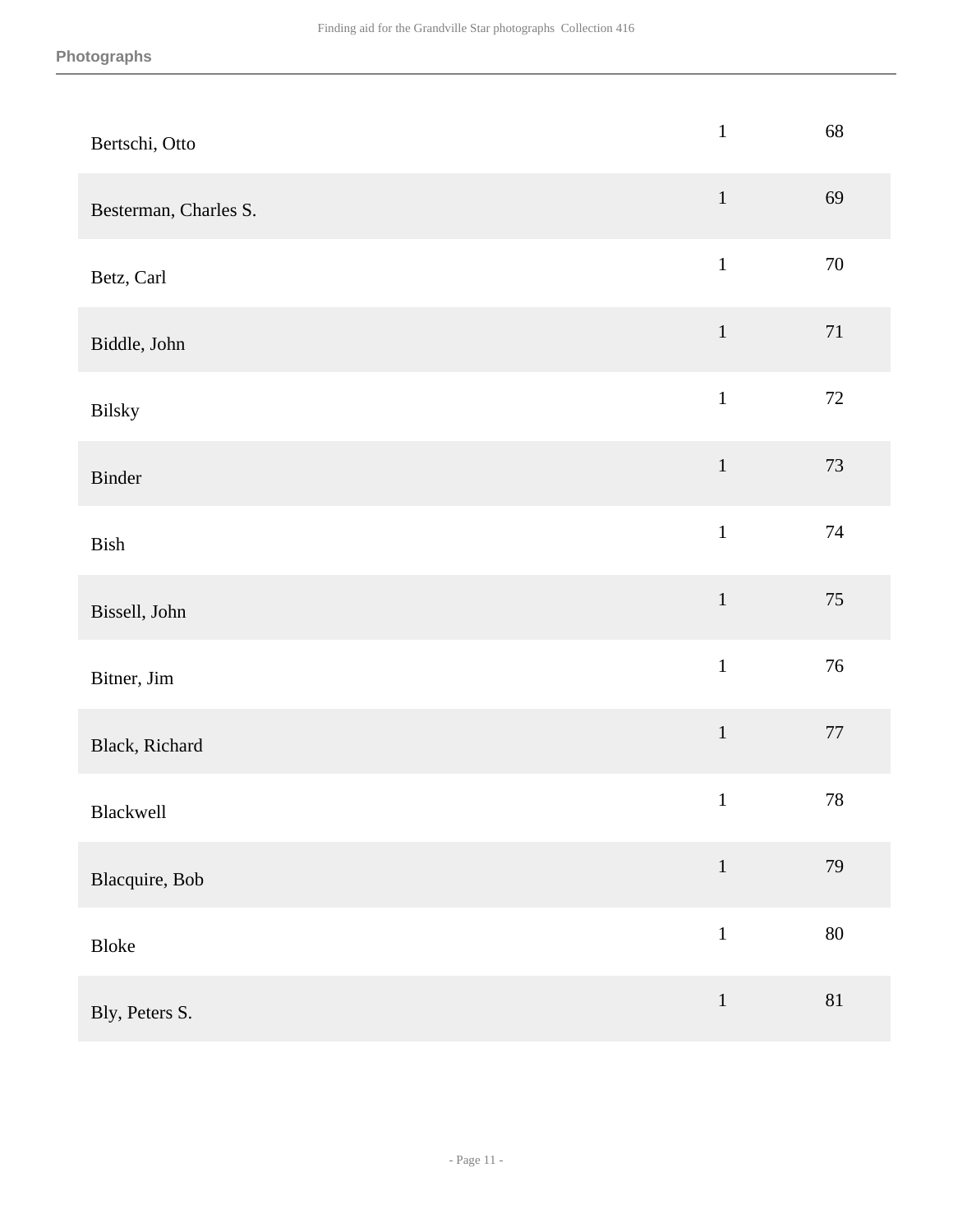| | | |
|---|---|---|
| Bertschi, Otto | 1 | 68 |
| Besterman, Charles S. | 1 | 69 |
| Betz, Carl | 1 | 70 |
| Biddle, John | 1 | 71 |
| Bilsky | 1 | 72 |
| Binder | 1 | 73 |
| Bish | 1 | 74 |
| Bissell, John | 1 | 75 |
| Bitner, Jim | 1 | 76 |
| Black, Richard | 1 | 77 |
| Blackwell | 1 | 78 |
| Blacquire, Bob | 1 | 79 |
| Bloke | 1 | 80 |
| Bly, Peters S. | 1 | 81 |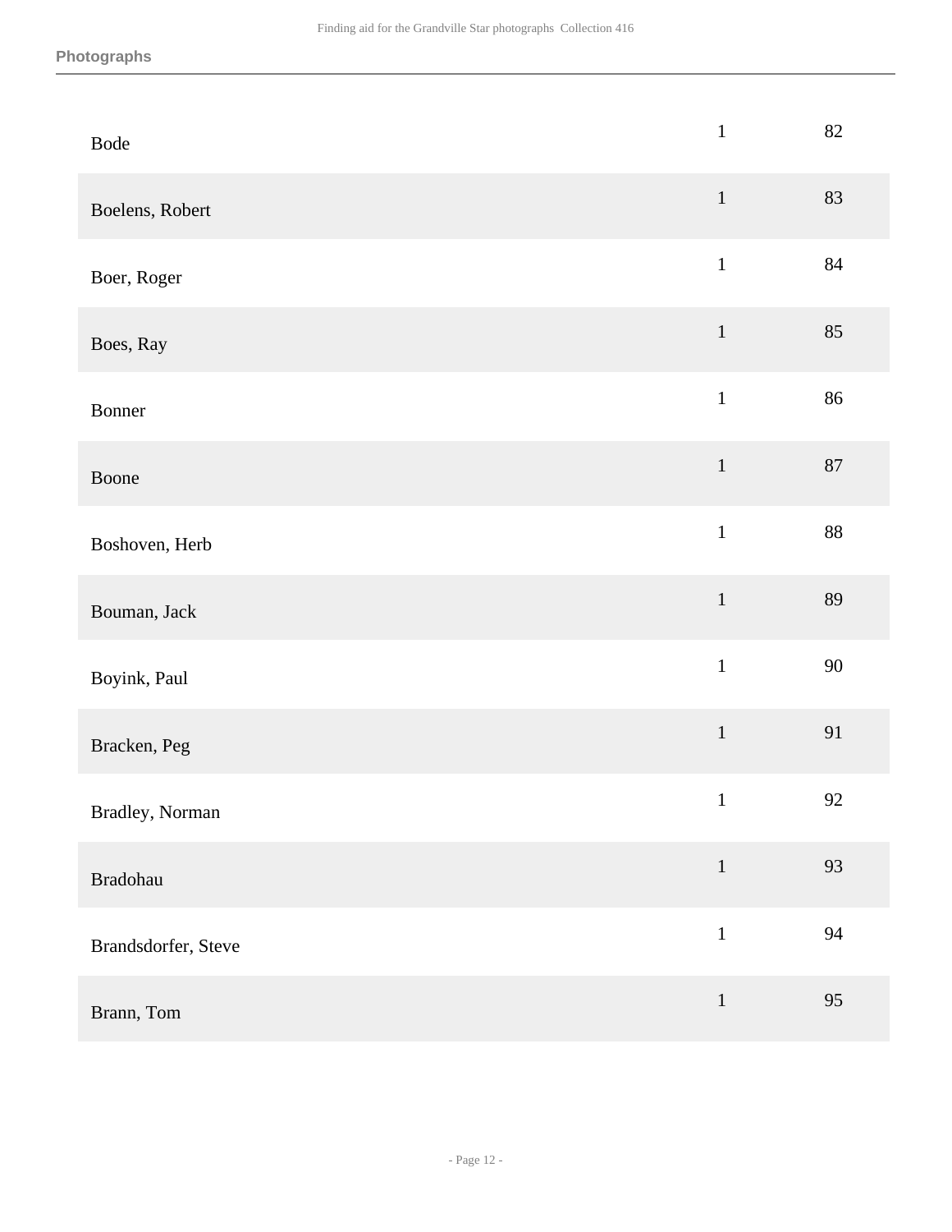| | | |
|---|---|---|
| Bode | 1 | 82 |
| Boelens, Robert | 1 | 83 |
| Boer, Roger | 1 | 84 |
| Boes, Ray | 1 | 85 |
| Bonner | 1 | 86 |
| Boone | 1 | 87 |
| Boshoven, Herb | 1 | 88 |
| Bouman, Jack | 1 | 89 |
| Boyink, Paul | 1 | 90 |
| Bracken, Peg | 1 | 91 |
| Bradley, Norman | 1 | 92 |
| Bradohau | 1 | 93 |
| Brandsdorfer, Steve | 1 | 94 |
| Brann, Tom | 1 | 95 |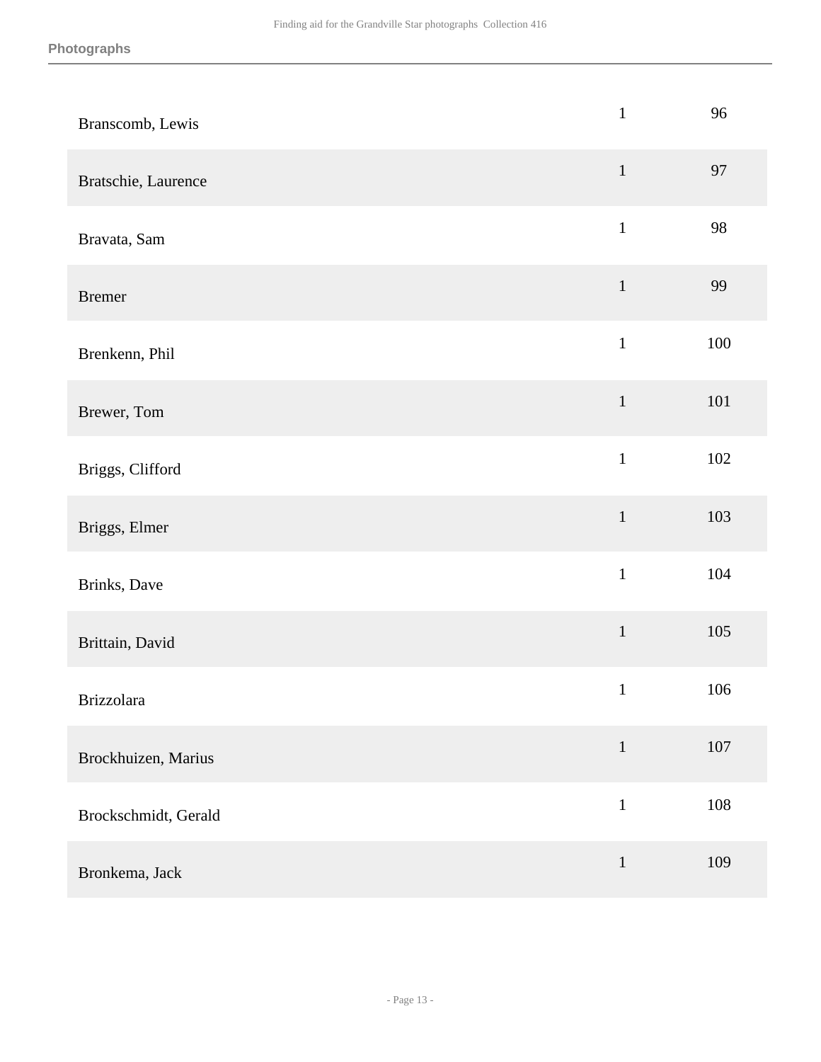| | | |
|---|---|---|
| Branscomb, Lewis | 1 | 96 |
| Bratschie, Laurence | 1 | 97 |
| Bravata, Sam | 1 | 98 |
| Bremer | 1 | 99 |
| Brenkenn, Phil | 1 | 100 |
| Brewer, Tom | 1 | 101 |
| Briggs, Clifford | 1 | 102 |
| Briggs, Elmer | 1 | 103 |
| Brinks, Dave | 1 | 104 |
| Brittain, David | 1 | 105 |
| Brizzolara | 1 | 106 |
| Brockhuizen, Marius | 1 | 107 |
| Brockschmidt, Gerald | 1 | 108 |
| Bronkema, Jack | 1 | 109 |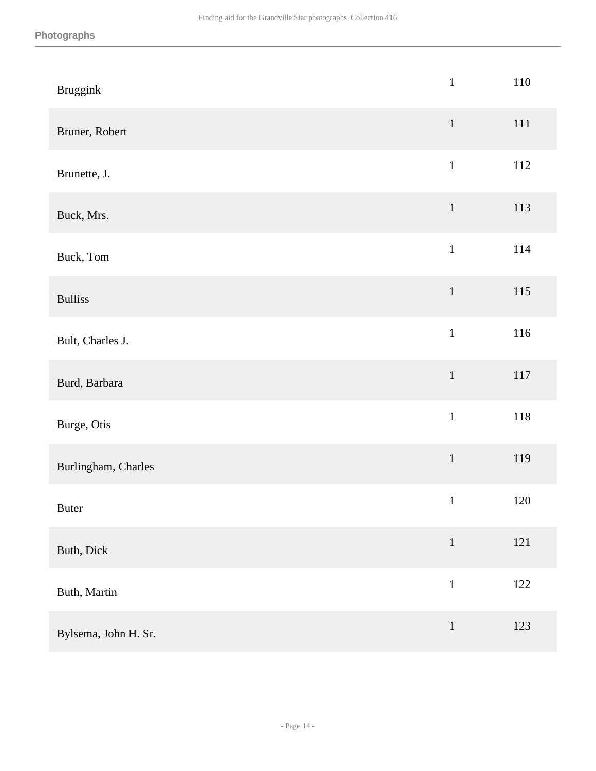| | | |
|---|---|---|
| Bruggink | 1 | 110 |
| Bruner, Robert | 1 | 111 |
| Brunette, J. | 1 | 112 |
| Buck, Mrs. | 1 | 113 |
| Buck, Tom | 1 | 114 |
| Bulliss | 1 | 115 |
| Bult, Charles J. | 1 | 116 |
| Burd, Barbara | 1 | 117 |
| Burge, Otis | 1 | 118 |
| Burlingham, Charles | 1 | 119 |
| Buter | 1 | 120 |
| Buth, Dick | 1 | 121 |
| Buth, Martin | 1 | 122 |
| Bylsema, John H. Sr. | 1 | 123 |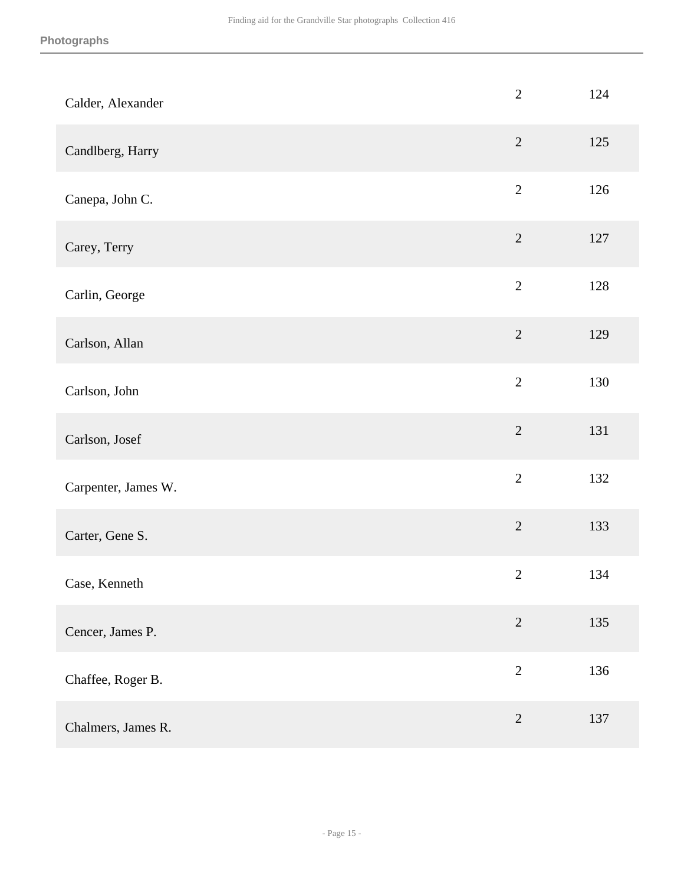**Photographs**

| | | |
|---|---|---|
| Calder, Alexander | 2 | 124 |
| Candlberg, Harry | 2 | 125 |
| Canepa, John C. | 2 | 126 |
| Carey, Terry | 2 | 127 |
| Carlin, George | 2 | 128 |
| Carlson, Allan | 2 | 129 |
| Carlson, John | 2 | 130 |
| Carlson, Josef | 2 | 131 |
| Carpenter, James W. | 2 | 132 |
| Carter, Gene S. | 2 | 133 |
| Case, Kenneth | 2 | 134 |
| Cencer, James P. | 2 | 135 |
| Chaffee, Roger B. | 2 | 136 |
| Chalmers, James R. | 2 | 137 |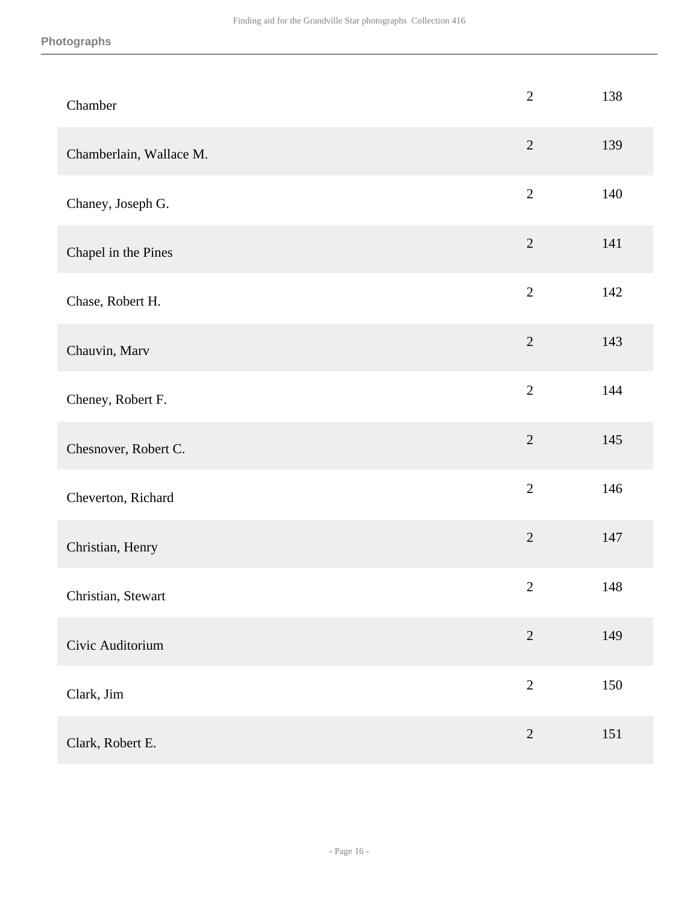| | | |
|---|---|---|
| Chamber | 2 | 138 |
| Chamberlain, Wallace M. | 2 | 139 |
| Chaney, Joseph G. | 2 | 140 |
| Chapel in the Pines | 2 | 141 |
| Chase, Robert H. | 2 | 142 |
| Chauvin, Marv | 2 | 143 |
| Cheney, Robert F. | 2 | 144 |
| Chesnover, Robert C. | 2 | 145 |
| Cheverton, Richard | 2 | 146 |
| Christian, Henry | 2 | 147 |
| Christian, Stewart | 2 | 148 |
| Civic Auditorium | 2 | 149 |
| Clark, Jim | 2 | 150 |
| Clark, Robert E. | 2 | 151 |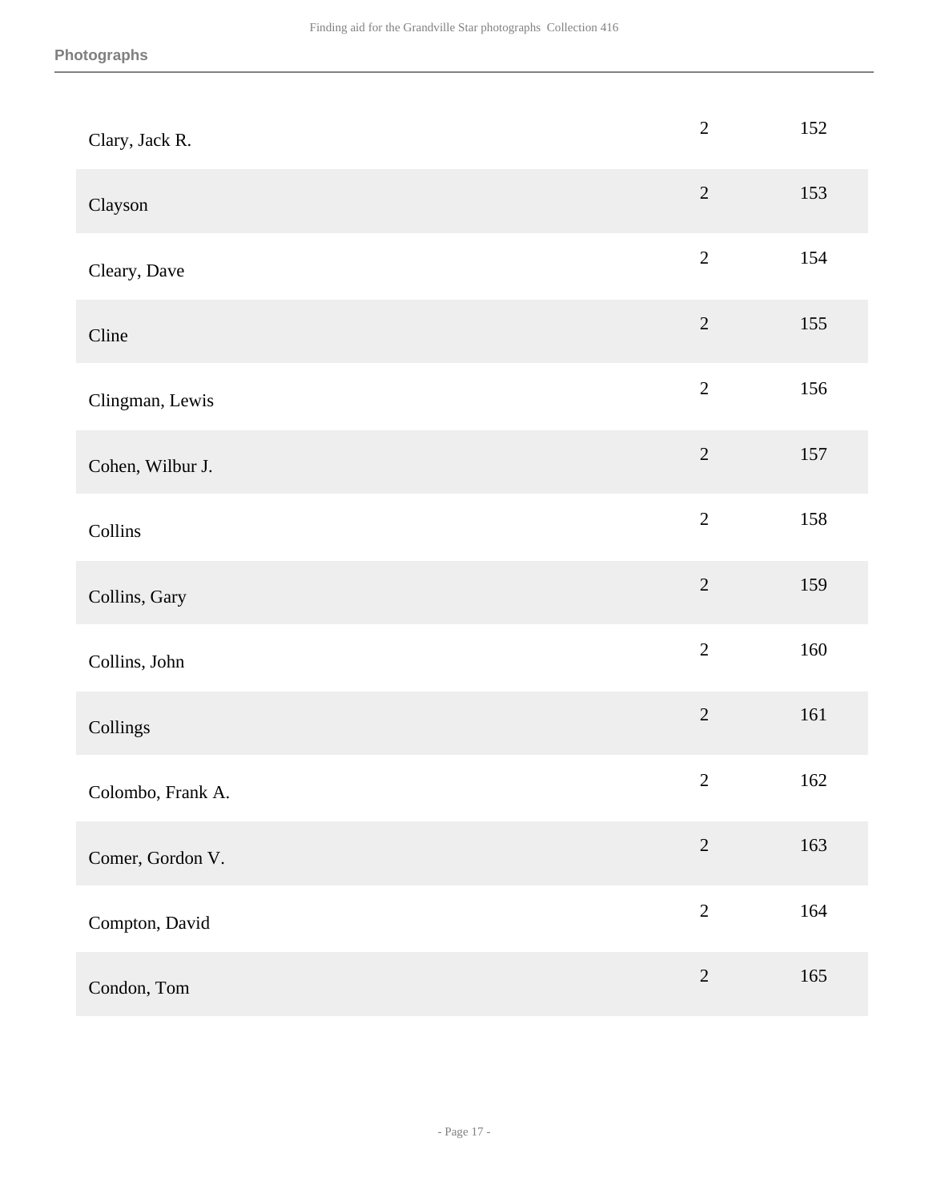| | | |
|---|---|---|
| Clary, Jack R. | 2 | 152 |
| Clayson | 2 | 153 |
| Cleary, Dave | 2 | 154 |
| Cline | 2 | 155 |
| Clingman, Lewis | 2 | 156 |
| Cohen, Wilbur J. | 2 | 157 |
| Collins | 2 | 158 |
| Collins, Gary | 2 | 159 |
| Collins, John | 2 | 160 |
| Collings | 2 | 161 |
| Colombo, Frank A. | 2 | 162 |
| Comer, Gordon V. | 2 | 163 |
| Compton, David | 2 | 164 |
| Condon, Tom | 2 | 165 |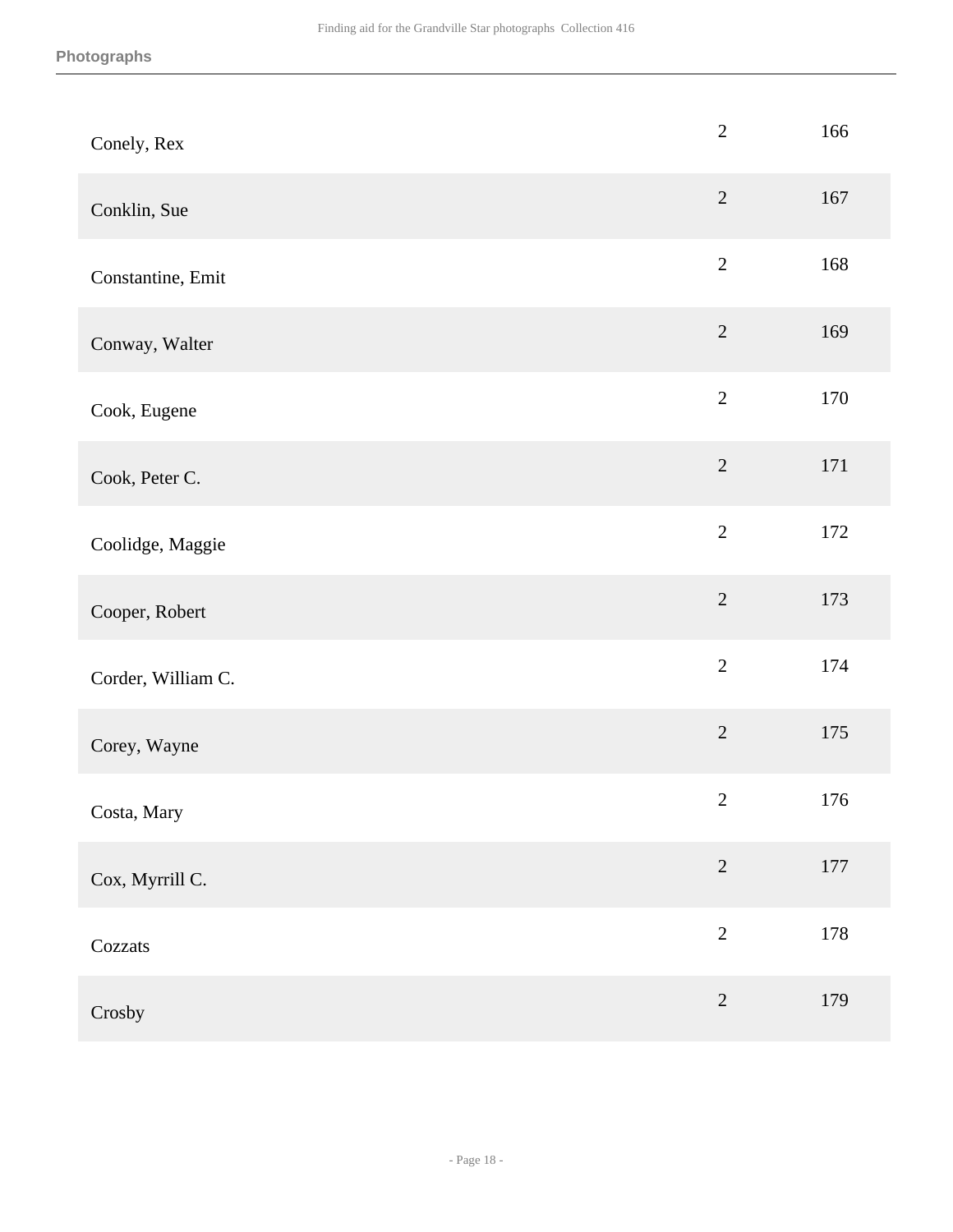| | | |
|---|---|---|
| Conely, Rex | 2 | 166 |
| Conklin, Sue | 2 | 167 |
| Constantine, Emit | 2 | 168 |
| Conway, Walter | 2 | 169 |
| Cook, Eugene | 2 | 170 |
| Cook, Peter C. | 2 | 171 |
| Coolidge, Maggie | 2 | 172 |
| Cooper, Robert | 2 | 173 |
| Corder, William C. | 2 | 174 |
| Corey, Wayne | 2 | 175 |
| Costa, Mary | 2 | 176 |
| Cox, Myrrill C. | 2 | 177 |
| Cozzats | 2 | 178 |
| Crosby | 2 | 179 |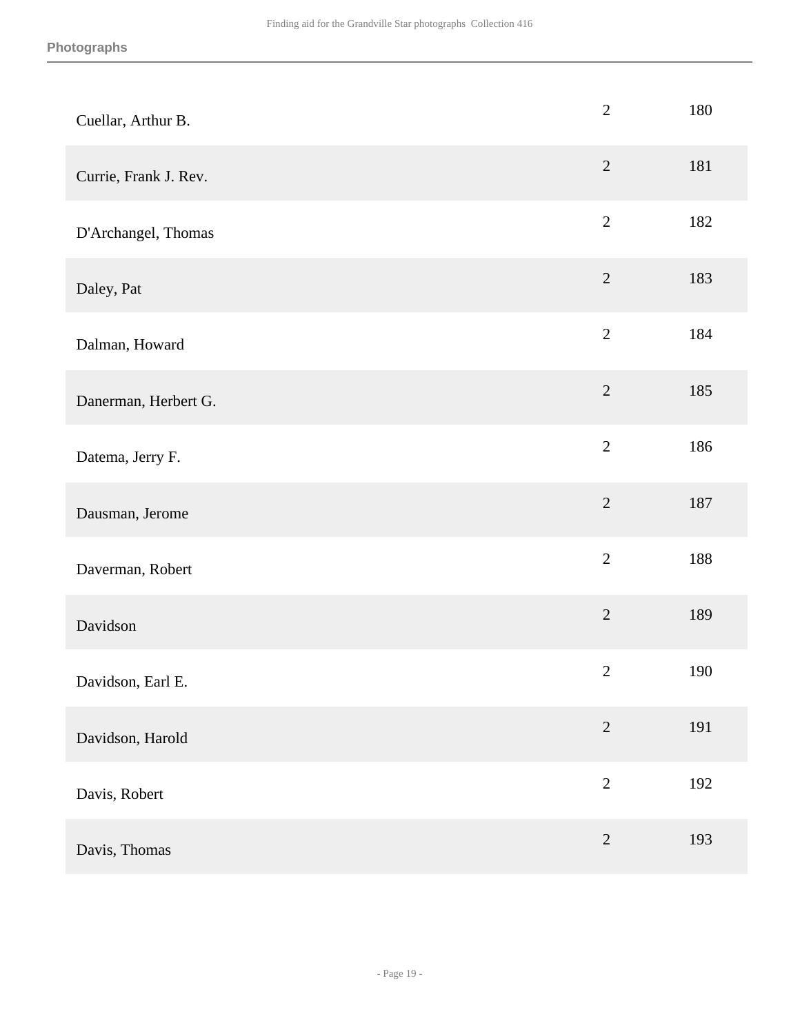| | | |
|---|---|---|
| Cuellar, Arthur B. | 2 | 180 |
| Currie, Frank J. Rev. | 2 | 181 |
| D'Archangel, Thomas | 2 | 182 |
| Daley, Pat | 2 | 183 |
| Dalman, Howard | 2 | 184 |
| Danerman, Herbert G. | 2 | 185 |
| Datema, Jerry F. | 2 | 186 |
| Dausman, Jerome | 2 | 187 |
| Daverman, Robert | 2 | 188 |
| Davidson | 2 | 189 |
| Davidson, Earl E. | 2 | 190 |
| Davidson, Harold | 2 | 191 |
| Davis, Robert | 2 | 192 |
| Davis, Thomas | 2 | 193 |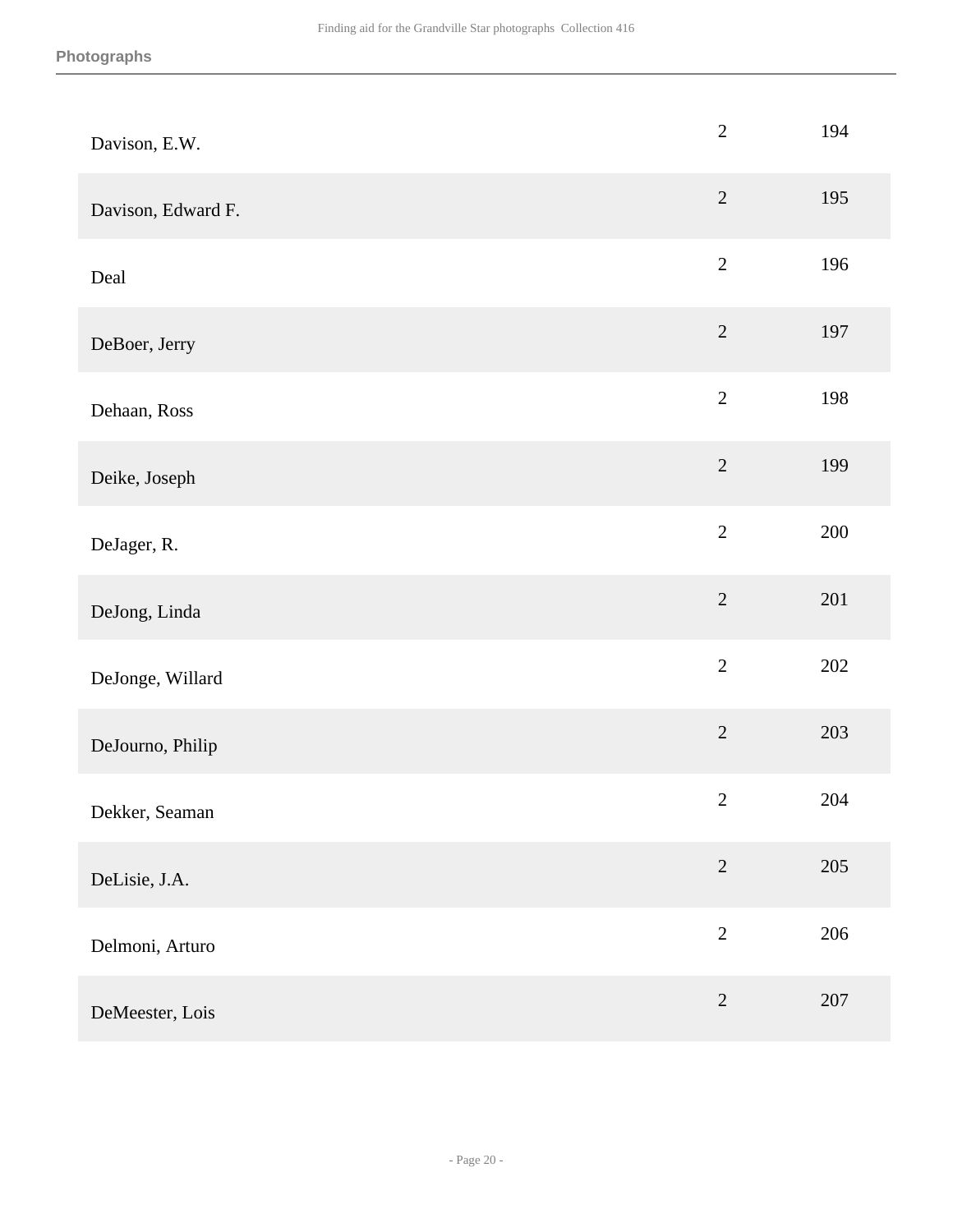| | | |
|---|---|---|
| Davison, E.W. | 2 | 194 |
| Davison, Edward F. | 2 | 195 |
| Deal | 2 | 196 |
| DeBoer, Jerry | 2 | 197 |
| Dehaan, Ross | 2 | 198 |
| Deike, Joseph | 2 | 199 |
| DeJager, R. | 2 | 200 |
| DeJong, Linda | 2 | 201 |
| DeJonge, Willard | 2 | 202 |
| DeJourno, Philip | 2 | 203 |
| Dekker, Seaman | 2 | 204 |
| DeLisie, J.A. | 2 | 205 |
| Delmoni, Arturo | 2 | 206 |
| DeMeester, Lois | 2 | 207 |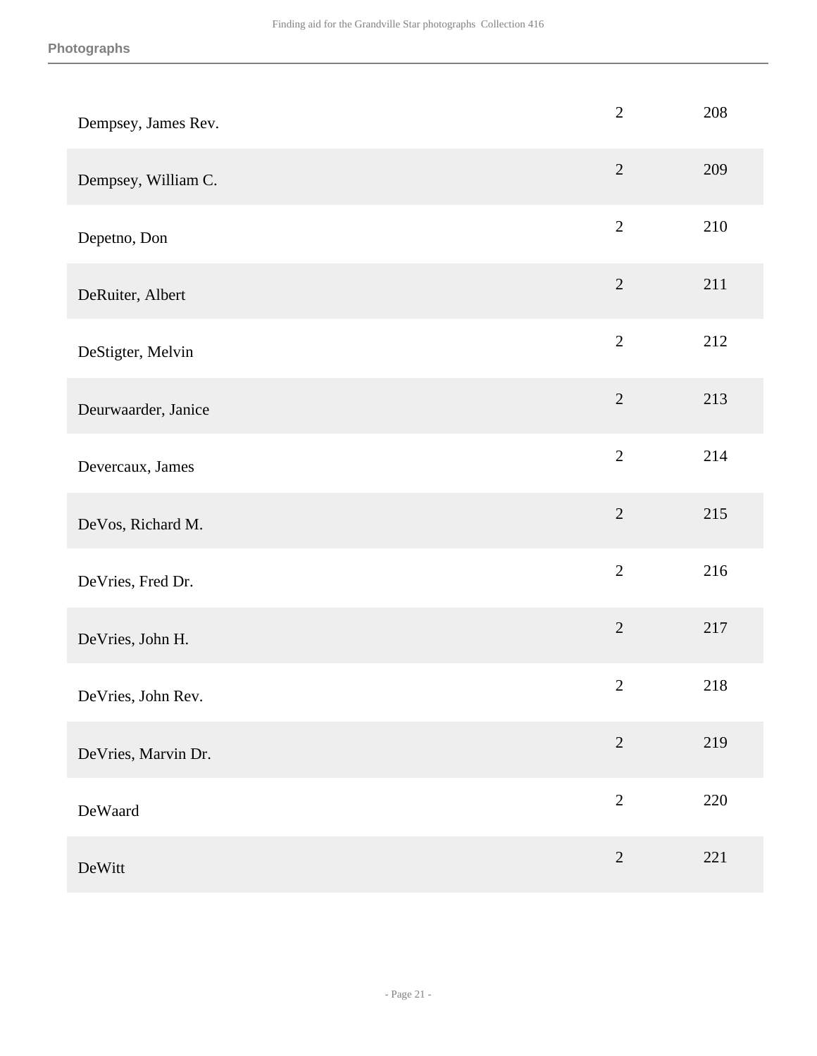| | | |
|---|---|---|
| Dempsey, James Rev. | 2 | 208 |
| Dempsey, William C. | 2 | 209 |
| Depetno, Don | 2 | 210 |
| DeRuiter, Albert | 2 | 211 |
| DeStigter, Melvin | 2 | 212 |
| Deurwaarder, Janice | 2 | 213 |
| Devercaux, James | 2 | 214 |
| DeVos, Richard M. | 2 | 215 |
| DeVries, Fred Dr. | 2 | 216 |
| DeVries, John H. | 2 | 217 |
| DeVries, John Rev. | 2 | 218 |
| DeVries, Marvin Dr. | 2 | 219 |
| DeWaard | 2 | 220 |
| DeWitt | 2 | 221 |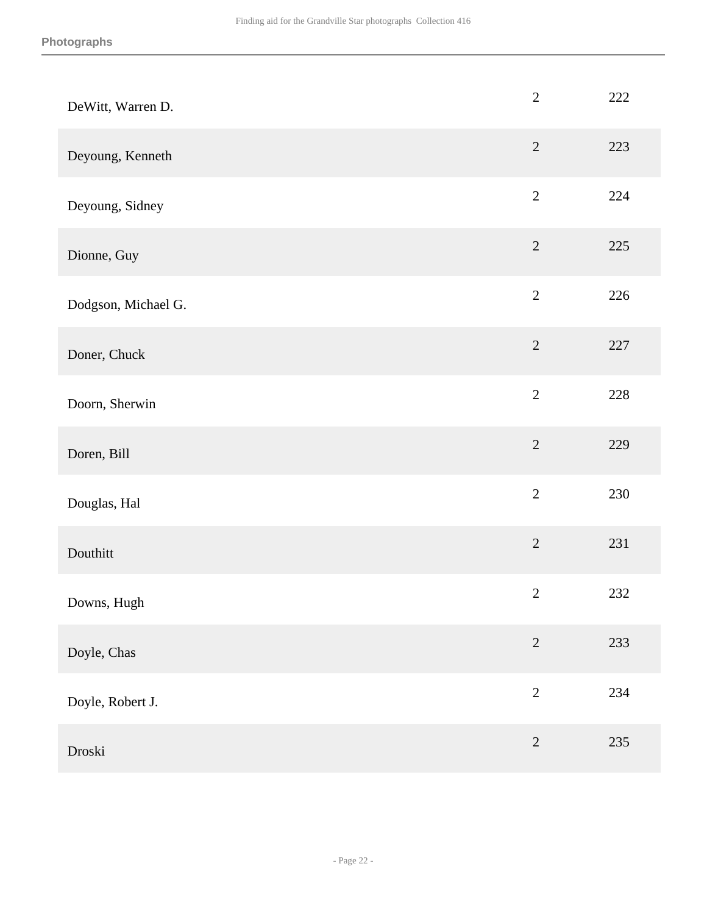| | | |
|---|---|---|
| DeWitt, Warren D. | 2 | 222 |
| Deyoung, Kenneth | 2 | 223 |
| Deyoung, Sidney | 2 | 224 |
| Dionne, Guy | 2 | 225 |
| Dodgson, Michael G. | 2 | 226 |
| Doner, Chuck | 2 | 227 |
| Doorn, Sherwin | 2 | 228 |
| Doren, Bill | 2 | 229 |
| Douglas, Hal | 2 | 230 |
| Douthitt | 2 | 231 |
| Downs, Hugh | 2 | 232 |
| Doyle, Chas | 2 | 233 |
| Doyle, Robert J. | 2 | 234 |
| Droski | 2 | 235 |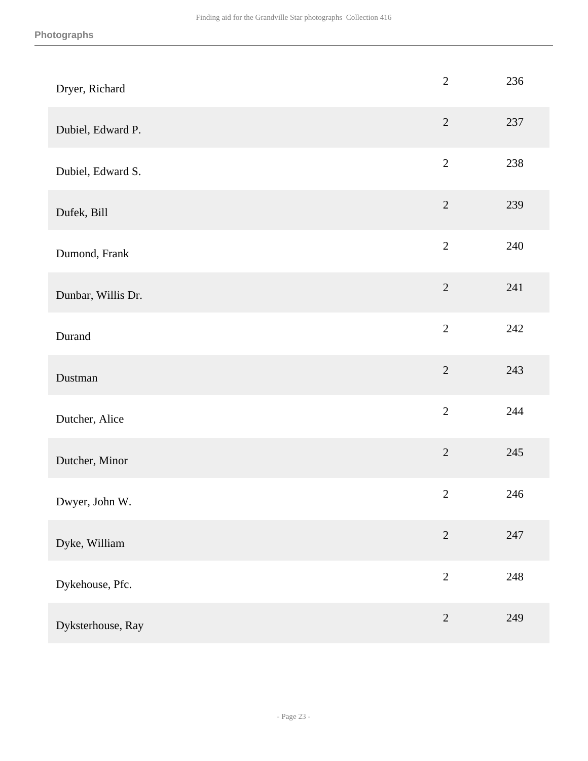| | | |
|---|---|---|
| Dryer, Richard | 2 | 236 |
| Dubiel, Edward P. | 2 | 237 |
| Dubiel, Edward S. | 2 | 238 |
| Dufek, Bill | 2 | 239 |
| Dumond, Frank | 2 | 240 |
| Dunbar, Willis Dr. | 2 | 241 |
| Durand | 2 | 242 |
| Dustman | 2 | 243 |
| Dutcher, Alice | 2 | 244 |
| Dutcher, Minor | 2 | 245 |
| Dwyer, John W. | 2 | 246 |
| Dyke, William | 2 | 247 |
| Dykehouse, Pfc. | 2 | 248 |
| Dyksterhouse, Ray | 2 | 249 |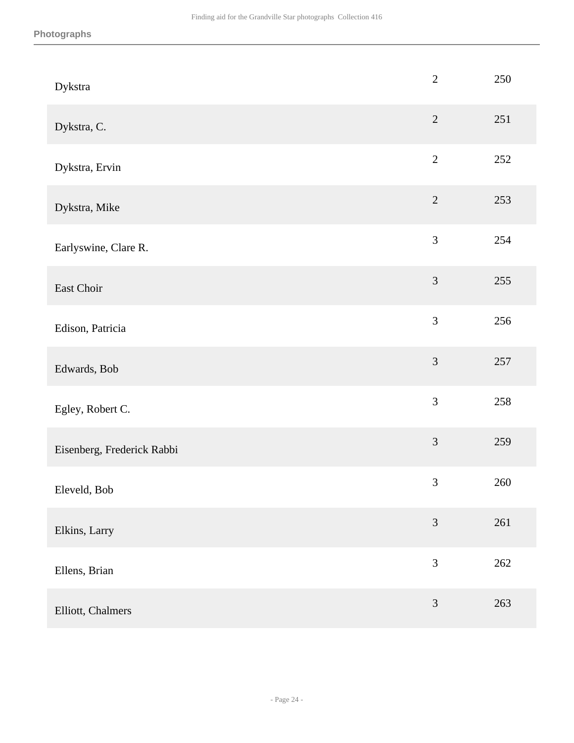| | | |
|---|---|---|
| Dykstra | 2 | 250 |
| Dykstra, C. | 2 | 251 |
| Dykstra, Ervin | 2 | 252 |
| Dykstra, Mike | 2 | 253 |
| Earlyswine, Clare R. | 3 | 254 |
| East Choir | 3 | 255 |
| Edison, Patricia | 3 | 256 |
| Edwards, Bob | 3 | 257 |
| Egley, Robert C. | 3 | 258 |
| Eisenberg, Frederick Rabbi | 3 | 259 |
| Eleveld, Bob | 3 | 260 |
| Elkins, Larry | 3 | 261 |
| Ellens, Brian | 3 | 262 |
| Elliott, Chalmers | 3 | 263 |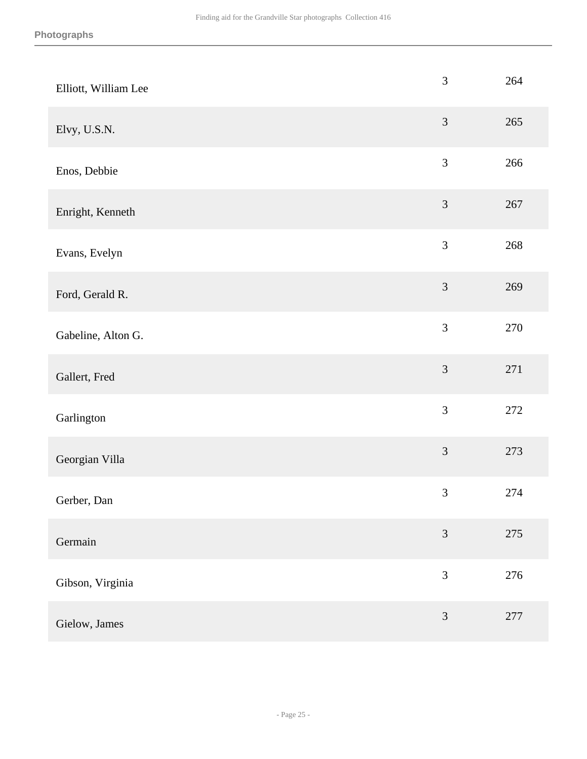| | | |
|---|---|---|
| Elliott, William Lee | 3 | 264 |
| Elvy, U.S.N. | 3 | 265 |
| Enos, Debbie | 3 | 266 |
| Enright, Kenneth | 3 | 267 |
| Evans, Evelyn | 3 | 268 |
| Ford, Gerald R. | 3 | 269 |
| Gabeline, Alton G. | 3 | 270 |
| Gallert, Fred | 3 | 271 |
| Garlington | 3 | 272 |
| Georgian Villa | 3 | 273 |
| Gerber, Dan | 3 | 274 |
| Germain | 3 | 275 |
| Gibson, Virginia | 3 | 276 |
| Gielow, James | 3 | 277 |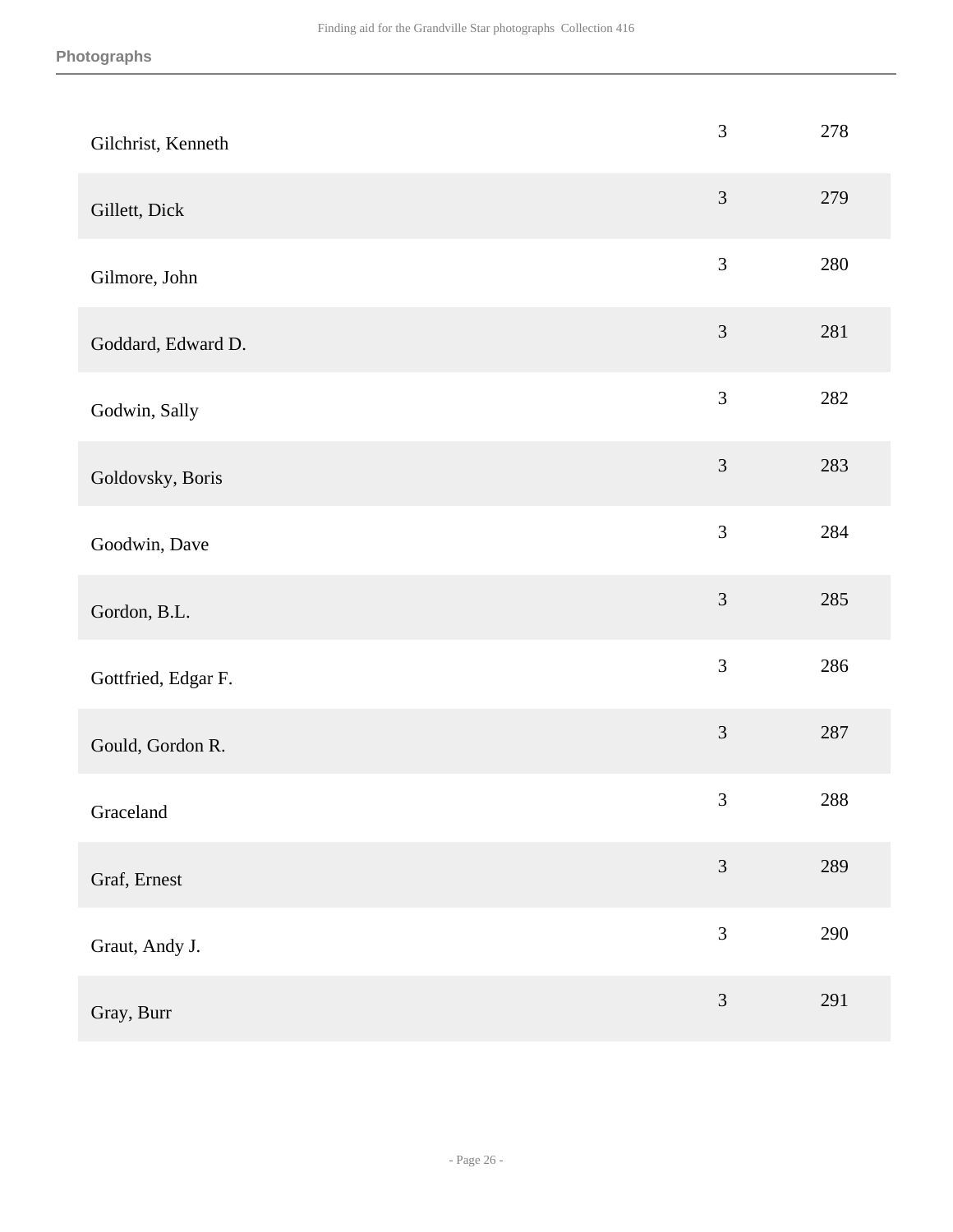| | | |
|---|---|---|
| Gilchrist, Kenneth | 3 | 278 |
| Gillett, Dick | 3 | 279 |
| Gilmore, John | 3 | 280 |
| Goddard, Edward D. | 3 | 281 |
| Godwin, Sally | 3 | 282 |
| Goldovsky, Boris | 3 | 283 |
| Goodwin, Dave | 3 | 284 |
| Gordon, B.L. | 3 | 285 |
| Gottfried, Edgar F. | 3 | 286 |
| Gould, Gordon R. | 3 | 287 |
| Graceland | 3 | 288 |
| Graf, Ernest | 3 | 289 |
| Graut, Andy J. | 3 | 290 |
| Gray, Burr | 3 | 291 |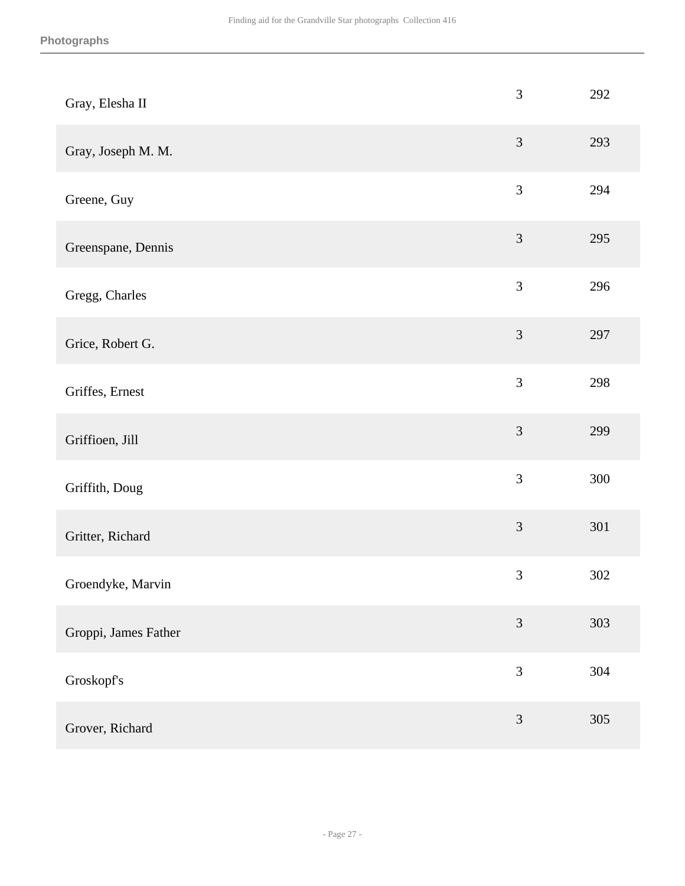| | | |
|---|---|---|
| Gray, Elesha II | 3 | 292 |
| Gray, Joseph M. M. | 3 | 293 |
| Greene, Guy | 3 | 294 |
| Greenspane, Dennis | 3 | 295 |
| Gregg, Charles | 3 | 296 |
| Grice, Robert G. | 3 | 297 |
| Griffes, Ernest | 3 | 298 |
| Griffioen, Jill | 3 | 299 |
| Griffith, Doug | 3 | 300 |
| Gritter, Richard | 3 | 301 |
| Groendyke, Marvin | 3 | 302 |
| Groppi, James Father | 3 | 303 |
| Groskopf's | 3 | 304 |
| Grover, Richard | 3 | 305 |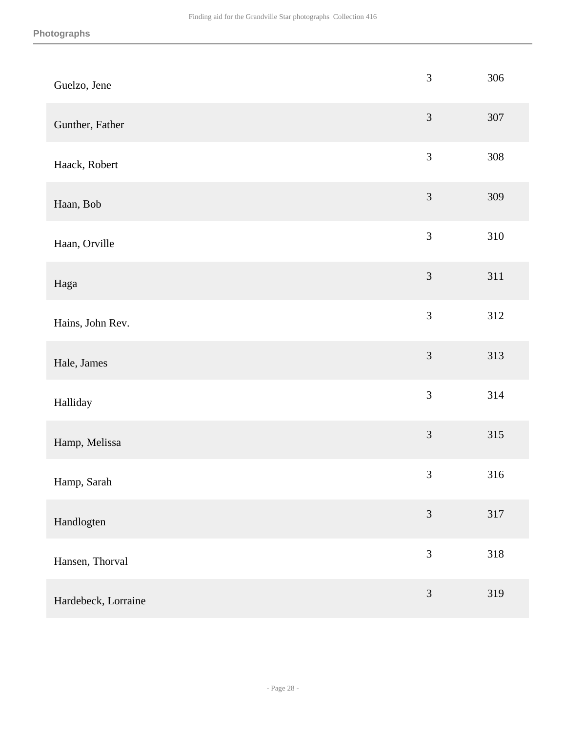| | | |
|---|---|---|
| Guelzo, Jene | 3 | 306 |
| Gunther, Father | 3 | 307 |
| Haack, Robert | 3 | 308 |
| Haan, Bob | 3 | 309 |
| Haan, Orville | 3 | 310 |
| Haga | 3 | 311 |
| Hains, John Rev. | 3 | 312 |
| Hale, James | 3 | 313 |
| Halliday | 3 | 314 |
| Hamp, Melissa | 3 | 315 |
| Hamp, Sarah | 3 | 316 |
| Handlogten | 3 | 317 |
| Hansen, Thorval | 3 | 318 |
| Hardebeck, Lorraine | 3 | 319 |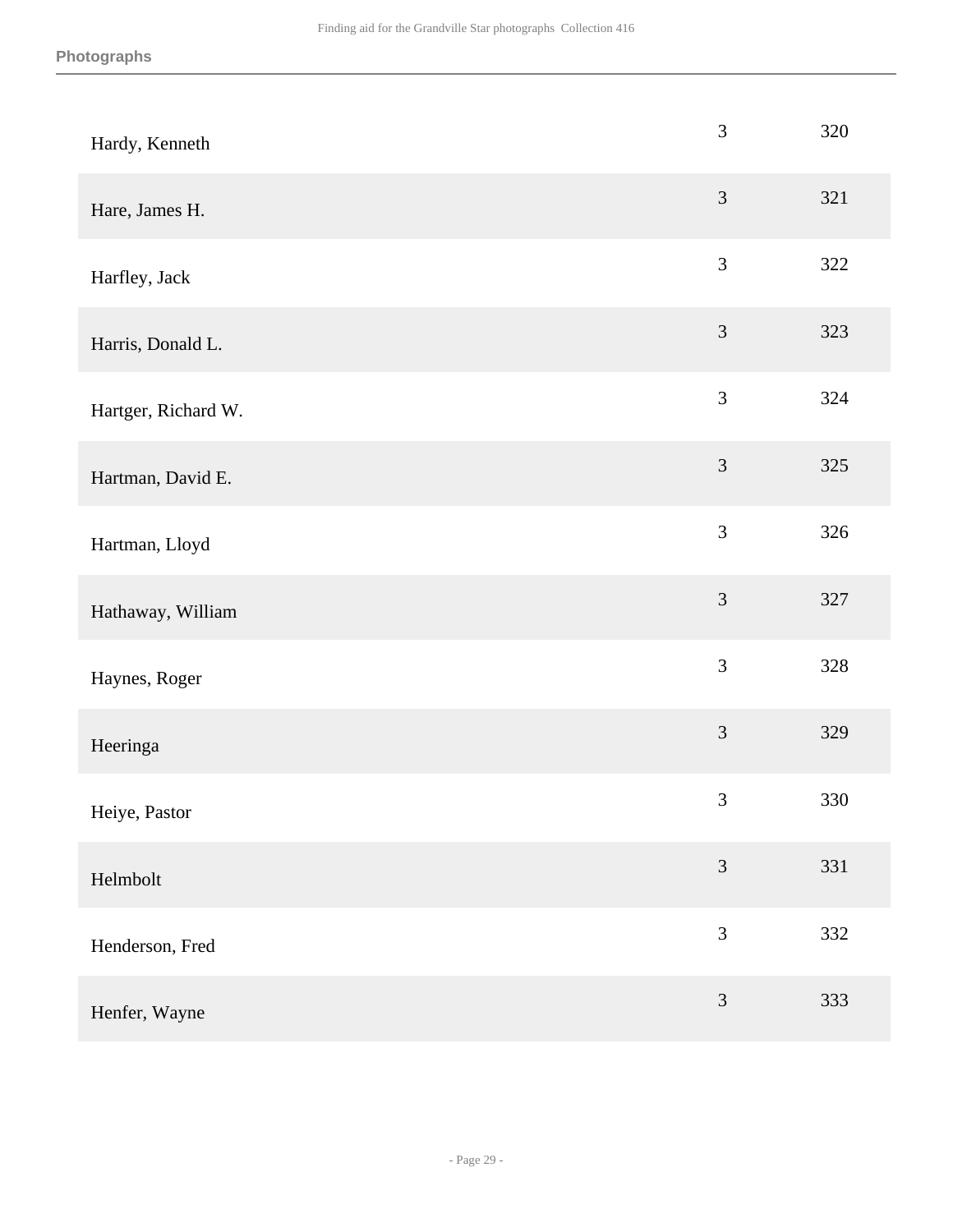| | | |
|---|---|---|
| Hardy, Kenneth | 3 | 320 |
| Hare, James H. | 3 | 321 |
| Harfley, Jack | 3 | 322 |
| Harris, Donald L. | 3 | 323 |
| Hartger, Richard W. | 3 | 324 |
| Hartman, David E. | 3 | 325 |
| Hartman, Lloyd | 3 | 326 |
| Hathaway, William | 3 | 327 |
| Haynes, Roger | 3 | 328 |
| Heeringa | 3 | 329 |
| Heiye, Pastor | 3 | 330 |
| Helmbolt | 3 | 331 |
| Henderson, Fred | 3 | 332 |
| Henfer, Wayne | 3 | 333 |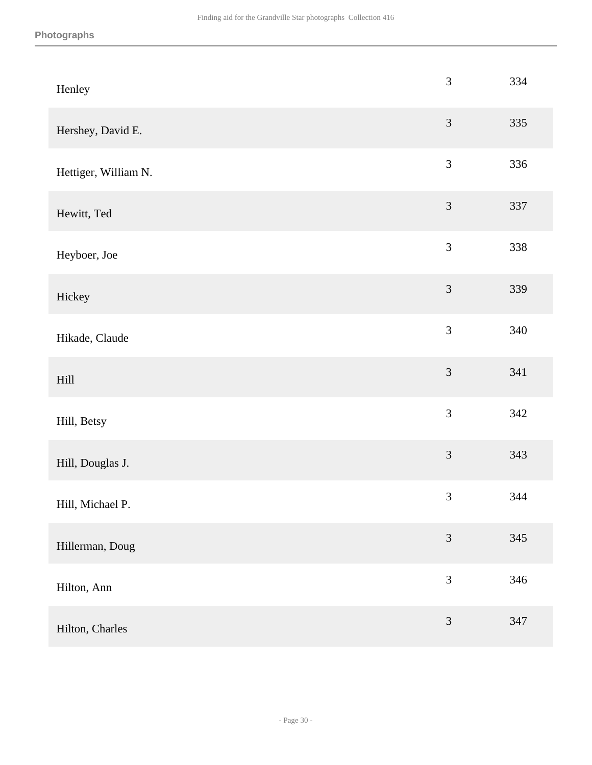| | | |
|---|---|---|
| Henley | 3 | 334 |
| Hershey, David E. | 3 | 335 |
| Hettiger, William N. | 3 | 336 |
| Hewitt, Ted | 3 | 337 |
| Heyboer, Joe | 3 | 338 |
| Hickey | 3 | 339 |
| Hikade, Claude | 3 | 340 |
| Hill | 3 | 341 |
| Hill, Betsy | 3 | 342 |
| Hill, Douglas J. | 3 | 343 |
| Hill, Michael P. | 3 | 344 |
| Hillerman, Doug | 3 | 345 |
| Hilton, Ann | 3 | 346 |
| Hilton, Charles | 3 | 347 |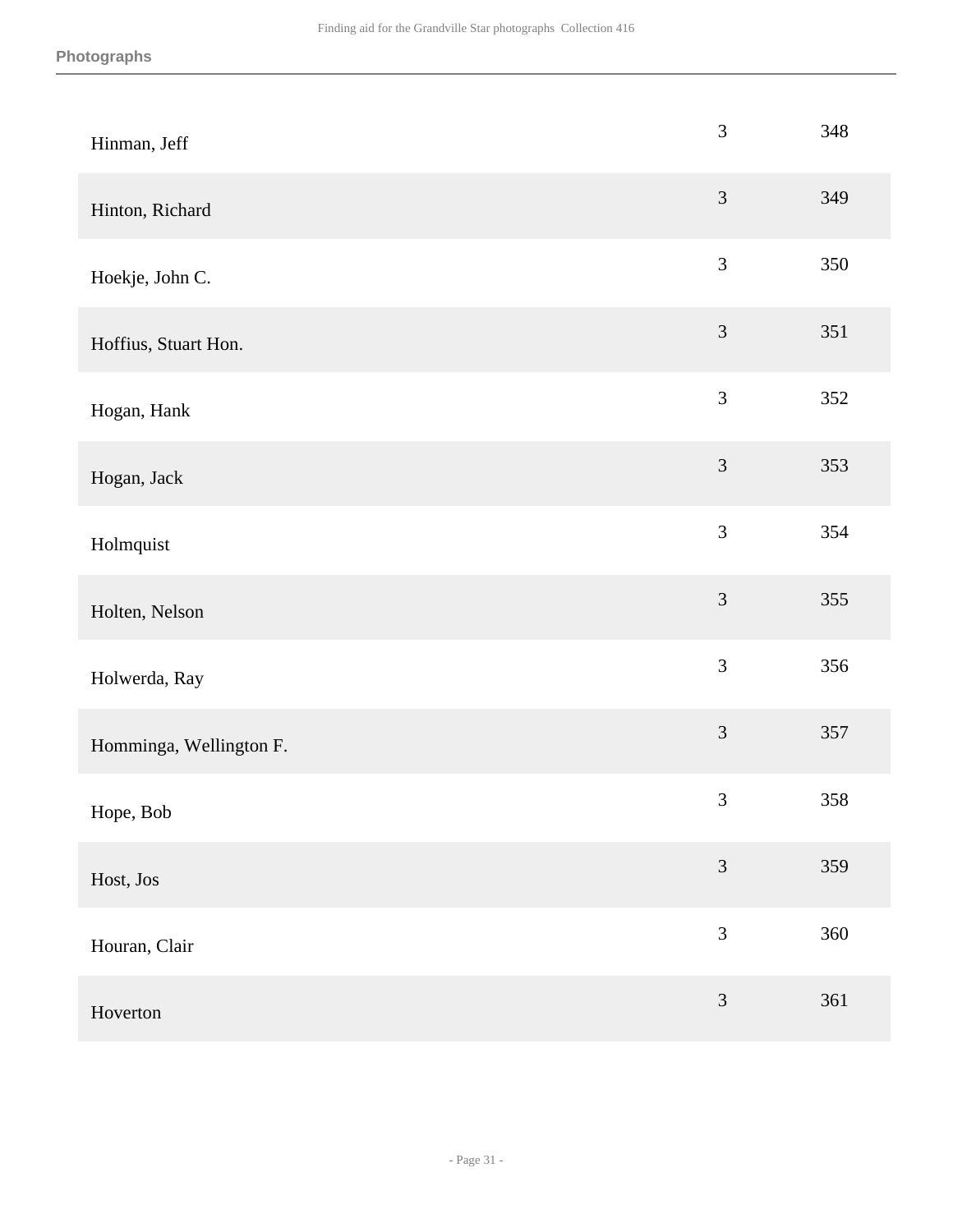| | | |
|---|---|---|
| Hinman, Jeff | 3 | 348 |
| Hinton, Richard | 3 | 349 |
| Hoekje, John C. | 3 | 350 |
| Hoffius, Stuart Hon. | 3 | 351 |
| Hogan, Hank | 3 | 352 |
| Hogan, Jack | 3 | 353 |
| Holmquist | 3 | 354 |
| Holten, Nelson | 3 | 355 |
| Holwerda, Ray | 3 | 356 |
| Homminga, Wellington F. | 3 | 357 |
| Hope, Bob | 3 | 358 |
| Host, Jos | 3 | 359 |
| Houran, Clair | 3 | 360 |
| Hoverton | 3 | 361 |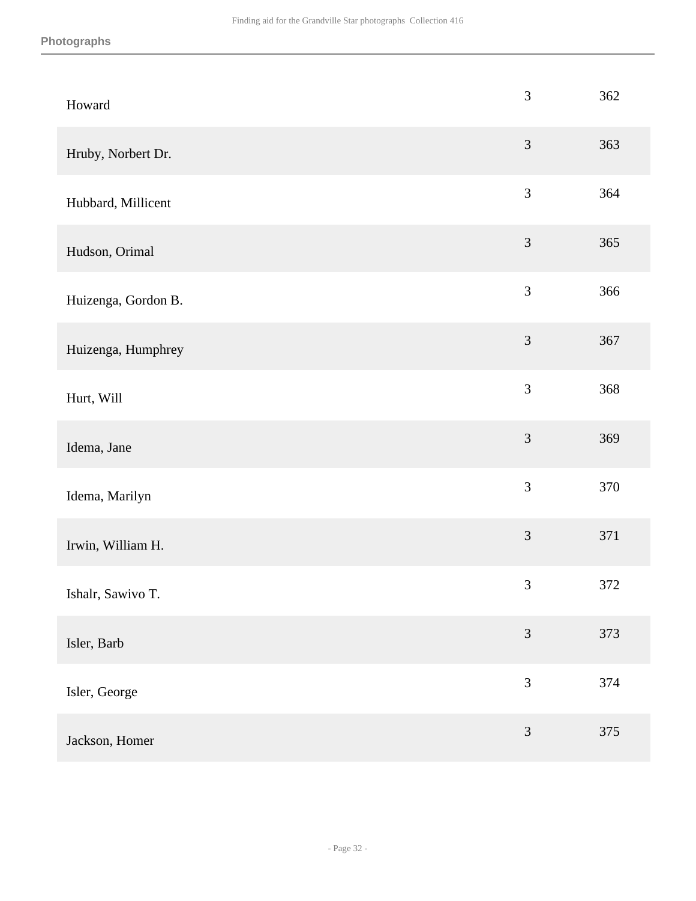| | | |
|---|---|---|
| Howard | 3 | 362 |
| Hruby, Norbert Dr. | 3 | 363 |
| Hubbard, Millicent | 3 | 364 |
| Hudson, Orimal | 3 | 365 |
| Huizenga, Gordon B. | 3 | 366 |
| Huizenga, Humphrey | 3 | 367 |
| Hurt, Will | 3 | 368 |
| Idema, Jane | 3 | 369 |
| Idema, Marilyn | 3 | 370 |
| Irwin, William H. | 3 | 371 |
| Ishalr, Sawivo T. | 3 | 372 |
| Isler, Barb | 3 | 373 |
| Isler, George | 3 | 374 |
| Jackson, Homer | 3 | 375 |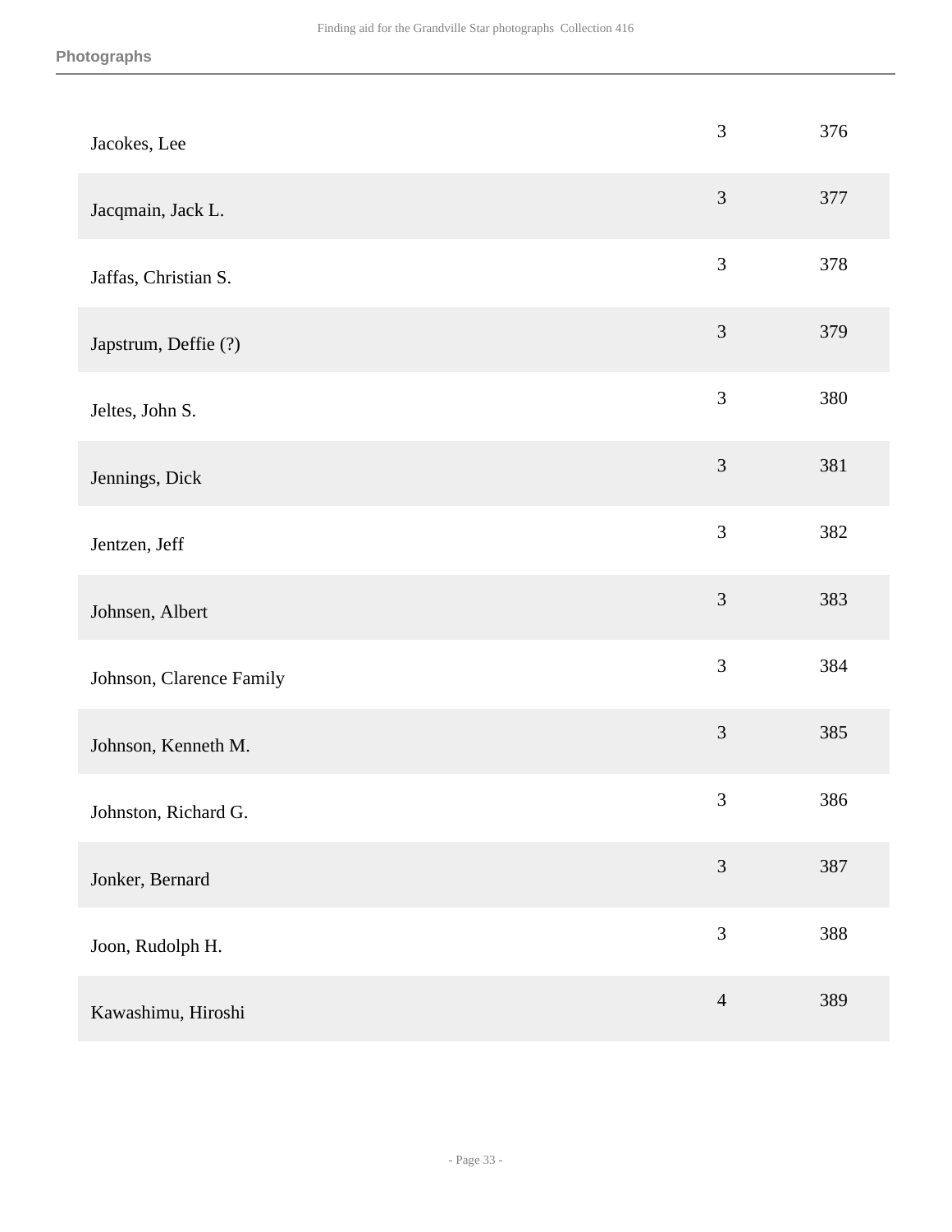| | | |
|---|---|---|
| Jacokes, Lee | 3 | 376 |
| Jacqmain, Jack L. | 3 | 377 |
| Jaffas, Christian S. | 3 | 378 |
| Japstrum, Deffie (?) | 3 | 379 |
| Jeltes, John S. | 3 | 380 |
| Jennings, Dick | 3 | 381 |
| Jentzen, Jeff | 3 | 382 |
| Johnsen, Albert | 3 | 383 |
| Johnson, Clarence Family | 3 | 384 |
| Johnson, Kenneth M. | 3 | 385 |
| Johnston, Richard G. | 3 | 386 |
| Jonker, Bernard | 3 | 387 |
| Joon, Rudolph H. | 3 | 388 |
| Kawashimu, Hiroshi | 4 | 389 |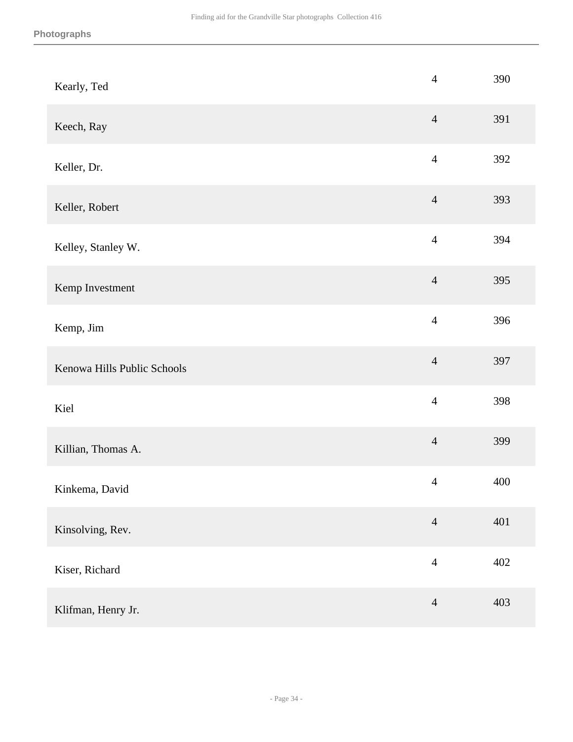| | | |
|---|---|---|
| Kearly, Ted | 4 | 390 |
| Keech, Ray | 4 | 391 |
| Keller, Dr. | 4 | 392 |
| Keller, Robert | 4 | 393 |
| Kelley, Stanley W. | 4 | 394 |
| Kemp Investment | 4 | 395 |
| Kemp, Jim | 4 | 396 |
| Kenowa Hills Public Schools | 4 | 397 |
| Kiel | 4 | 398 |
| Killian, Thomas A. | 4 | 399 |
| Kinkema, David | 4 | 400 |
| Kinsolving, Rev. | 4 | 401 |
| Kiser, Richard | 4 | 402 |
| Klifman, Henry Jr. | 4 | 403 |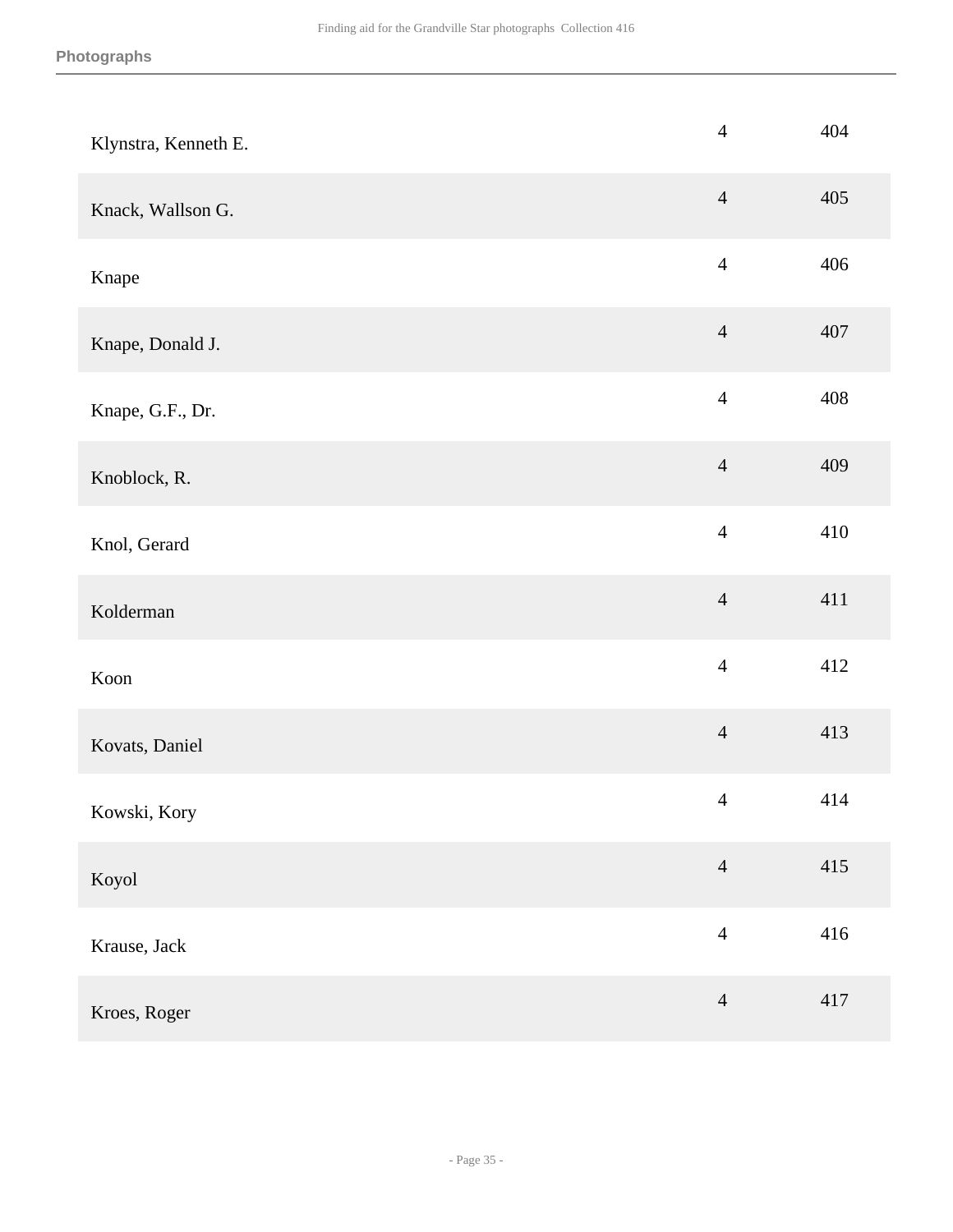| | | |
|---|---|---|
| Klynstra, Kenneth E. | 4 | 404 |
| Knack, Wallson G. | 4 | 405 |
| Knape | 4 | 406 |
| Knape, Donald J. | 4 | 407 |
| Knape, G.F., Dr. | 4 | 408 |
| Knoblock, R. | 4 | 409 |
| Knol, Gerard | 4 | 410 |
| Kolderman | 4 | 411 |
| Koon | 4 | 412 |
| Kovats, Daniel | 4 | 413 |
| Kowski, Kory | 4 | 414 |
| Koyol | 4 | 415 |
| Krause, Jack | 4 | 416 |
| Kroes, Roger | 4 | 417 |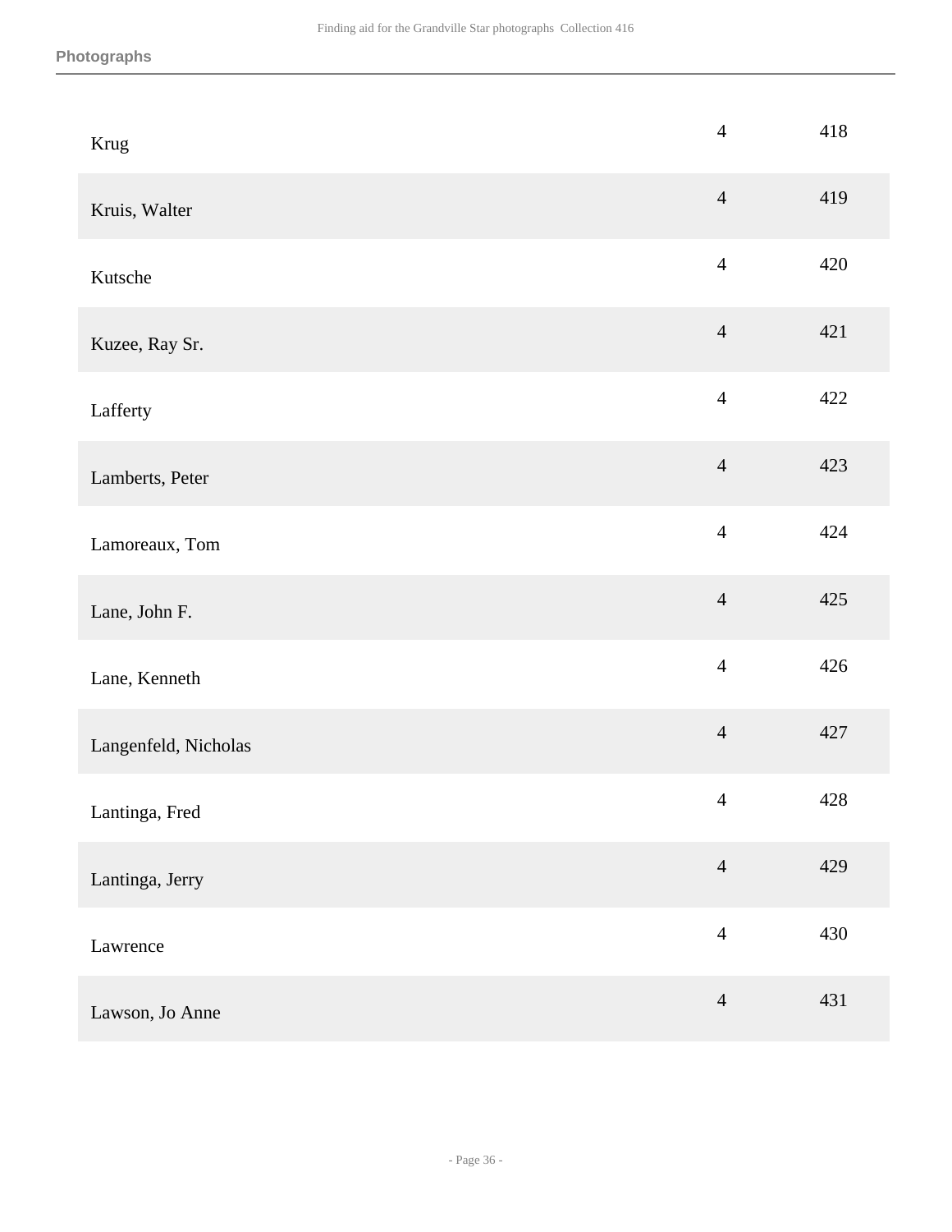| | | |
|---|---|---|
| Krug | 4 | 418 |
| Kruis, Walter | 4 | 419 |
| Kutsche | 4 | 420 |
| Kuzee, Ray Sr. | 4 | 421 |
| Lafferty | 4 | 422 |
| Lamberts, Peter | 4 | 423 |
| Lamoreaux, Tom | 4 | 424 |
| Lane, John F. | 4 | 425 |
| Lane, Kenneth | 4 | 426 |
| Langenfeld, Nicholas | 4 | 427 |
| Lantinga, Fred | 4 | 428 |
| Lantinga, Jerry | 4 | 429 |
| Lawrence | 4 | 430 |
| Lawson, Jo Anne | 4 | 431 |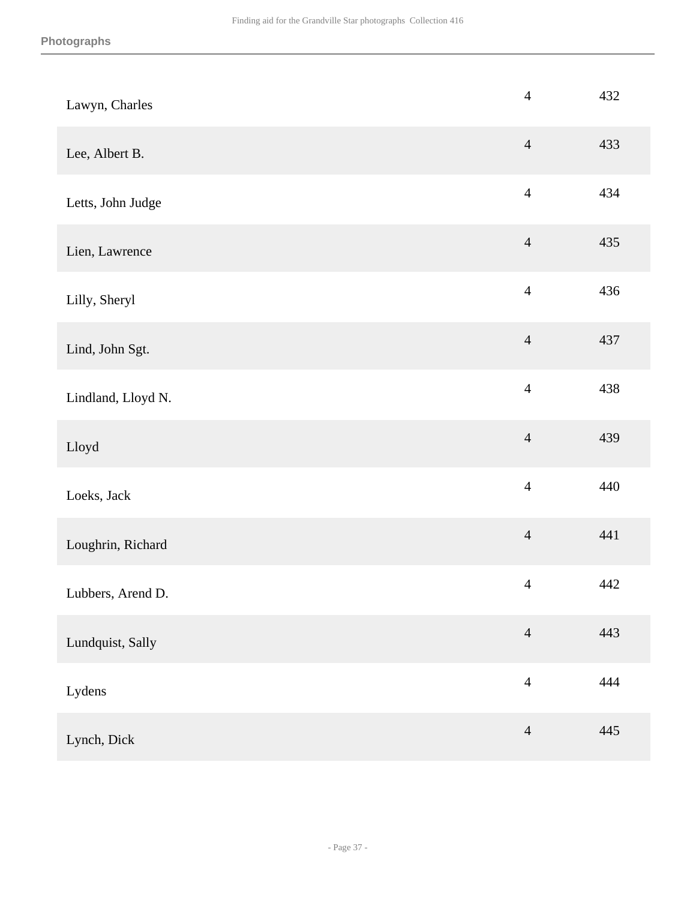| | | |
|---|---|---|
| Lawyn, Charles | 4 | 432 |
| Lee, Albert B. | 4 | 433 |
| Letts, John Judge | 4 | 434 |
| Lien, Lawrence | 4 | 435 |
| Lilly, Sheryl | 4 | 436 |
| Lind, John Sgt. | 4 | 437 |
| Lindland, Lloyd N. | 4 | 438 |
| Lloyd | 4 | 439 |
| Loeks, Jack | 4 | 440 |
| Loughrin, Richard | 4 | 441 |
| Lubbers, Arend D. | 4 | 442 |
| Lundquist, Sally | 4 | 443 |
| Lydens | 4 | 444 |
| Lynch, Dick | 4 | 445 |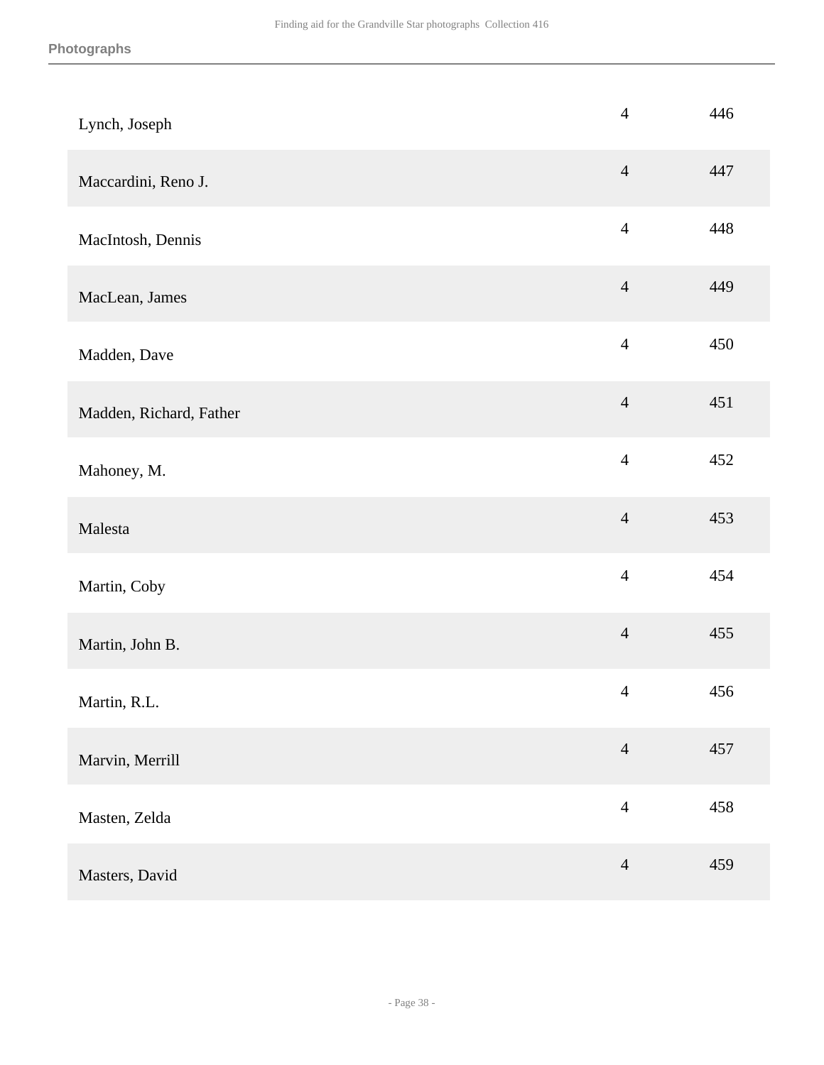| | | |
|---|---|---|
| Lynch, Joseph | 4 | 446 |
| Maccardini, Reno J. | 4 | 447 |
| MacIntosh, Dennis | 4 | 448 |
| MacLean, James | 4 | 449 |
| Madden, Dave | 4 | 450 |
| Madden, Richard, Father | 4 | 451 |
| Mahoney, M. | 4 | 452 |
| Malesta | 4 | 453 |
| Martin, Coby | 4 | 454 |
| Martin, John B. | 4 | 455 |
| Martin, R.L. | 4 | 456 |
| Marvin, Merrill | 4 | 457 |
| Masten, Zelda | 4 | 458 |
| Masters, David | 4 | 459 |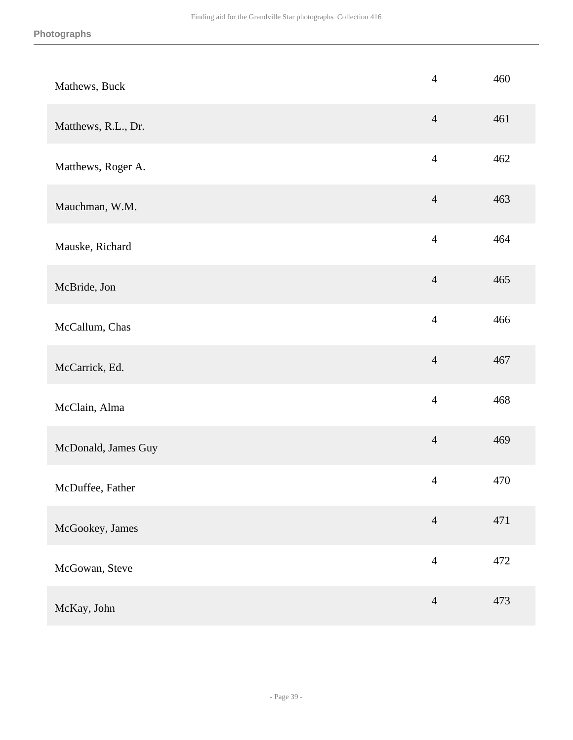| | | |
|---|---|---|
| Mathews, Buck | 4 | 460 |
| Matthews, R.L., Dr. | 4 | 461 |
| Matthews, Roger A. | 4 | 462 |
| Mauchman, W.M. | 4 | 463 |
| Mauske, Richard | 4 | 464 |
| McBride, Jon | 4 | 465 |
| McCallum, Chas | 4 | 466 |
| McCarrick, Ed. | 4 | 467 |
| McClain, Alma | 4 | 468 |
| McDonald, James Guy | 4 | 469 |
| McDuffee, Father | 4 | 470 |
| McGookey, James | 4 | 471 |
| McGowan, Steve | 4 | 472 |
| McKay, John | 4 | 473 |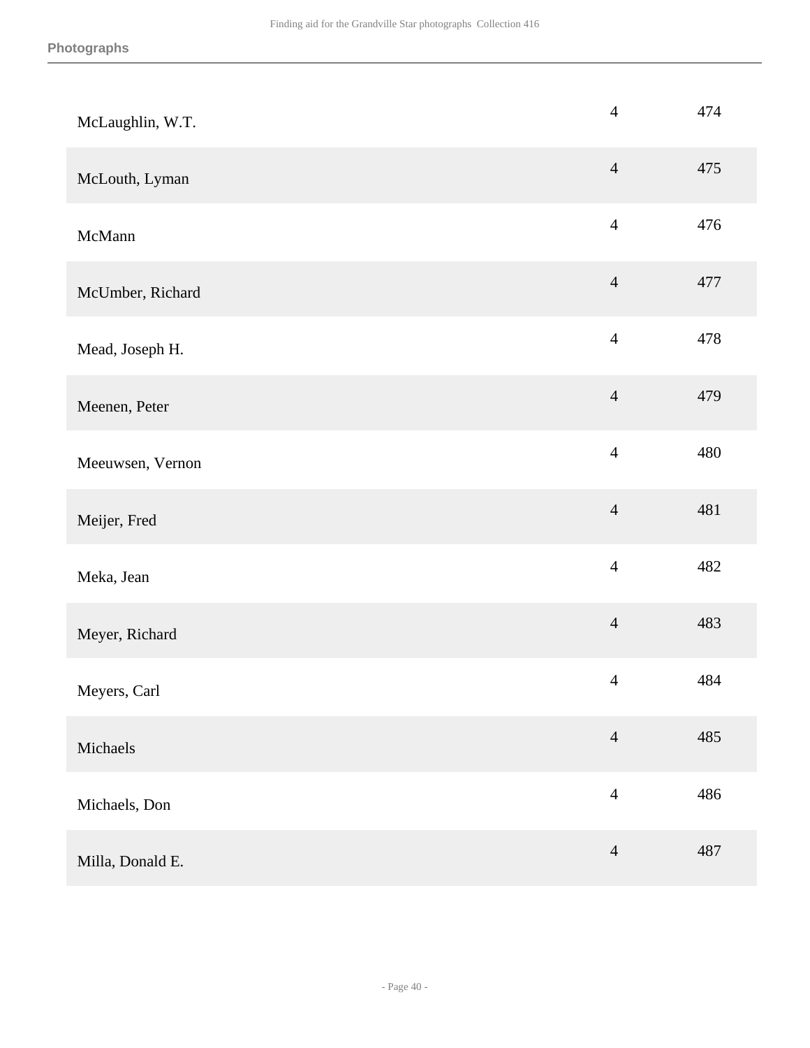| | | |
|---|---|---|
| McLaughlin, W.T. | 4 | 474 |
| McLouth, Lyman | 4 | 475 |
| McMann | 4 | 476 |
| McUmber, Richard | 4 | 477 |
| Mead, Joseph H. | 4 | 478 |
| Meenen, Peter | 4 | 479 |
| Meeuwsen, Vernon | 4 | 480 |
| Meijer, Fred | 4 | 481 |
| Meka, Jean | 4 | 482 |
| Meyer, Richard | 4 | 483 |
| Meyers, Carl | 4 | 484 |
| Michaels | 4 | 485 |
| Michaels, Don | 4 | 486 |
| Milla, Donald E. | 4 | 487 |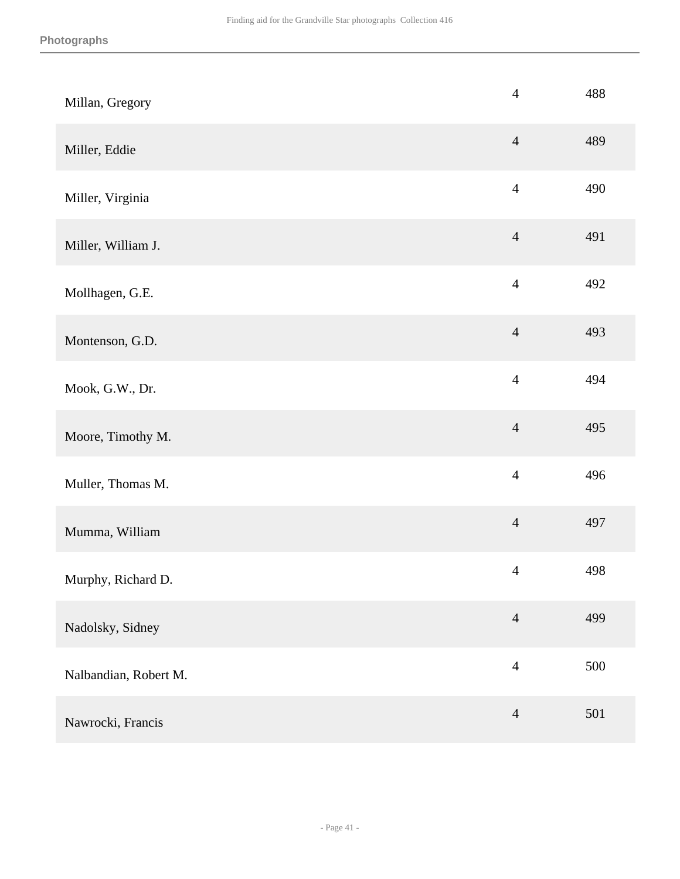| | | |
|---|---|---|
| Millan, Gregory | 4 | 488 |
| Miller, Eddie | 4 | 489 |
| Miller, Virginia | 4 | 490 |
| Miller, William J. | 4 | 491 |
| Mollhagen, G.E. | 4 | 492 |
| Montenson, G.D. | 4 | 493 |
| Mook, G.W., Dr. | 4 | 494 |
| Moore, Timothy M. | 4 | 495 |
| Muller, Thomas M. | 4 | 496 |
| Mumma, William | 4 | 497 |
| Murphy, Richard D. | 4 | 498 |
| Nadolsky, Sidney | 4 | 499 |
| Nalbandian, Robert M. | 4 | 500 |
| Nawrocki, Francis | 4 | 501 |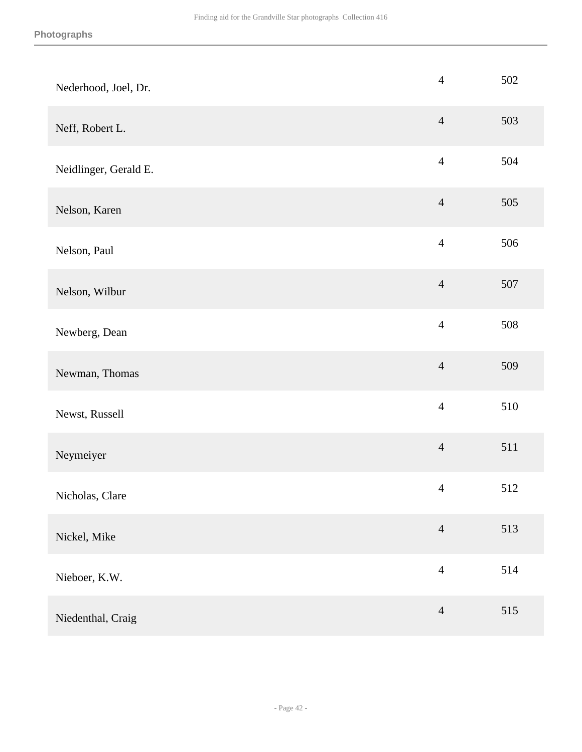| | | |
|---|---|---|
| Nederhood, Joel, Dr. | 4 | 502 |
| Neff, Robert L. | 4 | 503 |
| Neidlinger, Gerald E. | 4 | 504 |
| Nelson, Karen | 4 | 505 |
| Nelson, Paul | 4 | 506 |
| Nelson, Wilbur | 4 | 507 |
| Newberg, Dean | 4 | 508 |
| Newman, Thomas | 4 | 509 |
| Newst, Russell | 4 | 510 |
| Neymeiyer | 4 | 511 |
| Nicholas, Clare | 4 | 512 |
| Nickel, Mike | 4 | 513 |
| Nieboer, K.W. | 4 | 514 |
| Niedenthal, Craig | 4 | 515 |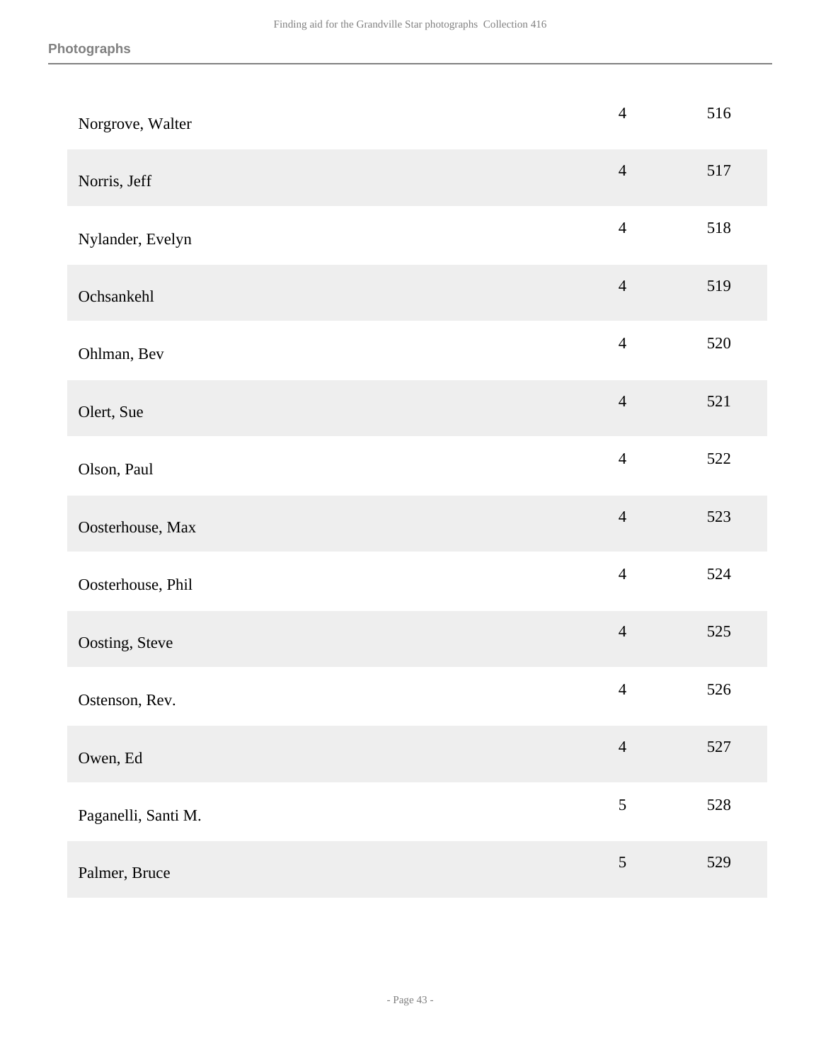| | | |
|---|---|---|
| Norgrove, Walter | 4 | 516 |
| Norris, Jeff | 4 | 517 |
| Nylander, Evelyn | 4 | 518 |
| Ochsankehl | 4 | 519 |
| Ohlman, Bev | 4 | 520 |
| Olert, Sue | 4 | 521 |
| Olson, Paul | 4 | 522 |
| Oosterhouse, Max | 4 | 523 |
| Oosterhouse, Phil | 4 | 524 |
| Oosting, Steve | 4 | 525 |
| Ostenson, Rev. | 4 | 526 |
| Owen, Ed | 4 | 527 |
| Paganelli, Santi M. | 5 | 528 |
| Palmer, Bruce | 5 | 529 |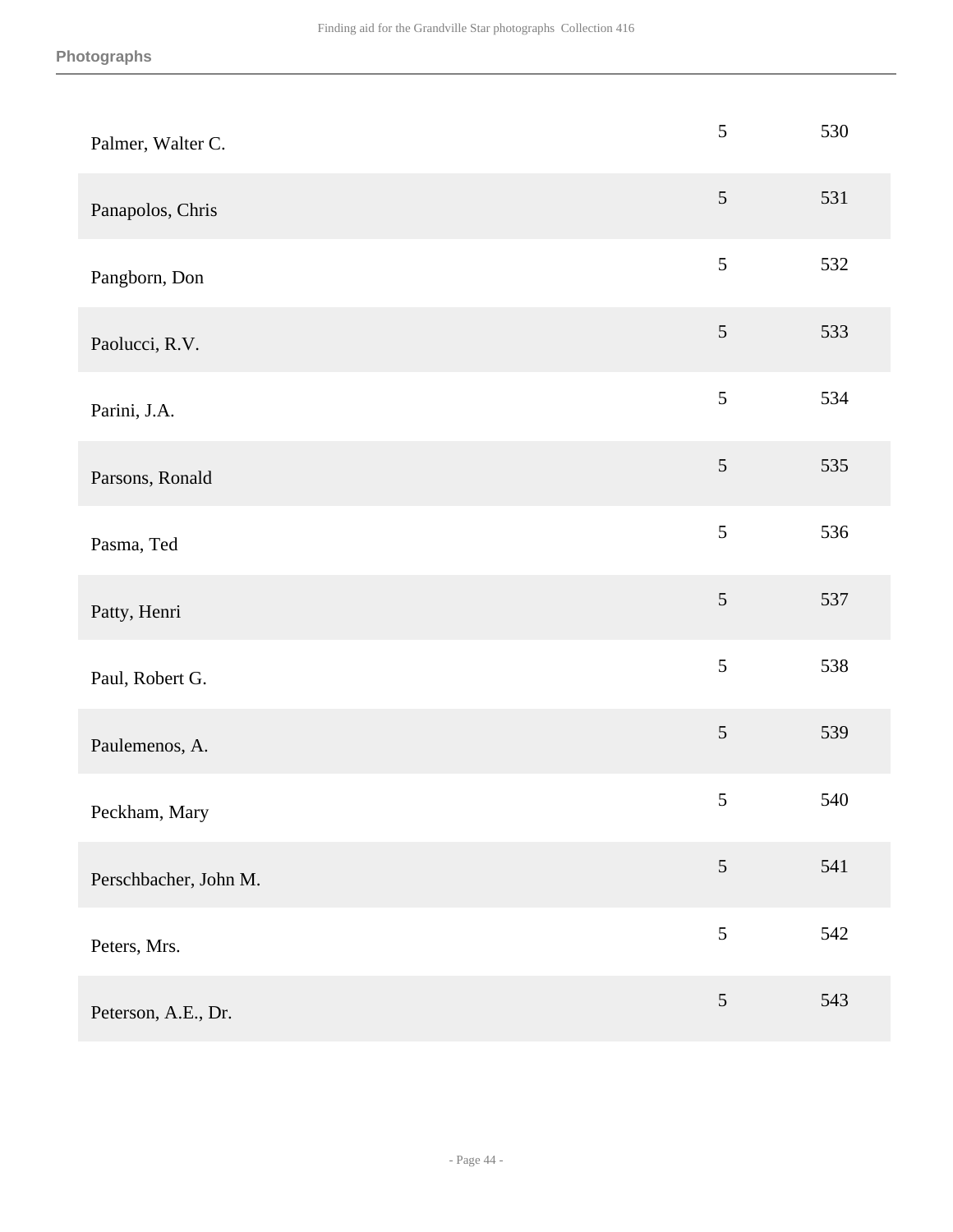| | | |
|---|---|---|
| Palmer, Walter C. | 5 | 530 |
| Panapolos, Chris | 5 | 531 |
| Pangborn, Don | 5 | 532 |
| Paolucci, R.V. | 5 | 533 |
| Parini, J.A. | 5 | 534 |
| Parsons, Ronald | 5 | 535 |
| Pasma, Ted | 5 | 536 |
| Patty, Henri | 5 | 537 |
| Paul, Robert G. | 5 | 538 |
| Paulemenos, A. | 5 | 539 |
| Peckham, Mary | 5 | 540 |
| Perschbacher, John M. | 5 | 541 |
| Peters, Mrs. | 5 | 542 |
| Peterson, A.E., Dr. | 5 | 543 |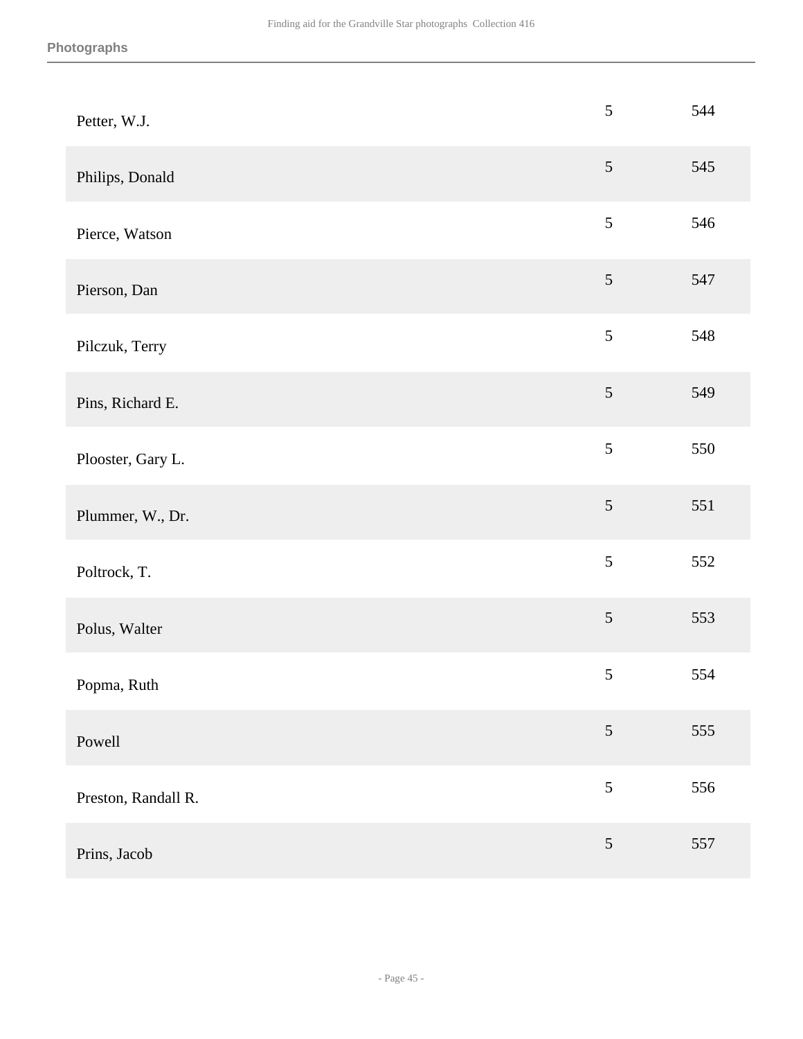**Photographs**

| | | |
|---|---|---|
| Petter, W.J. | 5 | 544 |
| Philips, Donald | 5 | 545 |
| Pierce, Watson | 5 | 546 |
| Pierson, Dan | 5 | 547 |
| Pilczuk, Terry | 5 | 548 |
| Pins, Richard E. | 5 | 549 |
| Plooster, Gary L. | 5 | 550 |
| Plummer, W., Dr. | 5 | 551 |
| Poltrock, T. | 5 | 552 |
| Polus, Walter | 5 | 553 |
| Popma, Ruth | 5 | 554 |
| Powell | 5 | 555 |
| Preston, Randall R. | 5 | 556 |
| Prins, Jacob | 5 | 557 |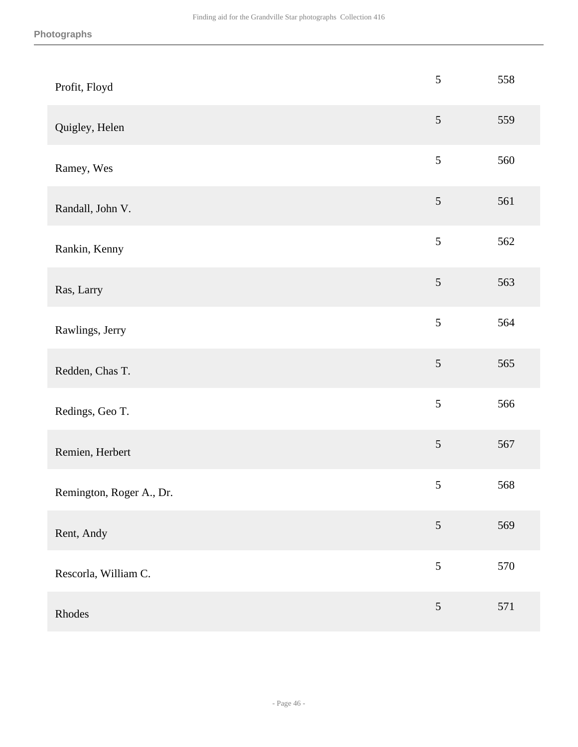| | | |
|---|---|---|
| Profit, Floyd | 5 | 558 |
| Quigley, Helen | 5 | 559 |
| Ramey, Wes | 5 | 560 |
| Randall, John V. | 5 | 561 |
| Rankin, Kenny | 5 | 562 |
| Ras, Larry | 5 | 563 |
| Rawlings, Jerry | 5 | 564 |
| Redden, Chas T. | 5 | 565 |
| Redings, Geo T. | 5 | 566 |
| Remien, Herbert | 5 | 567 |
| Remington, Roger A., Dr. | 5 | 568 |
| Rent, Andy | 5 | 569 |
| Rescorla, William C. | 5 | 570 |
| Rhodes | 5 | 571 |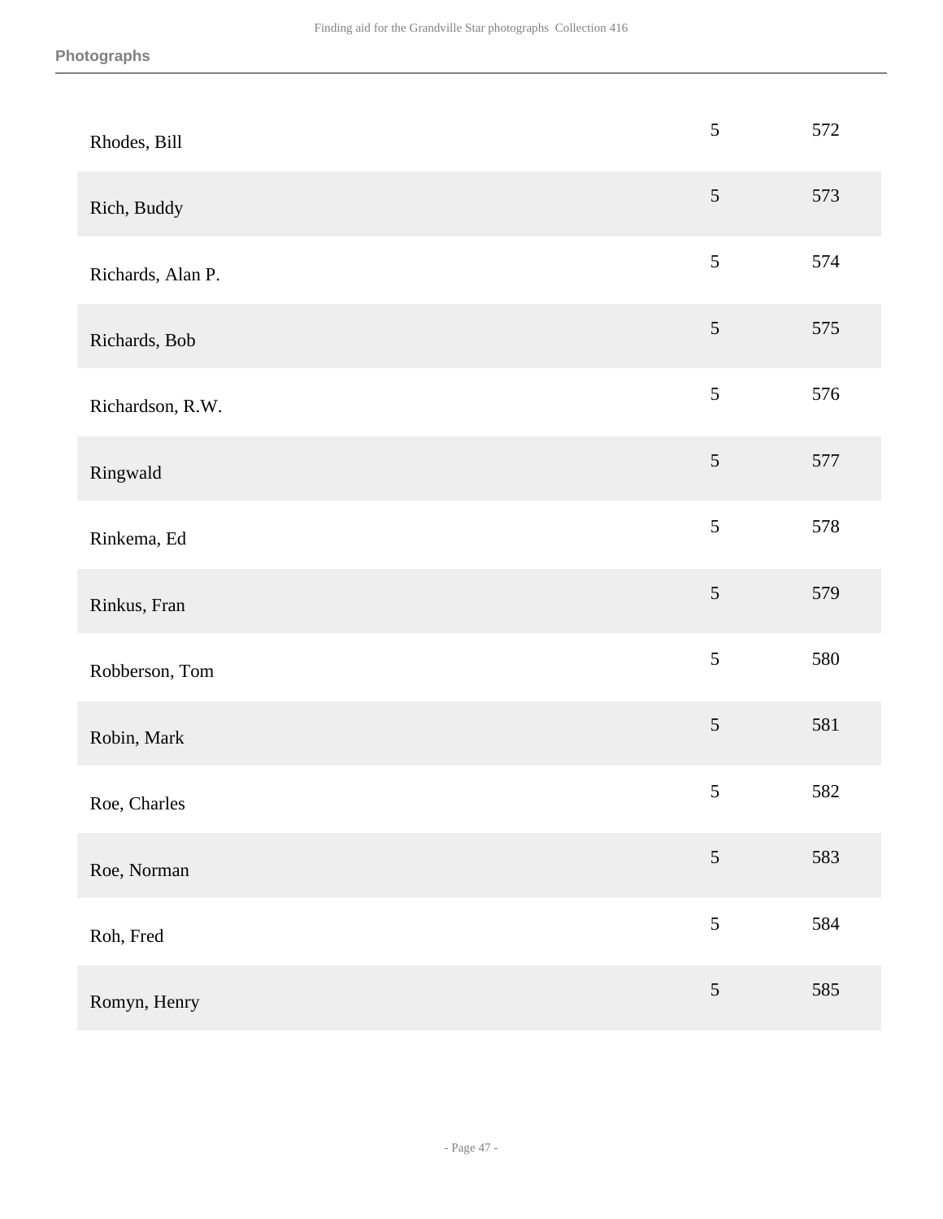## Photographs

| | | |
|---|---|---|
| Rhodes, Bill | 5 | 572 |
| Rich, Buddy | 5 | 573 |
| Richards, Alan P. | 5 | 574 |
| Richards, Bob | 5 | 575 |
| Richardson, R.W. | 5 | 576 |
| Ringwald | 5 | 577 |
| Rinkema, Ed | 5 | 578 |
| Rinkus, Fran | 5 | 579 |
| Robberson, Tom | 5 | 580 |
| Robin, Mark | 5 | 581 |
| Roe, Charles | 5 | 582 |
| Roe, Norman | 5 | 583 |
| Roh, Fred | 5 | 584 |
| Romyn, Henry | 5 | 585 |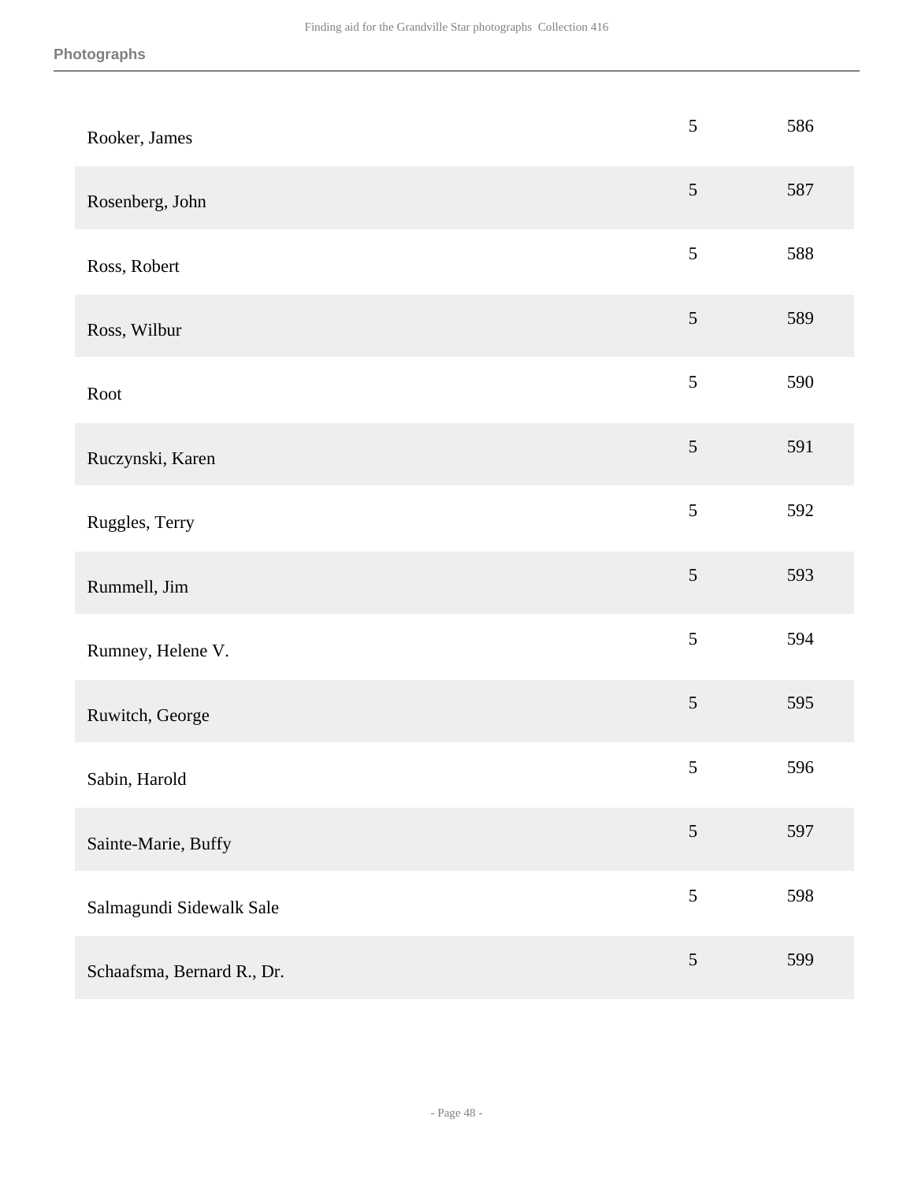| | | |
|---|---|---|
| Rooker, James | 5 | 586 |
| Rosenberg, John | 5 | 587 |
| Ross, Robert | 5 | 588 |
| Ross, Wilbur | 5 | 589 |
| Root | 5 | 590 |
| Ruczynski, Karen | 5 | 591 |
| Ruggles, Terry | 5 | 592 |
| Rummell, Jim | 5 | 593 |
| Rumney, Helene V. | 5 | 594 |
| Ruwitch, George | 5 | 595 |
| Sabin, Harold | 5 | 596 |
| Sainte-Marie, Buffy | 5 | 597 |
| Salmagundi Sidewalk Sale | 5 | 598 |
| Schaafsma, Bernard R., Dr. | 5 | 599 |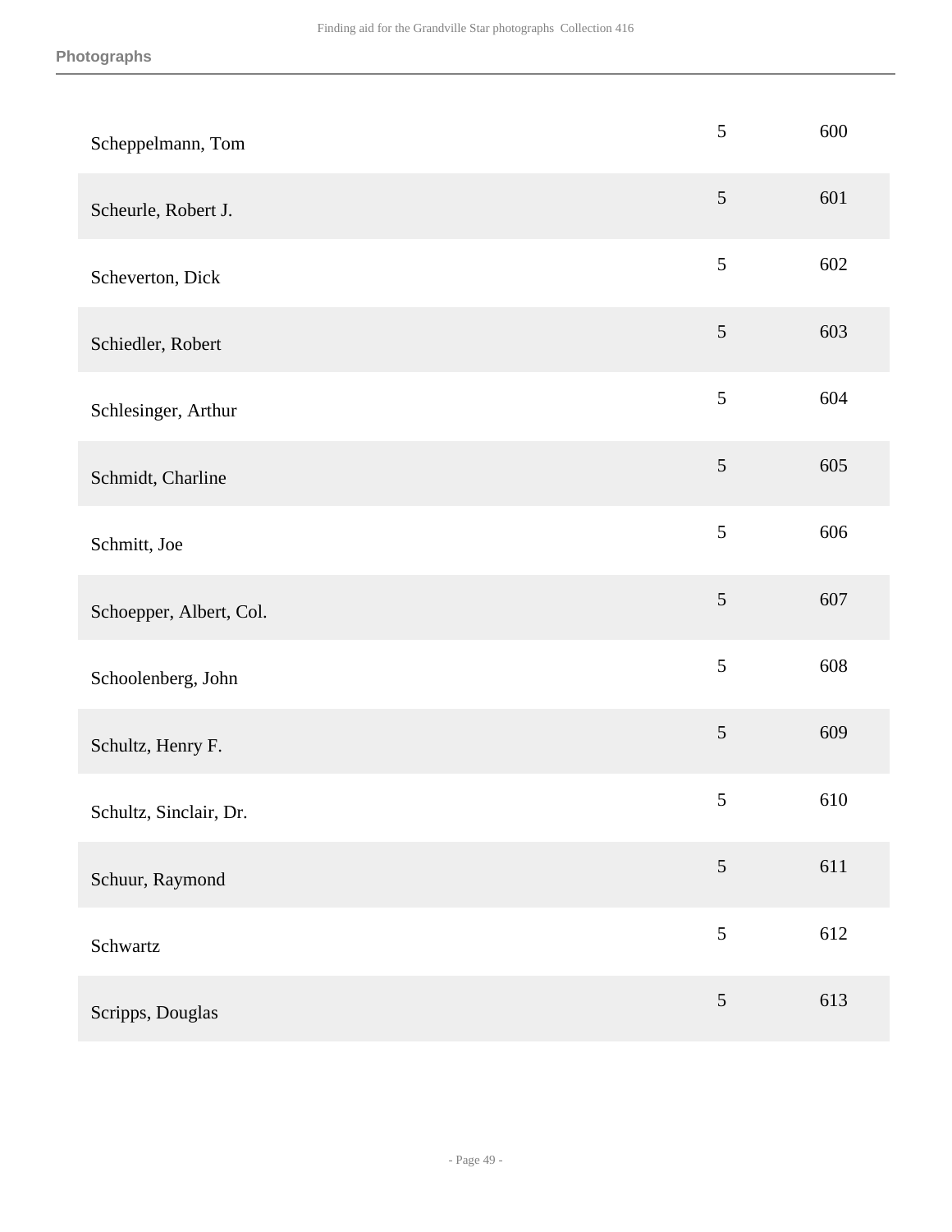| | | |
|---|---|---|
| Scheppelmann, Tom | 5 | 600 |
| Scheurle, Robert J. | 5 | 601 |
| Scheverton, Dick | 5 | 602 |
| Schiedler, Robert | 5 | 603 |
| Schlesinger, Arthur | 5 | 604 |
| Schmidt, Charline | 5 | 605 |
| Schmitt, Joe | 5 | 606 |
| Schoepper, Albert, Col. | 5 | 607 |
| Schoolenberg, John | 5 | 608 |
| Schultz, Henry F. | 5 | 609 |
| Schultz, Sinclair, Dr. | 5 | 610 |
| Schuur, Raymond | 5 | 611 |
| Schwartz | 5 | 612 |
| Scripps, Douglas | 5 | 613 |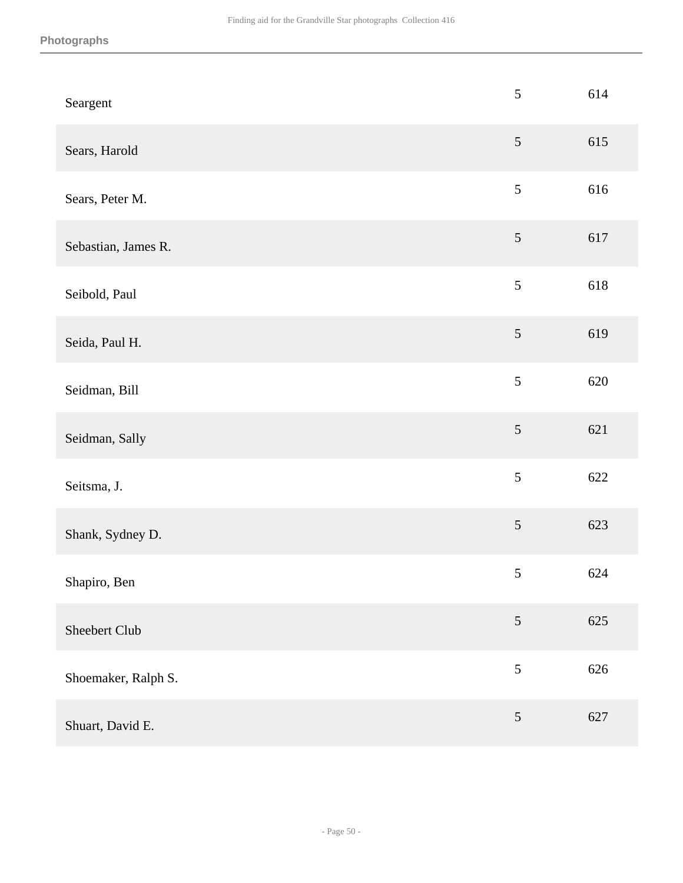| | | |
|---|---|---|
| Seargent | 5 | 614 |
| Sears, Harold | 5 | 615 |
| Sears, Peter M. | 5 | 616 |
| Sebastian, James R. | 5 | 617 |
| Seibold, Paul | 5 | 618 |
| Seida, Paul H. | 5 | 619 |
| Seidman, Bill | 5 | 620 |
| Seidman, Sally | 5 | 621 |
| Seitsma, J. | 5 | 622 |
| Shank, Sydney D. | 5 | 623 |
| Shapiro, Ben | 5 | 624 |
| Sheebert Club | 5 | 625 |
| Shoemaker, Ralph S. | 5 | 626 |
| Shuart, David E. | 5 | 627 |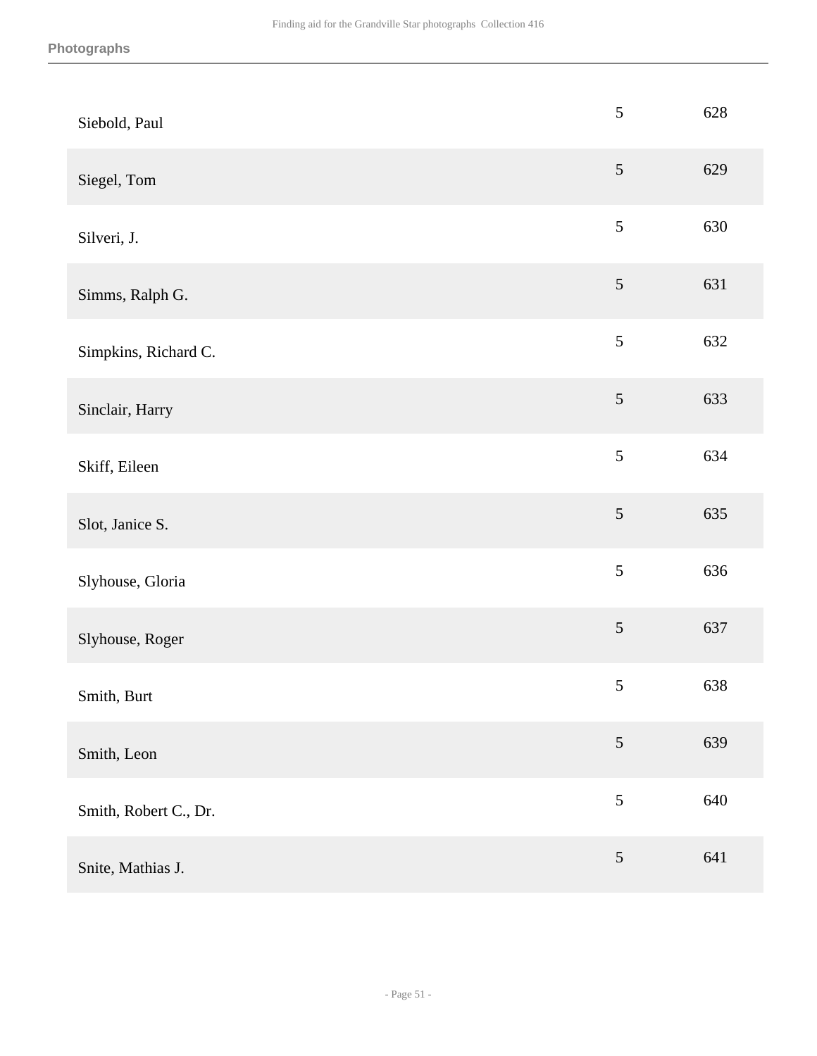| | | |
|---|---|---|
| Siebold, Paul | 5 | 628 |
| Siegel, Tom | 5 | 629 |
| Silveri, J. | 5 | 630 |
| Simms, Ralph G. | 5 | 631 |
| Simpkins, Richard C. | 5 | 632 |
| Sinclair, Harry | 5 | 633 |
| Skiff, Eileen | 5 | 634 |
| Slot, Janice S. | 5 | 635 |
| Slyhouse, Gloria | 5 | 636 |
| Slyhouse, Roger | 5 | 637 |
| Smith, Burt | 5 | 638 |
| Smith, Leon | 5 | 639 |
| Smith, Robert C., Dr. | 5 | 640 |
| Snite, Mathias J. | 5 | 641 |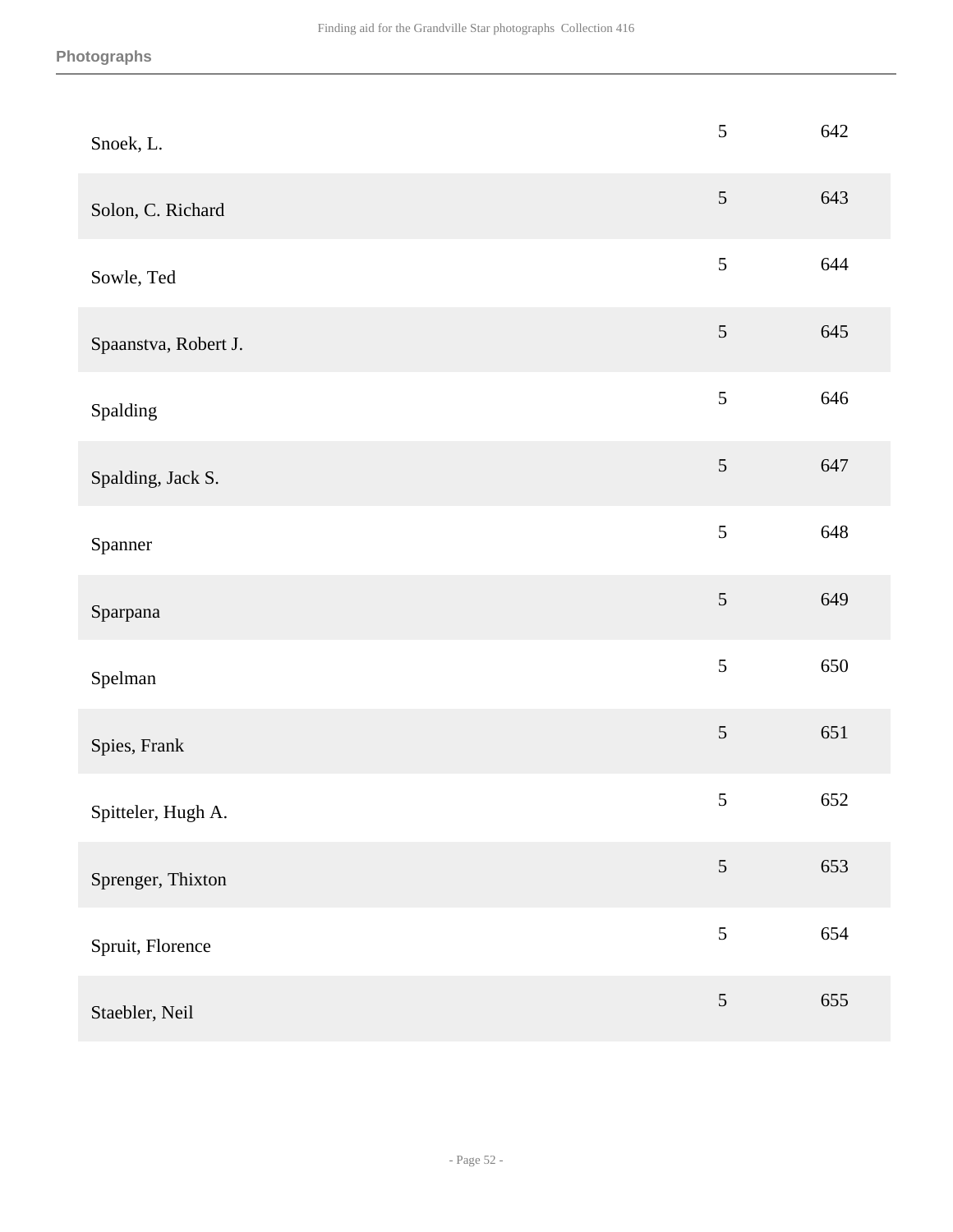| | | |
|---|---|---|
| Snoek, L. | 5 | 642 |
| Solon, C. Richard | 5 | 643 |
| Sowle, Ted | 5 | 644 |
| Spaanstva, Robert J. | 5 | 645 |
| Spalding | 5 | 646 |
| Spalding, Jack S. | 5 | 647 |
| Spanner | 5 | 648 |
| Sparpana | 5 | 649 |
| Spelman | 5 | 650 |
| Spies, Frank | 5 | 651 |
| Spitteler, Hugh A. | 5 | 652 |
| Sprenger, Thixton | 5 | 653 |
| Spruit, Florence | 5 | 654 |
| Staebler, Neil | 5 | 655 |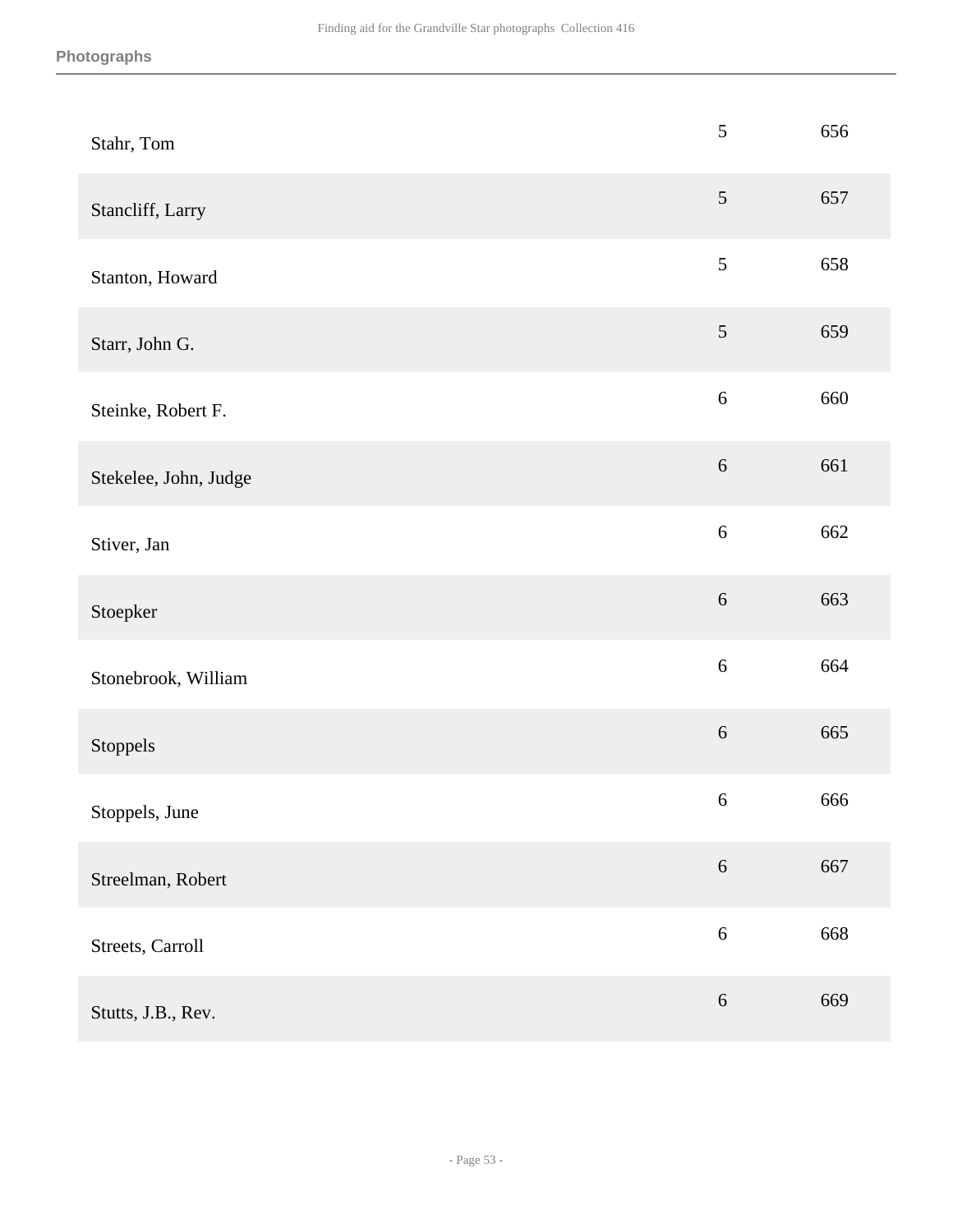| | | |
|---|---|---|
| Stahr, Tom | 5 | 656 |
| Stancliff, Larry | 5 | 657 |
| Stanton, Howard | 5 | 658 |
| Starr, John G. | 5 | 659 |
| Steinke, Robert F. | 6 | 660 |
| Stekelee, John, Judge | 6 | 661 |
| Stiver, Jan | 6 | 662 |
| Stoepker | 6 | 663 |
| Stonebrook, William | 6 | 664 |
| Stoppels | 6 | 665 |
| Stoppels, June | 6 | 666 |
| Streelman, Robert | 6 | 667 |
| Streets, Carroll | 6 | 668 |
| Stutts, J.B., Rev. | 6 | 669 |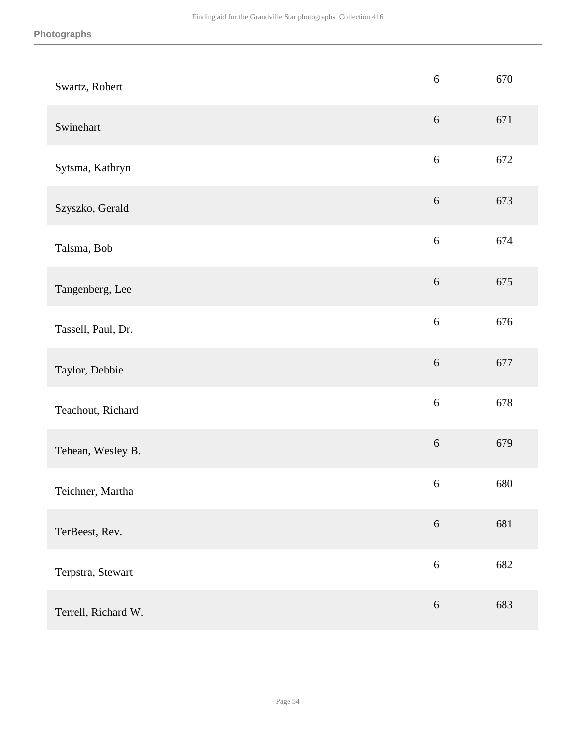| | | |
|---|---|---|
| Swartz, Robert | 6 | 670 |
| Swinehart | 6 | 671 |
| Sytsma, Kathryn | 6 | 672 |
| Szyszko, Gerald | 6 | 673 |
| Talsma, Bob | 6 | 674 |
| Tangenberg, Lee | 6 | 675 |
| Tassell, Paul, Dr. | 6 | 676 |
| Taylor, Debbie | 6 | 677 |
| Teachout, Richard | 6 | 678 |
| Tehean, Wesley B. | 6 | 679 |
| Teichner, Martha | 6 | 680 |
| TerBeest, Rev. | 6 | 681 |
| Terpstra, Stewart | 6 | 682 |
| Terrell, Richard W. | 6 | 683 |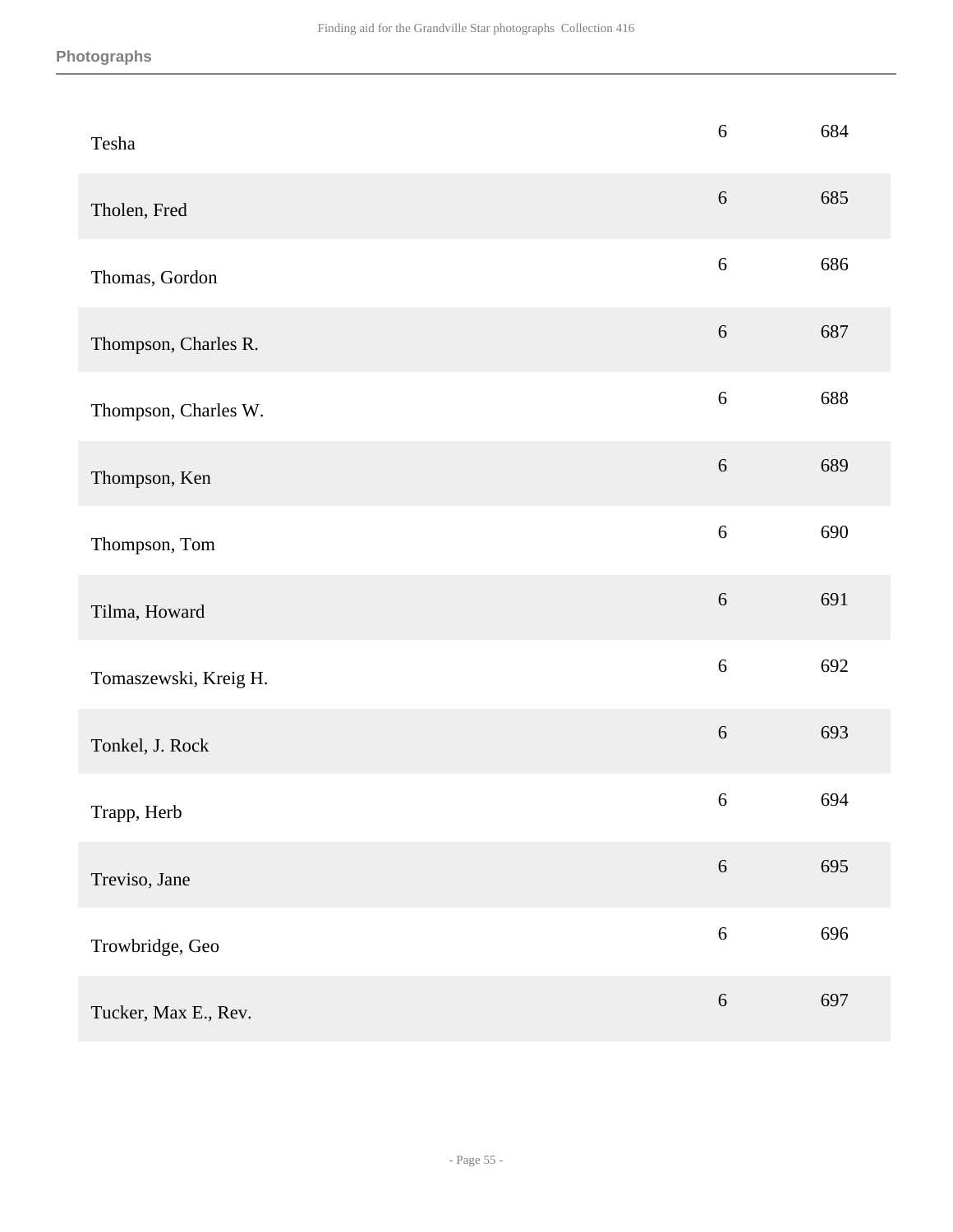**Photographs**

| | | |
|---|---|---|
| Tesha | 6 | 684 |
| Tholen, Fred | 6 | 685 |
| Thomas, Gordon | 6 | 686 |
| Thompson, Charles R. | 6 | 687 |
| Thompson, Charles W. | 6 | 688 |
| Thompson, Ken | 6 | 689 |
| Thompson, Tom | 6 | 690 |
| Tilma, Howard | 6 | 691 |
| Tomaszewski, Kreig H. | 6 | 692 |
| Tonkel, J. Rock | 6 | 693 |
| Trapp, Herb | 6 | 694 |
| Treviso, Jane | 6 | 695 |
| Trowbridge, Geo | 6 | 696 |
| Tucker, Max E., Rev. | 6 | 697 |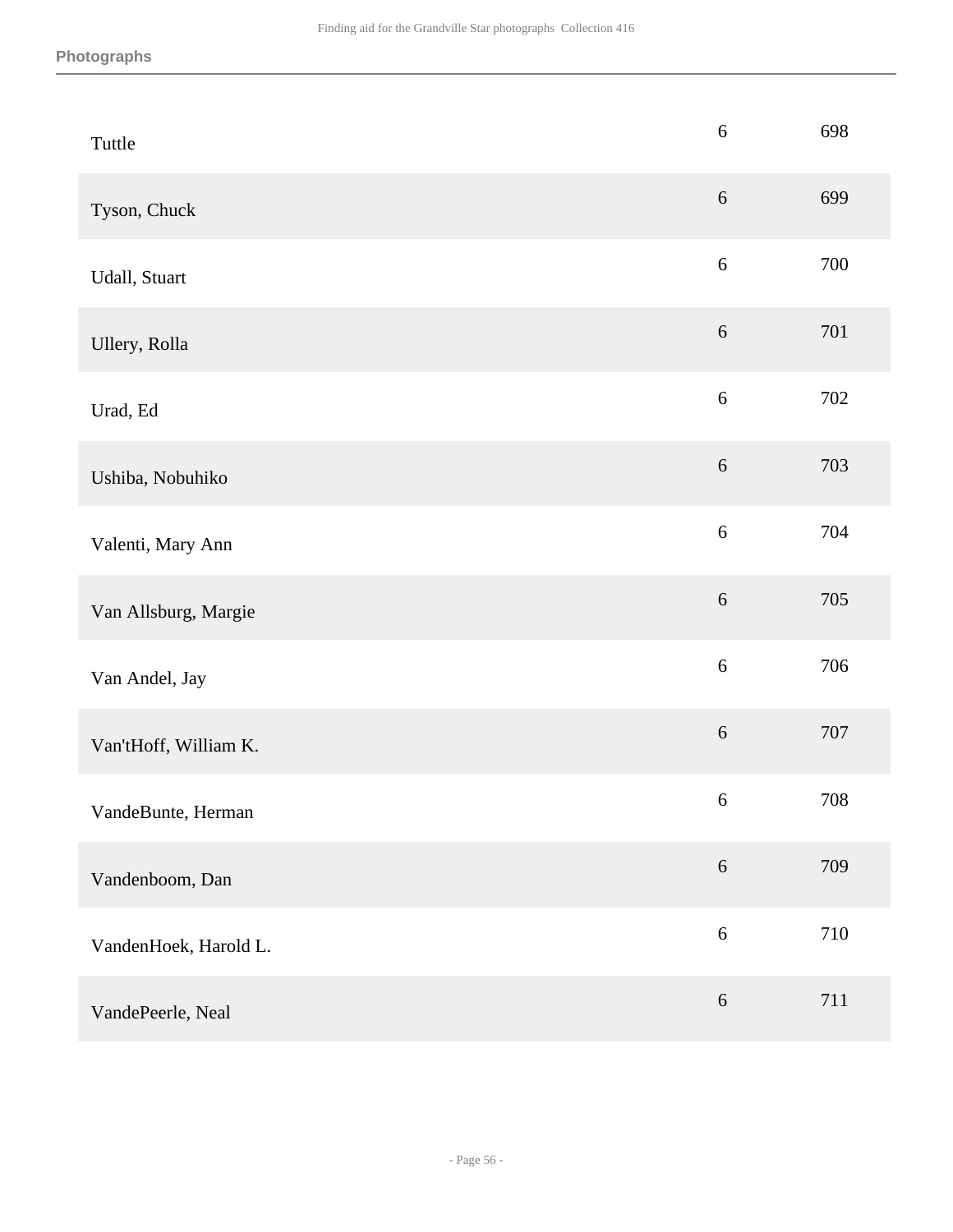**Photographs**

| | | |
|---|---|---|
| Tuttle | 6 | 698 |
| Tyson, Chuck | 6 | 699 |
| Udall, Stuart | 6 | 700 |
| Ullery, Rolla | 6 | 701 |
| Urad, Ed | 6 | 702 |
| Ushiba, Nobuhiko | 6 | 703 |
| Valenti, Mary Ann | 6 | 704 |
| Van Allsburg, Margie | 6 | 705 |
| Van Andel, Jay | 6 | 706 |
| Van'tHoff, William K. | 6 | 707 |
| VandeBunte, Herman | 6 | 708 |
| Vandenboom, Dan | 6 | 709 |
| VandenHoek, Harold L. | 6 | 710 |
| VandePeerle, Neal | 6 | 711 |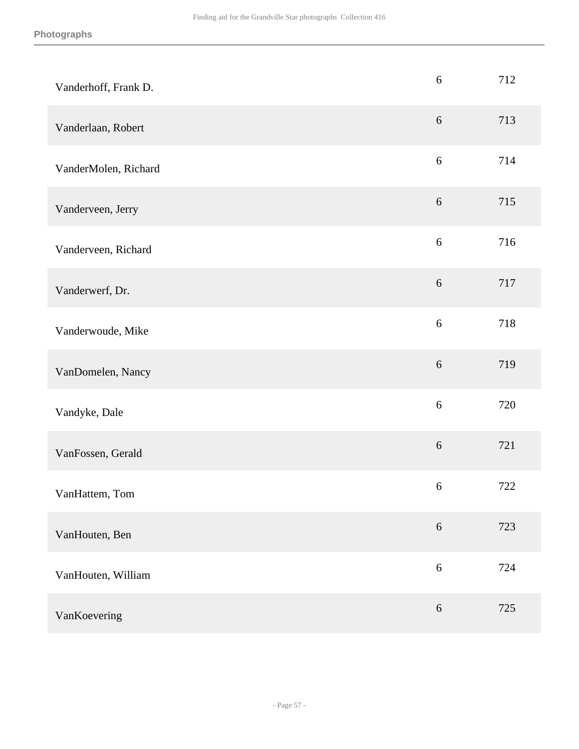| | | |
|---|---|---|
| Vanderhoff, Frank D. | 6 | 712 |
| Vanderlaan, Robert | 6 | 713 |
| VanderMolen, Richard | 6 | 714 |
| Vanderveen, Jerry | 6 | 715 |
| Vanderveen, Richard | 6 | 716 |
| Vanderwerf, Dr. | 6 | 717 |
| Vanderwoude, Mike | 6 | 718 |
| VanDomelen, Nancy | 6 | 719 |
| Vandyke, Dale | 6 | 720 |
| VanFossen, Gerald | 6 | 721 |
| VanHattem, Tom | 6 | 722 |
| VanHouten, Ben | 6 | 723 |
| VanHouten, William | 6 | 724 |
| VanKoevering | 6 | 725 |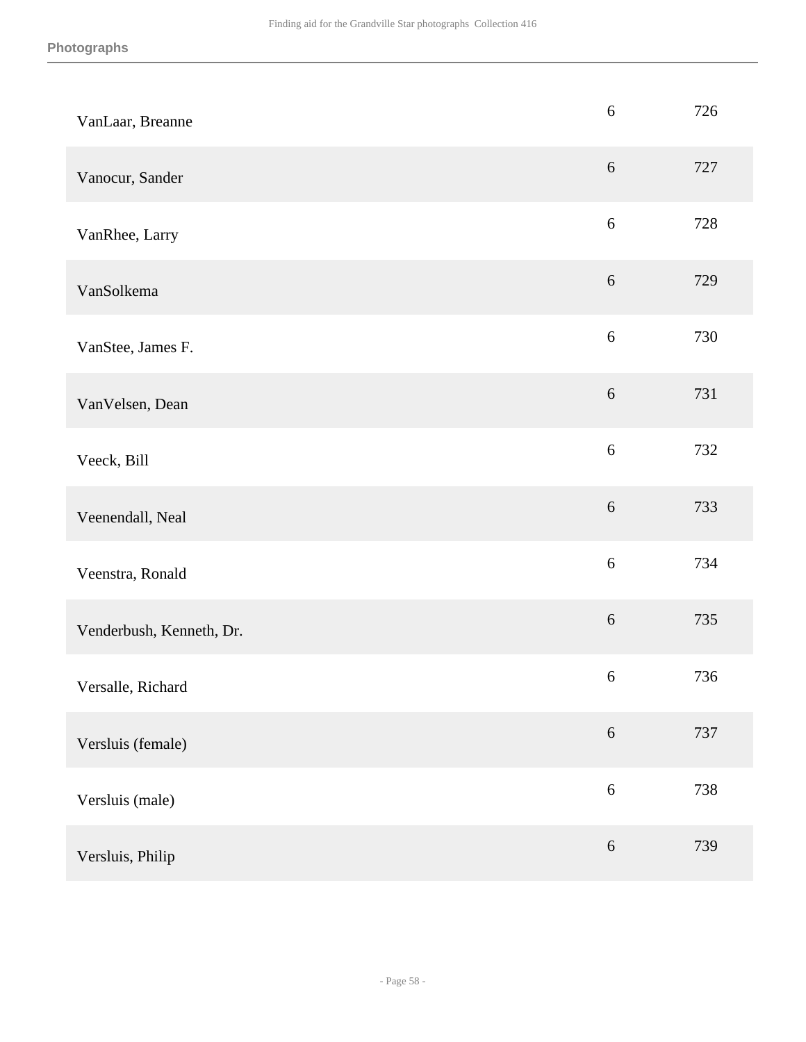| | | |
|---|---|---|
| VanLaar, Breanne | 6 | 726 |
| Vanocur, Sander | 6 | 727 |
| VanRhee, Larry | 6 | 728 |
| VanSolkema | 6 | 729 |
| VanStee, James F. | 6 | 730 |
| VanVelsen, Dean | 6 | 731 |
| Veeck, Bill | 6 | 732 |
| Veenendall, Neal | 6 | 733 |
| Veenstra, Ronald | 6 | 734 |
| Venderbush, Kenneth, Dr. | 6 | 735 |
| Versalle, Richard | 6 | 736 |
| Versluis (female) | 6 | 737 |
| Versluis (male) | 6 | 738 |
| Versluis, Philip | 6 | 739 |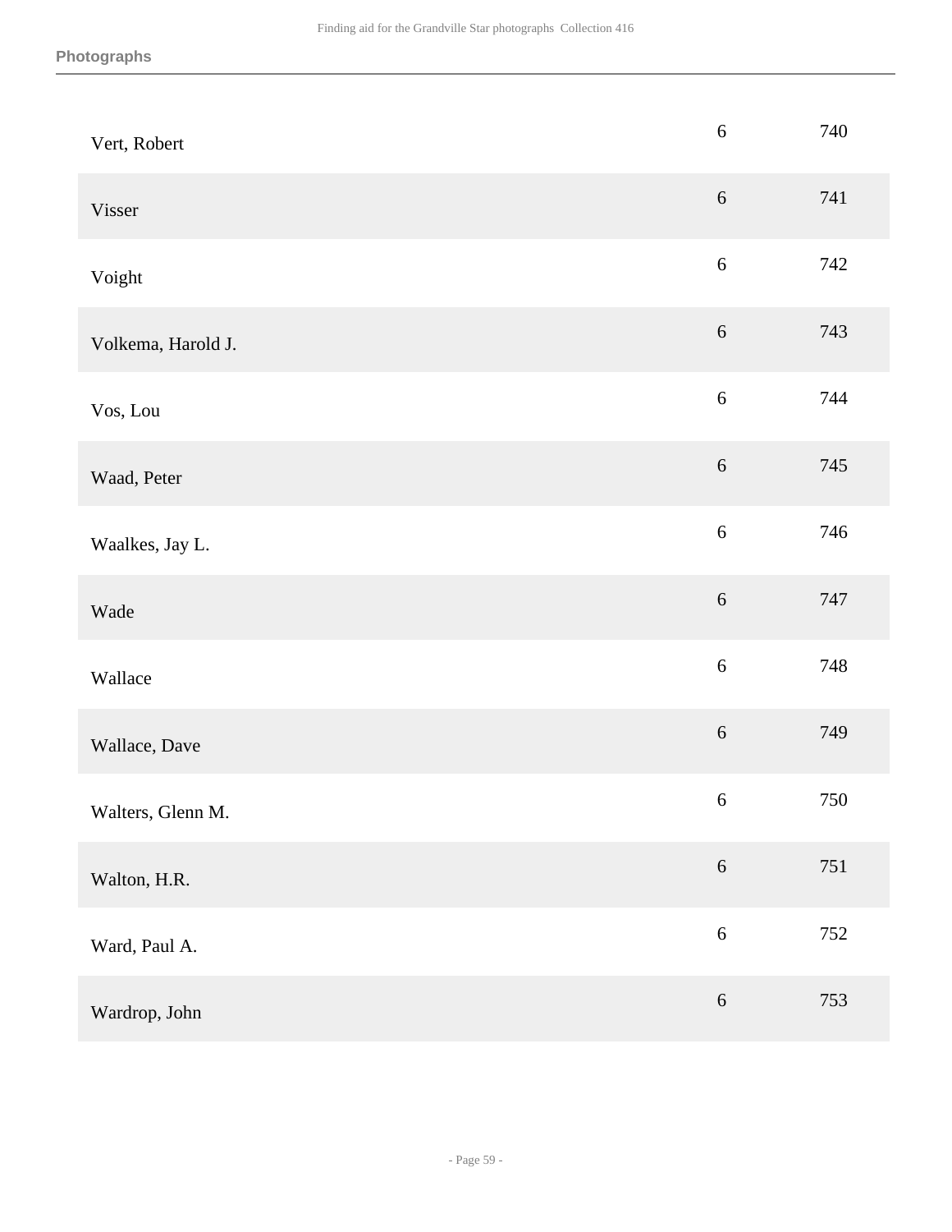| | | |
|---|---|---|
| Vert, Robert | 6 | 740 |
| Visser | 6 | 741 |
| Voight | 6 | 742 |
| Volkema, Harold J. | 6 | 743 |
| Vos, Lou | 6 | 744 |
| Waad, Peter | 6 | 745 |
| Waalkes, Jay L. | 6 | 746 |
| Wade | 6 | 747 |
| Wallace | 6 | 748 |
| Wallace, Dave | 6 | 749 |
| Walters, Glenn M. | 6 | 750 |
| Walton, H.R. | 6 | 751 |
| Ward, Paul A. | 6 | 752 |
| Wardrop, John | 6 | 753 |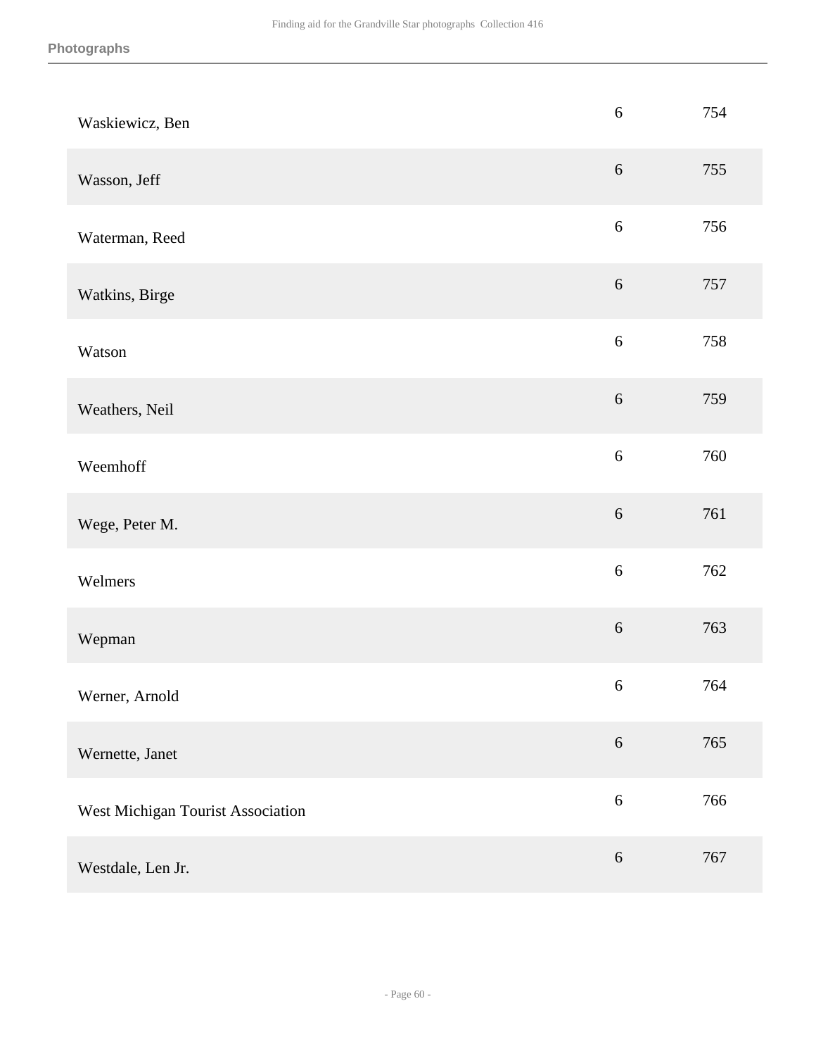| | | |
|---|---|---|
| Waskiewicz, Ben | 6 | 754 |
| Wasson, Jeff | 6 | 755 |
| Waterman, Reed | 6 | 756 |
| Watkins, Birge | 6 | 757 |
| Watson | 6 | 758 |
| Weathers, Neil | 6 | 759 |
| Weemhoff | 6 | 760 |
| Wege, Peter M. | 6 | 761 |
| Welmers | 6 | 762 |
| Wepman | 6 | 763 |
| Werner, Arnold | 6 | 764 |
| Wernette, Janet | 6 | 765 |
| West Michigan Tourist Association | 6 | 766 |
| Westdale, Len Jr. | 6 | 767 |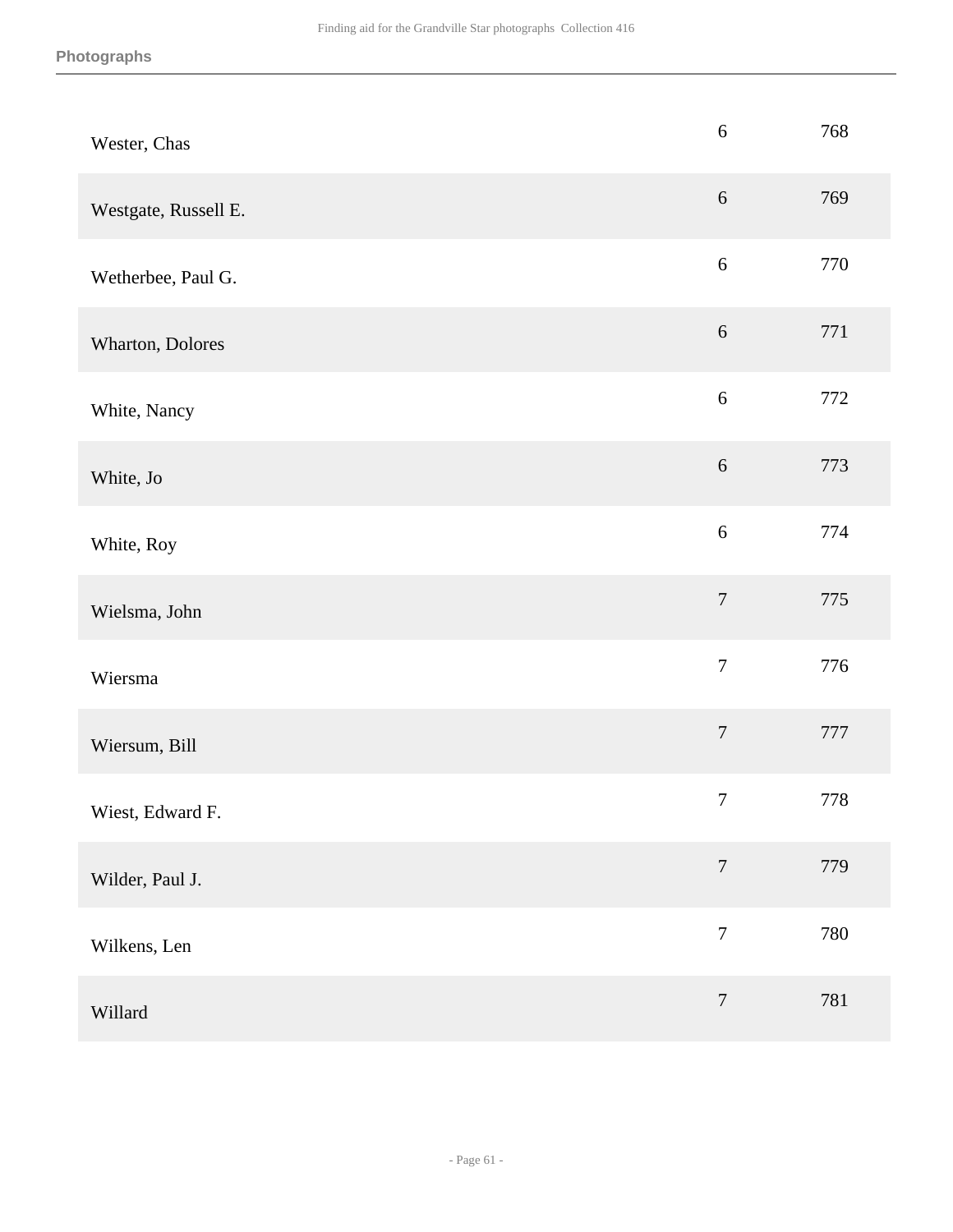| | | |
|---|---|---|
| Wester, Chas | 6 | 768 |
| Westgate, Russell E. | 6 | 769 |
| Wetherbee, Paul G. | 6 | 770 |
| Wharton, Dolores | 6 | 771 |
| White, Nancy | 6 | 772 |
| White, Jo | 6 | 773 |
| White, Roy | 6 | 774 |
| Wielsma, John | 7 | 775 |
| Wiersma | 7 | 776 |
| Wiersum, Bill | 7 | 777 |
| Wiest, Edward F. | 7 | 778 |
| Wilder, Paul J. | 7 | 779 |
| Wilkens, Len | 7 | 780 |
| Willard | 7 | 781 |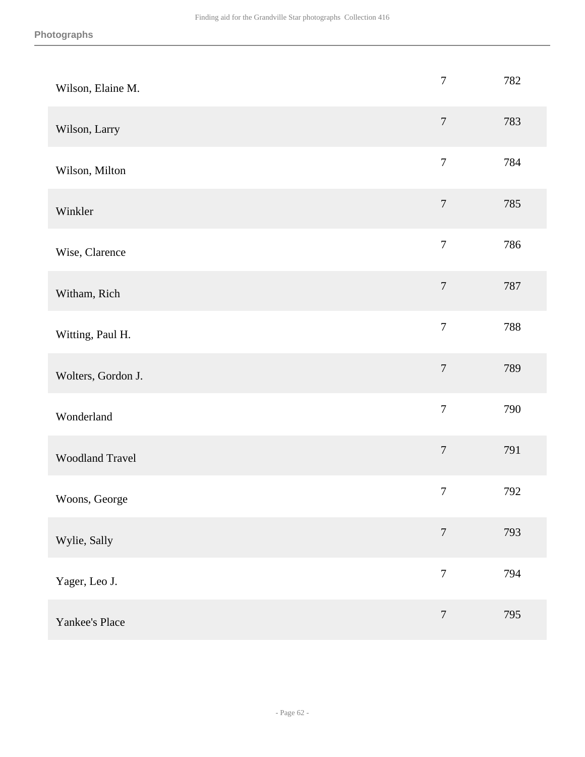| | | |
|---|---|---|
| Wilson, Elaine M. | 7 | 782 |
| Wilson, Larry | 7 | 783 |
| Wilson, Milton | 7 | 784 |
| Winkler | 7 | 785 |
| Wise, Clarence | 7 | 786 |
| Witham, Rich | 7 | 787 |
| Witting, Paul H. | 7 | 788 |
| Wolters, Gordon J. | 7 | 789 |
| Wonderland | 7 | 790 |
| Woodland Travel | 7 | 791 |
| Woons, George | 7 | 792 |
| Wylie, Sally | 7 | 793 |
| Yager, Leo J. | 7 | 794 |
| Yankee's Place | 7 | 795 |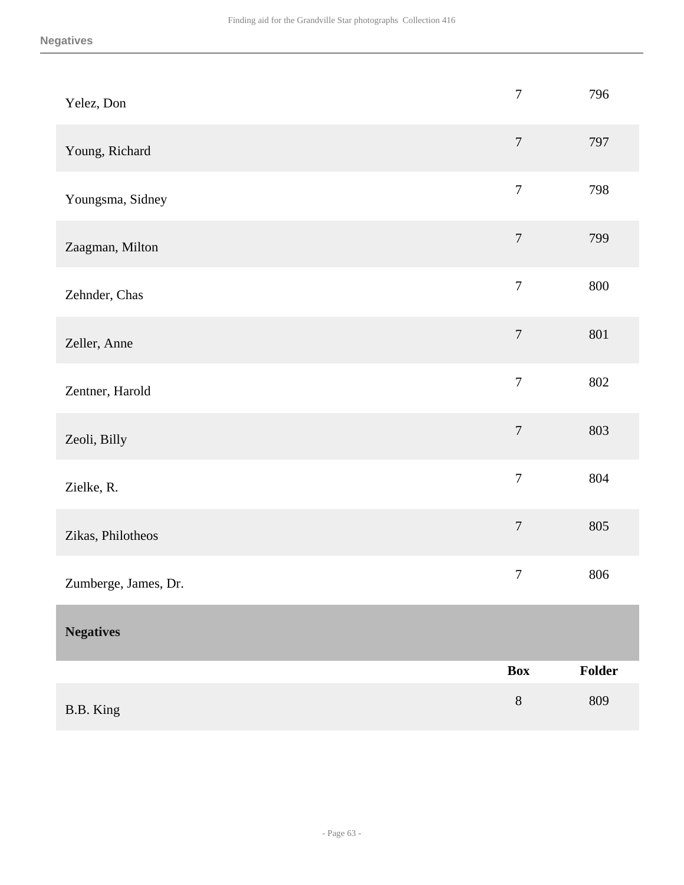| | Box | Folder |
|---|---|---|
| Yelez, Don | 7 | 796 |
| Young, Richard | 7 | 797 |
| Youngsma, Sidney | 7 | 798 |
| Zaagman, Milton | 7 | 799 |
| Zehnder, Chas | 7 | 800 |
| Zeller, Anne | 7 | 801 |
| Zentner, Harold | 7 | 802 |
| Zeoli, Billy | 7 | 803 |
| Zielke, R. | 7 | 804 |
| Zikas, Philotheos | 7 | 805 |
| Zumberge, James, Dr. | 7 | 806 |

## Negatives

| | Box | Folder |
|---|---|---|
| B.B. King | 8 | 809 |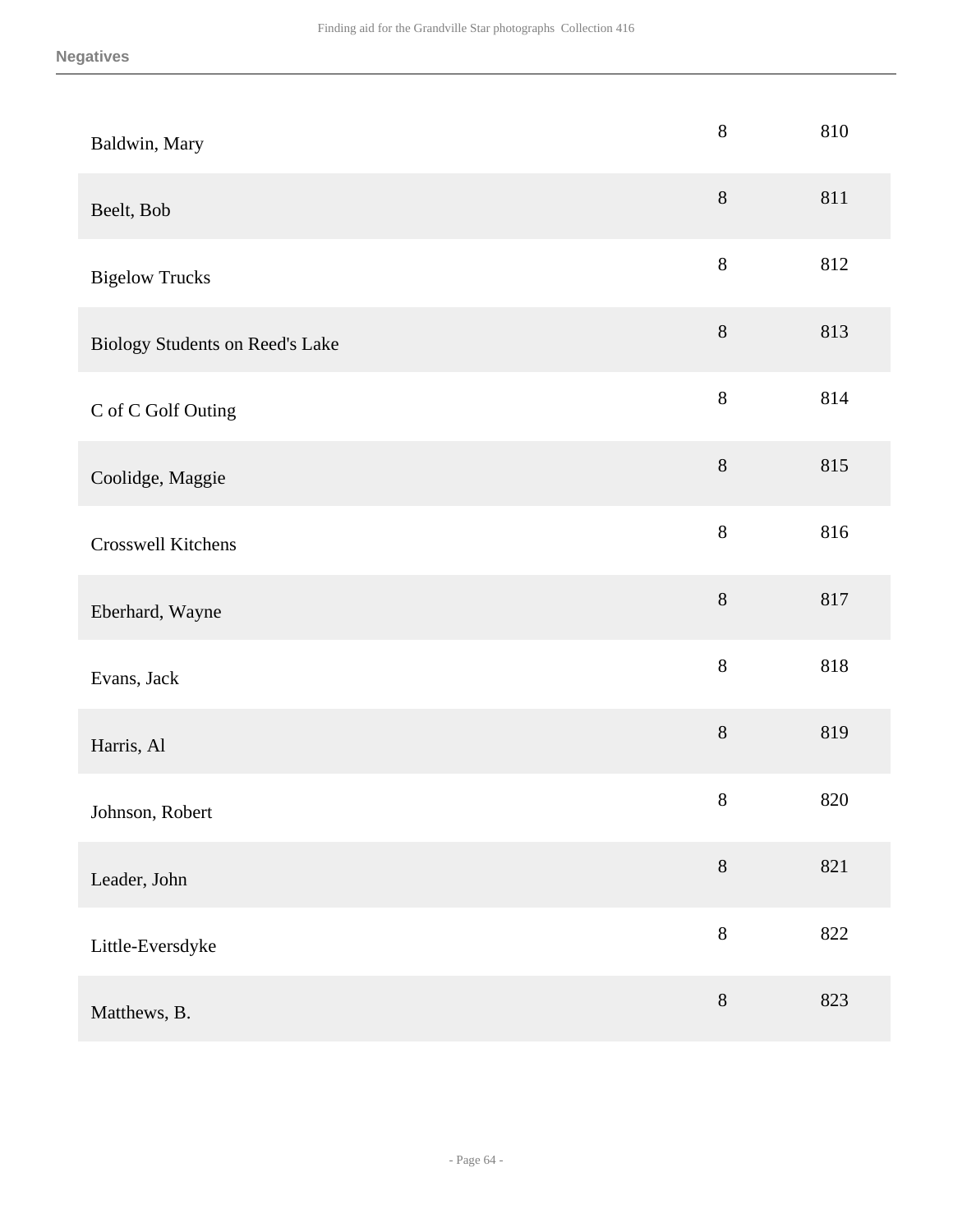## Negatives

| | | |
|---|---|---|
| Baldwin, Mary | 8 | 810 |
| Beelt, Bob | 8 | 811 |
| Bigelow Trucks | 8 | 812 |
| Biology Students on Reed's Lake | 8 | 813 |
| C of C Golf Outing | 8 | 814 |
| Coolidge, Maggie | 8 | 815 |
| Crosswell Kitchens | 8 | 816 |
| Eberhard, Wayne | 8 | 817 |
| Evans, Jack | 8 | 818 |
| Harris, Al | 8 | 819 |
| Johnson, Robert | 8 | 820 |
| Leader, John | 8 | 821 |
| Little-Eversdyke | 8 | 822 |
| Matthews, B. | 8 | 823 |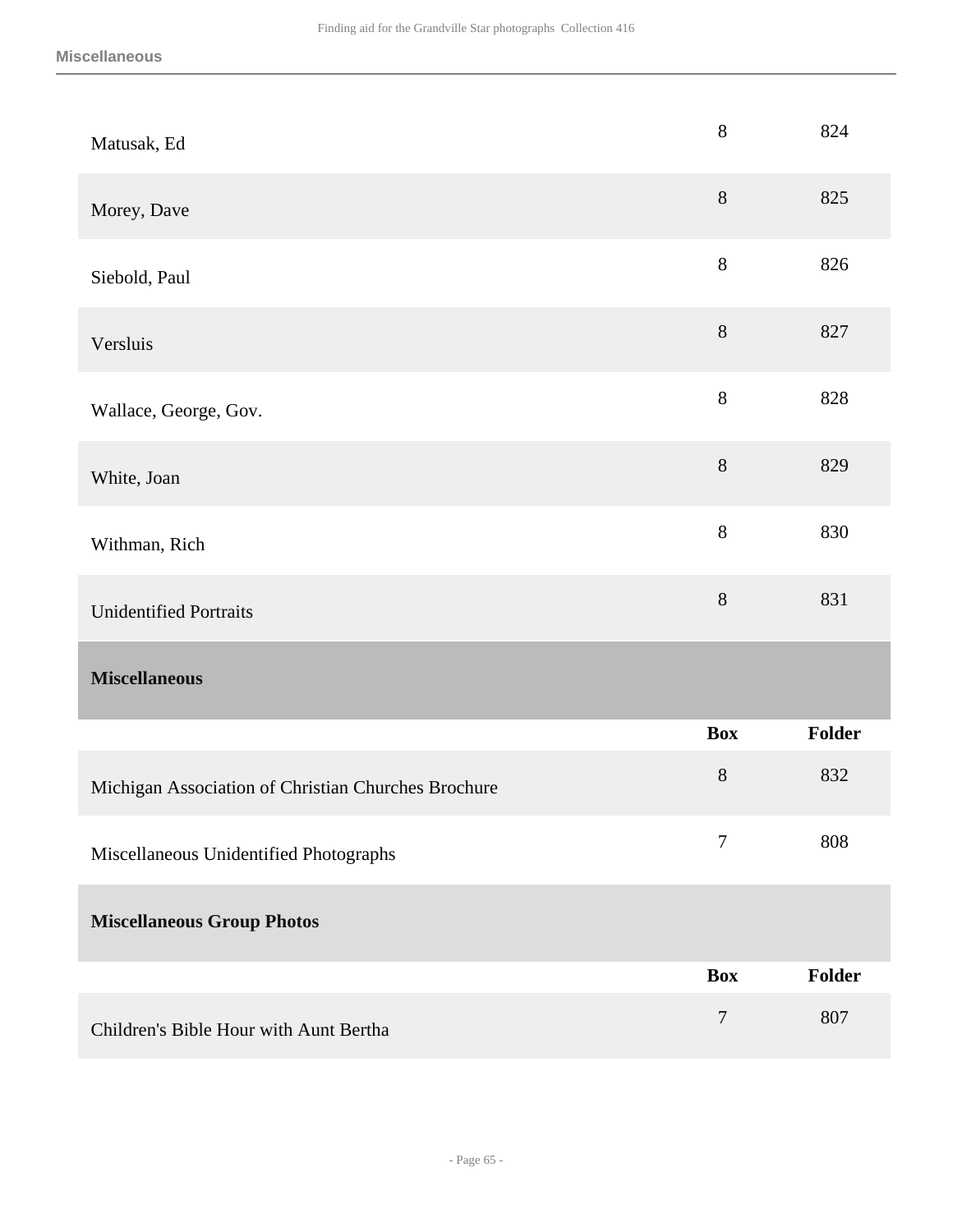| | Box | Folder |
|---|---|---|
| Matusak, Ed | 8 | 824 |
| Morey, Dave | 8 | 825 |
| Siebold, Paul | 8 | 826 |
| Versluis | 8 | 827 |
| Wallace, George, Gov. | 8 | 828 |
| White, Joan | 8 | 829 |
| Withman, Rich | 8 | 830 |
| Unidentified Portraits | 8 | 831 |

## Miscellaneous

| | Box | Folder |
|---|---|---|
| Michigan Association of Christian Churches Brochure | 8 | 832 |
| Miscellaneous Unidentified Photographs | 7 | 808 |

### Miscellaneous Group Photos

| | Box | Folder |
|---|---|---|
| Children's Bible Hour with Aunt Bertha | 7 | 807 |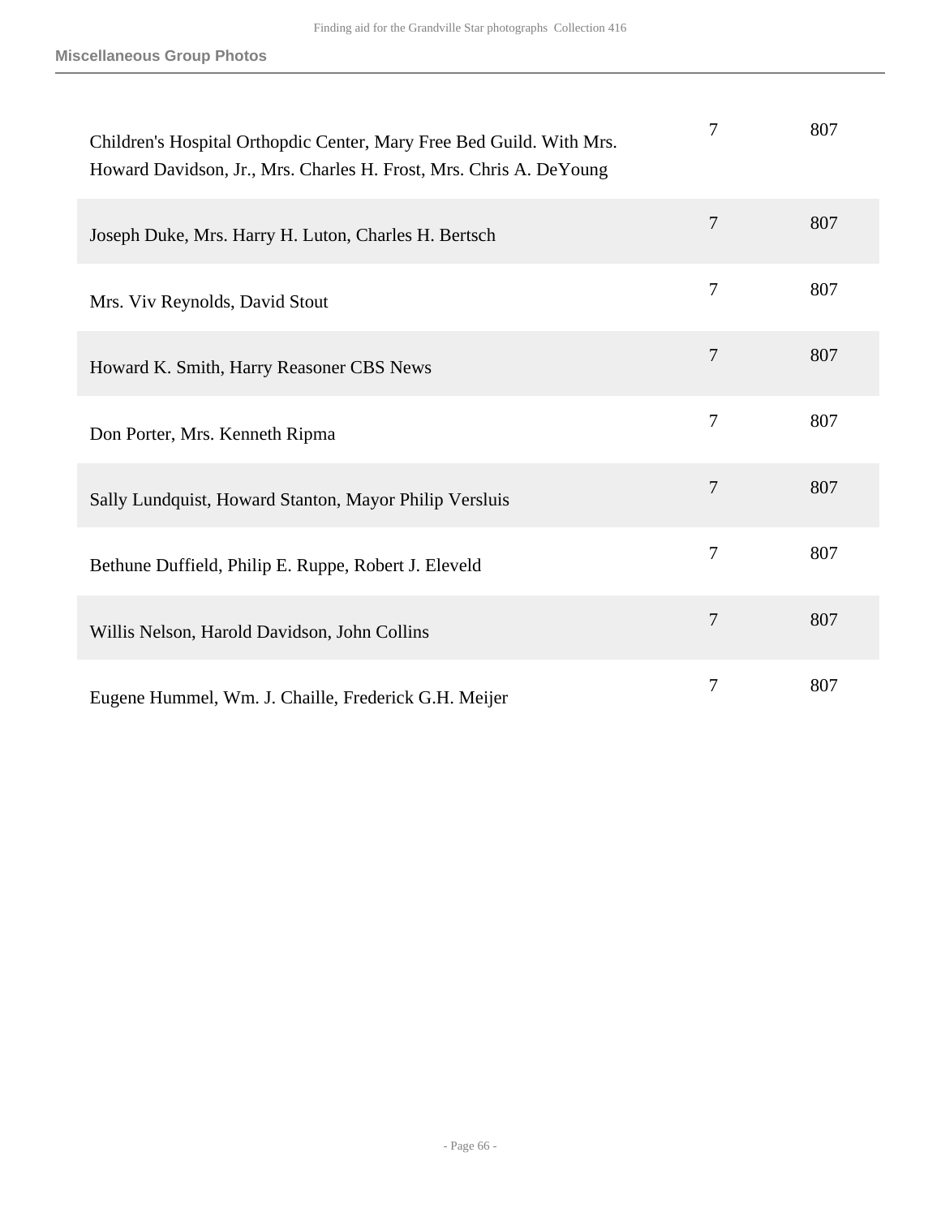**Miscellaneous Group Photos**

| | | |
|---|---|---|
| Children's Hospital Orthopdic Center, Mary Free Bed Guild. With Mrs. Howard Davidson, Jr., Mrs. Charles H. Frost, Mrs. Chris A. DeYoung | 7 | 807 |
| Joseph Duke, Mrs. Harry H. Luton, Charles H. Bertsch | 7 | 807 |
| Mrs. Viv Reynolds, David Stout | 7 | 807 |
| Howard K. Smith, Harry Reasoner CBS News | 7 | 807 |
| Don Porter, Mrs. Kenneth Ripma | 7 | 807 |
| Sally Lundquist, Howard Stanton, Mayor Philip Versluis | 7 | 807 |
| Bethune Duffield, Philip E. Ruppe, Robert J. Eleveld | 7 | 807 |
| Willis Nelson, Harold Davidson, John Collins | 7 | 807 |
| Eugene Hummel, Wm. J. Chaille, Frederick G.H. Meijer | 7 | 807 |